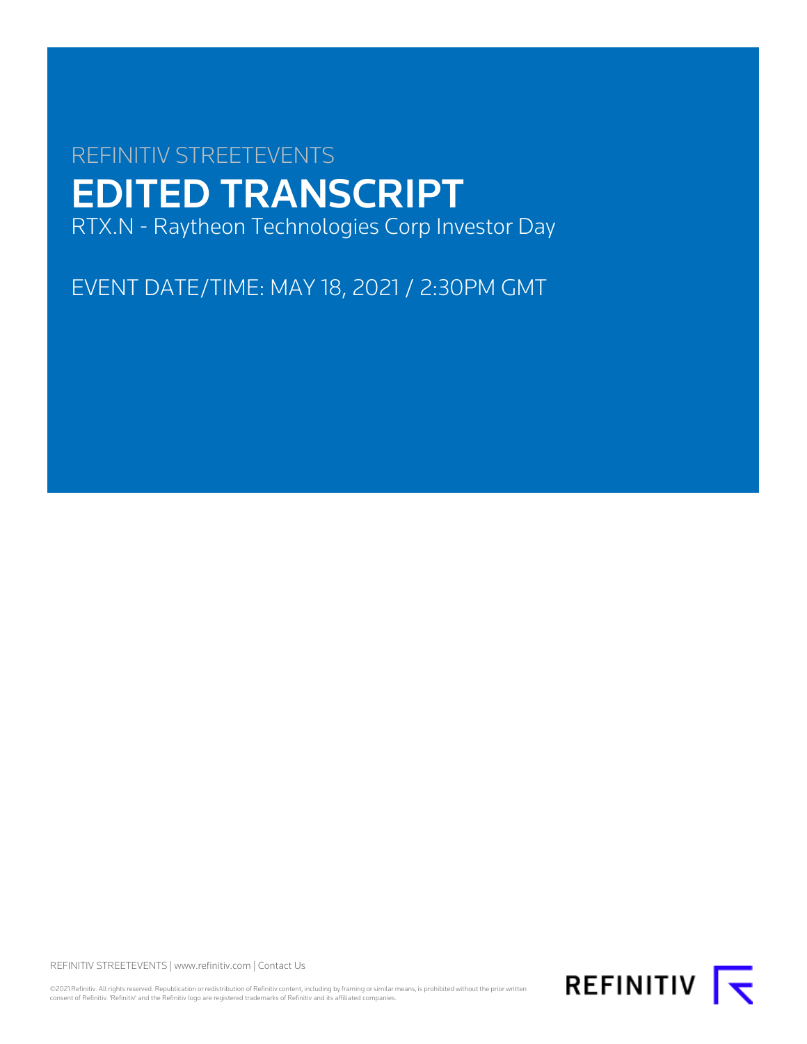REFINITIV STREETEVENTS

# EDITED TRANSCRIPT

RTX.N - Raytheon Technologies Corp Investor Day

EVENT DATE/TIME: MAY 18, 2021 / 2:30PM GMT

REFINITIV STREETEVENTS | www.refinitiv.com | Contact Us

©2021 Refinitiv. All rights reserved. Republication or redistribution of Refinitiv content, including by framing or similar means, is prohibited without the prior written consent of Refinitiv. 'Refinitiv' and the Refinitiv logo are registered trademarks of Refinitiv and its affiliated companies.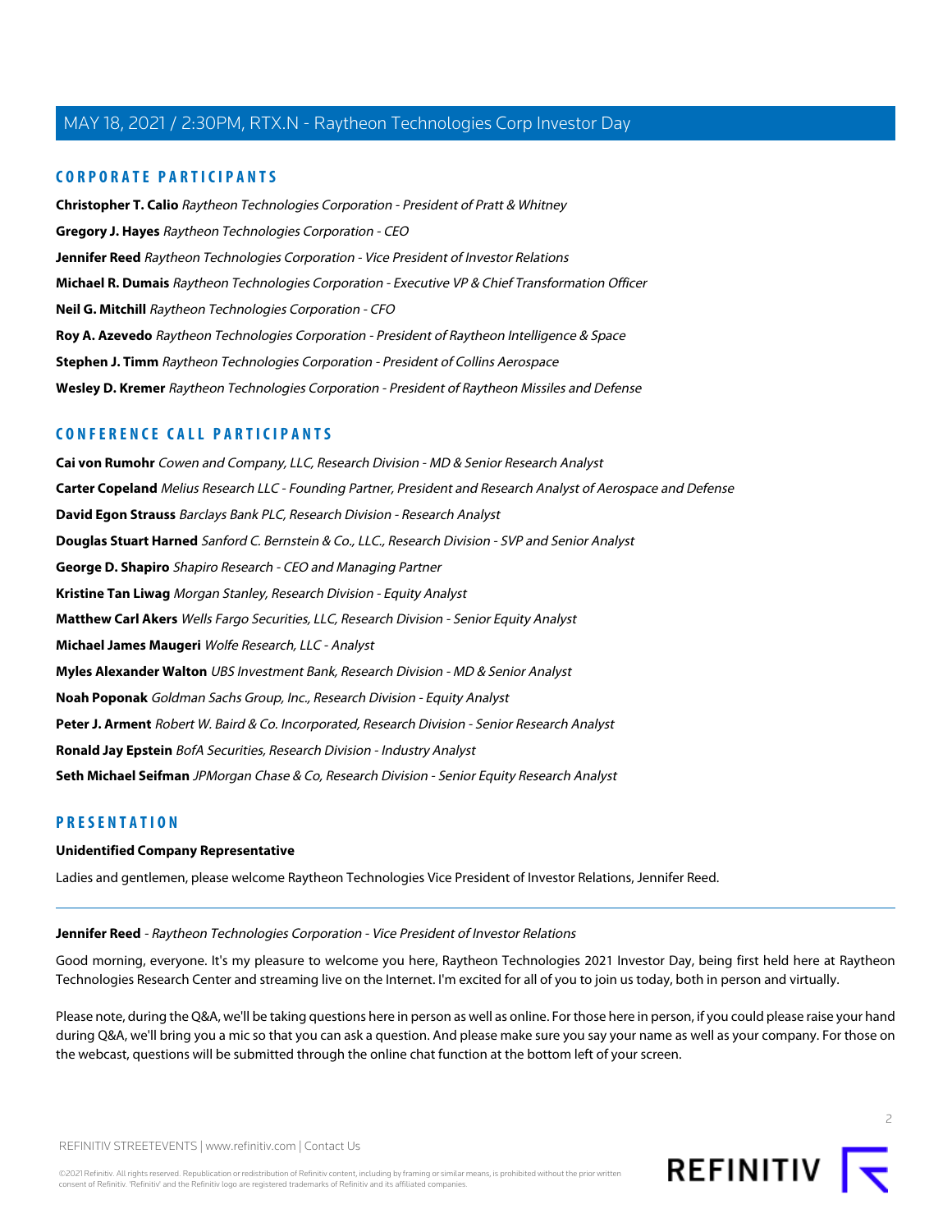## CORPORATE PARTICIPANTS

**Christopher T. Calio** *Raytheon Technologies Corporation - President of Pratt & Whitney*

**Gregory J. Hayes** *Raytheon Technologies Corporation - CEO*

**Jennifer Reed** *Raytheon Technologies Corporation - Vice President of Investor Relations*

**Michael R. Dumais** *Raytheon Technologies Corporation - Executive VP & Chief Transformation Officer*

**Neil G. Mitchill** *Raytheon Technologies Corporation - CFO*

**Roy A. Azevedo** *Raytheon Technologies Corporation - President of Raytheon Intelligence & Space*

**Stephen J. Timm** *Raytheon Technologies Corporation - President of Collins Aerospace*

**Wesley D. Kremer** *Raytheon Technologies Corporation - President of Raytheon Missiles and Defense*

## CONFERENCE CALL PARTICIPANTS

**Cai von Rumohr** *Cowen and Company, LLC, Research Division - MD & Senior Research Analyst*

**Carter Copeland** *Melius Research LLC - Founding Partner, President and Research Analyst of Aerospace and Defense*

**David Egon Strauss** *Barclays Bank PLC, Research Division - Research Analyst*

**Douglas Stuart Harned** *Sanford C. Bernstein & Co., LLC., Research Division - SVP and Senior Analyst*

**George D. Shapiro** *Shapiro Research - CEO and Managing Partner*

**Kristine Tan Liwag** *Morgan Stanley, Research Division - Equity Analyst*

**Matthew Carl Akers** *Wells Fargo Securities, LLC, Research Division - Senior Equity Analyst*

**Michael James Maugeri** *Wolfe Research, LLC - Analyst*

**Myles Alexander Walton** *UBS Investment Bank, Research Division - MD & Senior Analyst*

**Noah Poponak** *Goldman Sachs Group, Inc., Research Division - Equity Analyst*

**Peter J. Arment** *Robert W. Baird & Co. Incorporated, Research Division - Senior Research Analyst*

**Ronald Jay Epstein** *BofA Securities, Research Division - Industry Analyst*

**Seth Michael Seifman** *JPMorgan Chase & Co, Research Division - Senior Equity Research Analyst*

## PRESENTATION

**Unidentified Company Representative**

Ladies and gentlemen, please welcome Raytheon Technologies Vice President of Investor Relations, Jennifer Reed.

---

**Jennifer Reed** - *Raytheon Technologies Corporation - Vice President of Investor Relations*

Good morning, everyone. It's my pleasure to welcome you here, Raytheon Technologies 2021 Investor Day, being first held here at Raytheon Technologies Research Center and streaming live on the Internet. I'm excited for all of you to join us today, both in person and virtually.

Please note, during the Q&A, we'll be taking questions here in person as well as online. For those here in person, if you could please raise your hand during Q&A, we'll bring you a mic so that you can ask a question. And please make sure you say your name as well as your company. For those on the webcast, questions will be submitted through the online chat function at the bottom left of your screen.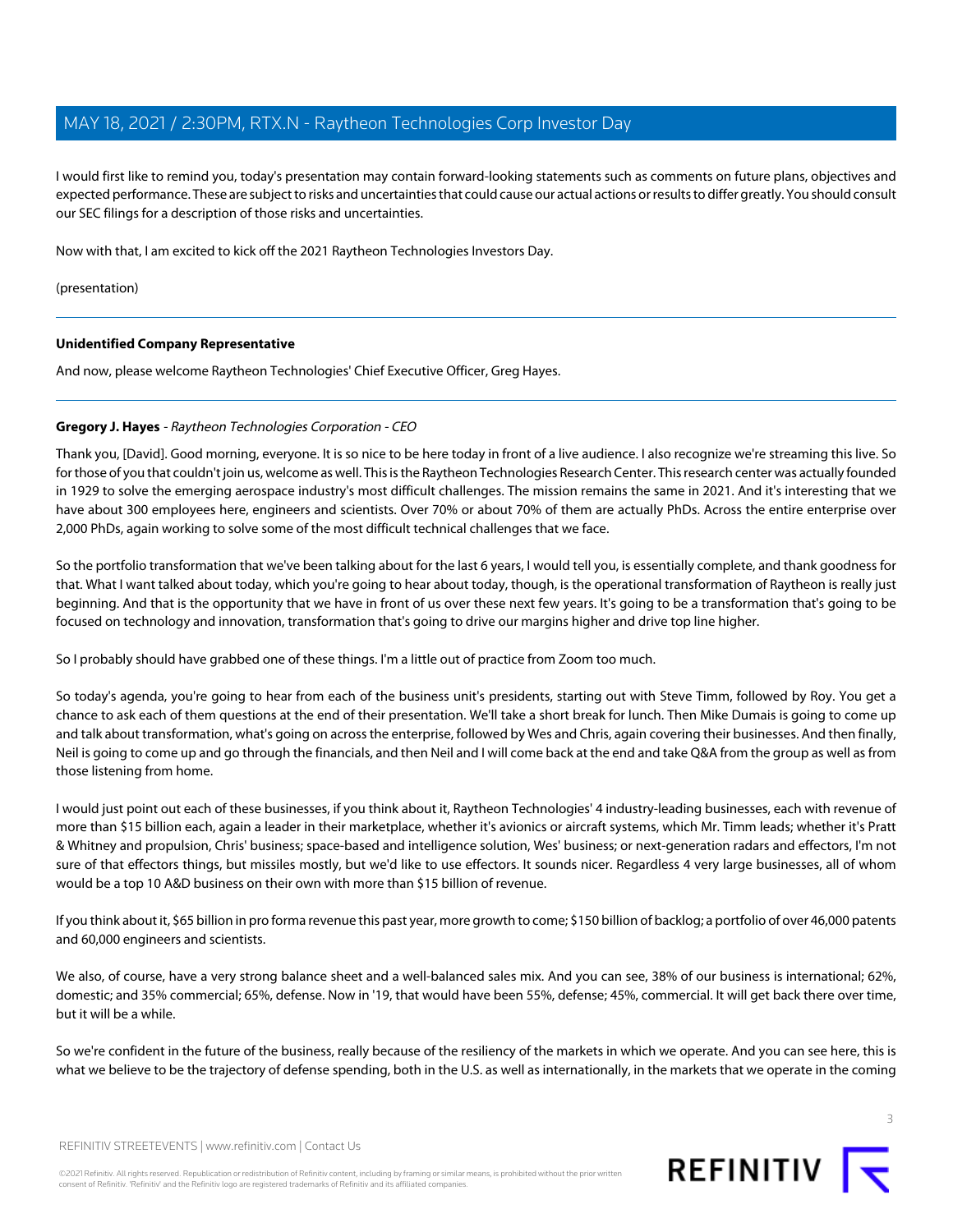I would first like to remind you, today's presentation may contain forward-looking statements such as comments on future plans, objectives and expected performance. These are subject to risks and uncertainties that could cause our actual actions or results to differ greatly. You should consult our SEC filings for a description of those risks and uncertainties.

Now with that, I am excited to kick off the 2021 Raytheon Technologies Investors Day.

(presentation)

---

**Unidentified Company Representative**

And now, please welcome Raytheon Technologies' Chief Executive Officer, Greg Hayes.

---

**Gregory J. Hayes** - *Raytheon Technologies Corporation - CEO*

Thank you, [David]. Good morning, everyone. It is so nice to be here today in front of a live audience. I also recognize we're streaming this live. So for those of you that couldn't join us, welcome as well. This is the Raytheon Technologies Research Center. This research center was actually founded in 1929 to solve the emerging aerospace industry's most difficult challenges. The mission remains the same in 2021. And it's interesting that we have about 300 employees here, engineers and scientists. Over 70% or about 70% of them are actually PhDs. Across the entire enterprise over 2,000 PhDs, again working to solve some of the most difficult technical challenges that we face.

So the portfolio transformation that we've been talking about for the last 6 years, I would tell you, is essentially complete, and thank goodness for that. What I want talked about today, which you're going to hear about today, though, is the operational transformation of Raytheon is really just beginning. And that is the opportunity that we have in front of us over these next few years. It's going to be a transformation that's going to be focused on technology and innovation, transformation that's going to drive our margins higher and drive top line higher.

So I probably should have grabbed one of these things. I'm a little out of practice from Zoom too much.

So today's agenda, you're going to hear from each of the business unit's presidents, starting out with Steve Timm, followed by Roy. You get a chance to ask each of them questions at the end of their presentation. We'll take a short break for lunch. Then Mike Dumais is going to come up and talk about transformation, what's going on across the enterprise, followed by Wes and Chris, again covering their businesses. And then finally, Neil is going to come up and go through the financials, and then Neil and I will come back at the end and take Q&A from the group as well as from those listening from home.

I would just point out each of these businesses, if you think about it, Raytheon Technologies' 4 industry-leading businesses, each with revenue of more than $15 billion each, again a leader in their marketplace, whether it's avionics or aircraft systems, which Mr. Timm leads; whether it's Pratt & Whitney and propulsion, Chris' business; space-based and intelligence solution, Wes' business; or next-generation radars and effectors, I'm not sure of that effectors things, but missiles mostly, but we'd like to use effectors. It sounds nicer. Regardless 4 very large businesses, all of whom would be a top 10 A&D business on their own with more than $15 billion of revenue.

If you think about it, $65 billion in pro forma revenue this past year, more growth to come; $150 billion of backlog; a portfolio of over 46,000 patents and 60,000 engineers and scientists.

We also, of course, have a very strong balance sheet and a well-balanced sales mix. And you can see, 38% of our business is international; 62%, domestic; and 35% commercial; 65%, defense. Now in '19, that would have been 55%, defense; 45%, commercial. It will get back there over time, but it will be a while.

So we're confident in the future of the business, really because of the resiliency of the markets in which we operate. And you can see here, this is what we believe to be the trajectory of defense spending, both in the U.S. as well as internationally, in the markets that we operate in the coming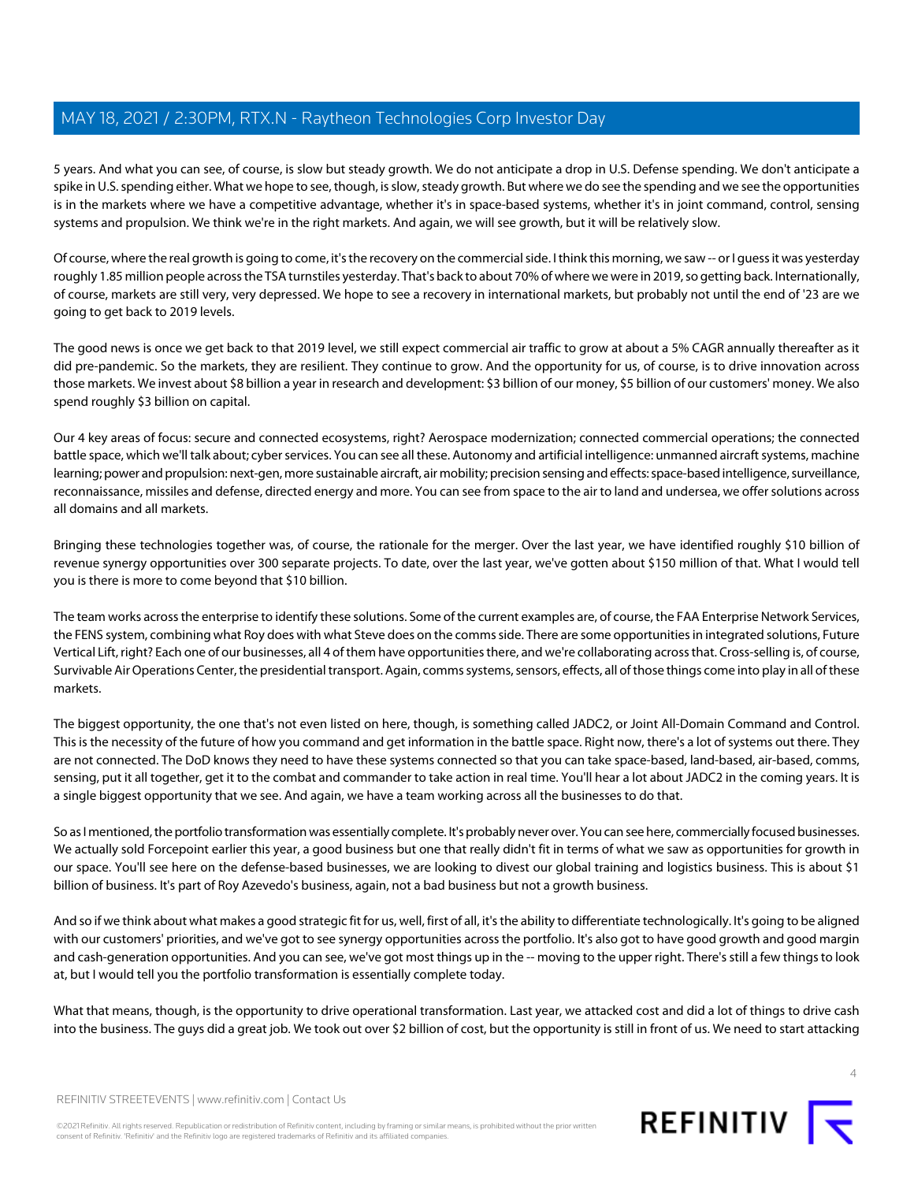5 years. And what you can see, of course, is slow but steady growth. We do not anticipate a drop in U.S. Defense spending. We don't anticipate a spike in U.S. spending either. What we hope to see, though, is slow, steady growth. But where we do see the spending and we see the opportunities is in the markets where we have a competitive advantage, whether it's in space-based systems, whether it's in joint command, control, sensing systems and propulsion. We think we're in the right markets. And again, we will see growth, but it will be relatively slow.

Of course, where the real growth is going to come, it's the recovery on the commercial side. I think this morning, we saw -- or I guess it was yesterday roughly 1.85 million people across the TSA turnstiles yesterday. That's back to about 70% of where we were in 2019, so getting back. Internationally, of course, markets are still very, very depressed. We hope to see a recovery in international markets, but probably not until the end of '23 are we going to get back to 2019 levels.

The good news is once we get back to that 2019 level, we still expect commercial air traffic to grow at about a 5% CAGR annually thereafter as it did pre-pandemic. So the markets, they are resilient. They continue to grow. And the opportunity for us, of course, is to drive innovation across those markets. We invest about $8 billion a year in research and development: $3 billion of our money, $5 billion of our customers' money. We also spend roughly $3 billion on capital.

Our 4 key areas of focus: secure and connected ecosystems, right? Aerospace modernization; connected commercial operations; the connected battle space, which we'll talk about; cyber services. You can see all these. Autonomy and artificial intelligence: unmanned aircraft systems, machine learning; power and propulsion: next-gen, more sustainable aircraft, air mobility; precision sensing and effects: space-based intelligence, surveillance, reconnaissance, missiles and defense, directed energy and more. You can see from space to the air to land and undersea, we offer solutions across all domains and all markets.

Bringing these technologies together was, of course, the rationale for the merger. Over the last year, we have identified roughly $10 billion of revenue synergy opportunities over 300 separate projects. To date, over the last year, we've gotten about $150 million of that. What I would tell you is there is more to come beyond that $10 billion.

The team works across the enterprise to identify these solutions. Some of the current examples are, of course, the FAA Enterprise Network Services, the FENS system, combining what Roy does with what Steve does on the comms side. There are some opportunities in integrated solutions, Future Vertical Lift, right? Each one of our businesses, all 4 of them have opportunities there, and we're collaborating across that. Cross-selling is, of course, Survivable Air Operations Center, the presidential transport. Again, comms systems, sensors, effects, all of those things come into play in all of these markets.

The biggest opportunity, the one that's not even listed on here, though, is something called JADC2, or Joint All-Domain Command and Control. This is the necessity of the future of how you command and get information in the battle space. Right now, there's a lot of systems out there. They are not connected. The DoD knows they need to have these systems connected so that you can take space-based, land-based, air-based, comms, sensing, put it all together, get it to the combat and commander to take action in real time. You'll hear a lot about JADC2 in the coming years. It is a single biggest opportunity that we see. And again, we have a team working across all the businesses to do that.

So as I mentioned, the portfolio transformation was essentially complete. It's probably never over. You can see here, commercially focused businesses. We actually sold Forcepoint earlier this year, a good business but one that really didn't fit in terms of what we saw as opportunities for growth in our space. You'll see here on the defense-based businesses, we are looking to divest our global training and logistics business. This is about $1 billion of business. It's part of Roy Azevedo's business, again, not a bad business but not a growth business.

And so if we think about what makes a good strategic fit for us, well, first of all, it's the ability to differentiate technologically. It's going to be aligned with our customers' priorities, and we've got to see synergy opportunities across the portfolio. It's also got to have good growth and good margin and cash-generation opportunities. And you can see, we've got most things up in the -- moving to the upper right. There's still a few things to look at, but I would tell you the portfolio transformation is essentially complete today.

What that means, though, is the opportunity to drive operational transformation. Last year, we attacked cost and did a lot of things to drive cash into the business. The guys did a great job. We took out over $2 billion of cost, but the opportunity is still in front of us. We need to start attacking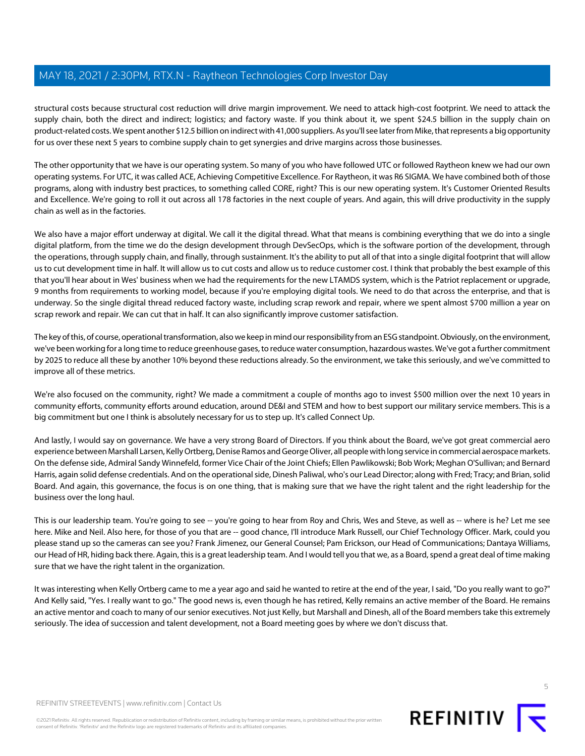structural costs because structural cost reduction will drive margin improvement. We need to attack high-cost footprint. We need to attack the supply chain, both the direct and indirect; logistics; and factory waste. If you think about it, we spent $24.5 billion in the supply chain on product-related costs. We spent another $12.5 billion on indirect with 41,000 suppliers. As you'll see later from Mike, that represents a big opportunity for us over these next 5 years to combine supply chain to get synergies and drive margins across those businesses.

The other opportunity that we have is our operating system. So many of you who have followed UTC or followed Raytheon knew we had our own operating systems. For UTC, it was called ACE, Achieving Competitive Excellence. For Raytheon, it was R6 SIGMA. We have combined both of those programs, along with industry best practices, to something called CORE, right? This is our new operating system. It's Customer Oriented Results and Excellence. We're going to roll it out across all 178 factories in the next couple of years. And again, this will drive productivity in the supply chain as well as in the factories.

We also have a major effort underway at digital. We call it the digital thread. What that means is combining everything that we do into a single digital platform, from the time we do the design development through DevSecOps, which is the software portion of the development, through the operations, through supply chain, and finally, through sustainment. It's the ability to put all of that into a single digital footprint that will allow us to cut development time in half. It will allow us to cut costs and allow us to reduce customer cost. I think that probably the best example of this that you'll hear about in Wes' business when we had the requirements for the new LTAMDS system, which is the Patriot replacement or upgrade, 9 months from requirements to working model, because if you're employing digital tools. We need to do that across the enterprise, and that is underway. So the single digital thread reduced factory waste, including scrap rework and repair, where we spent almost $700 million a year on scrap rework and repair. We can cut that in half. It can also significantly improve customer satisfaction.

The key of this, of course, operational transformation, also we keep in mind our responsibility from an ESG standpoint. Obviously, on the environment, we've been working for a long time to reduce greenhouse gases, to reduce water consumption, hazardous wastes. We've got a further commitment by 2025 to reduce all these by another 10% beyond these reductions already. So the environment, we take this seriously, and we've committed to improve all of these metrics.

We're also focused on the community, right? We made a commitment a couple of months ago to invest $500 million over the next 10 years in community efforts, community efforts around education, around DE&I and STEM and how to best support our military service members. This is a big commitment but one I think is absolutely necessary for us to step up. It's called Connect Up.

And lastly, I would say on governance. We have a very strong Board of Directors. If you think about the Board, we've got great commercial aero experience between Marshall Larsen, Kelly Ortberg, Denise Ramos and George Oliver, all people with long service in commercial aerospace markets. On the defense side, Admiral Sandy Winnefeld, former Vice Chair of the Joint Chiefs; Ellen Pawlikowski; Bob Work; Meghan O'Sullivan; and Bernard Harris, again solid defense credentials. And on the operational side, Dinesh Paliwal, who's our Lead Director; along with Fred; Tracy; and Brian, solid Board. And again, this governance, the focus is on one thing, that is making sure that we have the right talent and the right leadership for the business over the long haul.

This is our leadership team. You're going to see -- you're going to hear from Roy and Chris, Wes and Steve, as well as -- where is he? Let me see here. Mike and Neil. Also here, for those of you that are -- good chance, I'll introduce Mark Russell, our Chief Technology Officer. Mark, could you please stand up so the cameras can see you? Frank Jimenez, our General Counsel; Pam Erickson, our Head of Communications; Dantaya Williams, our Head of HR, hiding back there. Again, this is a great leadership team. And I would tell you that we, as a Board, spend a great deal of time making sure that we have the right talent in the organization.

It was interesting when Kelly Ortberg came to me a year ago and said he wanted to retire at the end of the year, I said, "Do you really want to go?" And Kelly said, "Yes. I really want to go." The good news is, even though he has retired, Kelly remains an active member of the Board. He remains an active mentor and coach to many of our senior executives. Not just Kelly, but Marshall and Dinesh, all of the Board members take this extremely seriously. The idea of succession and talent development, not a Board meeting goes by where we don't discuss that.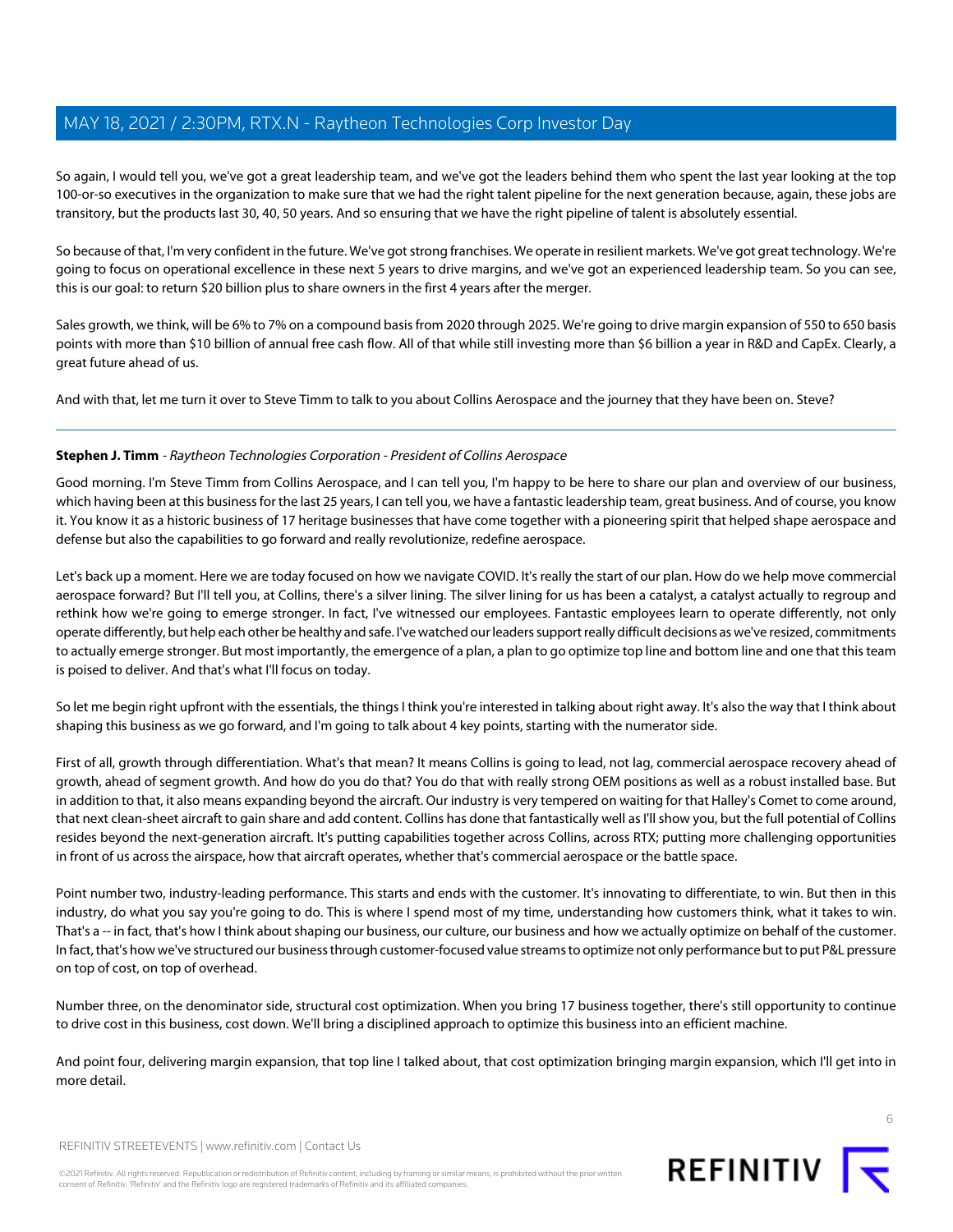So again, I would tell you, we've got a great leadership team, and we've got the leaders behind them who spent the last year looking at the top 100-or-so executives in the organization to make sure that we had the right talent pipeline for the next generation because, again, these jobs are transitory, but the products last 30, 40, 50 years. And so ensuring that we have the right pipeline of talent is absolutely essential.

So because of that, I'm very confident in the future. We've got strong franchises. We operate in resilient markets. We've got great technology. We're going to focus on operational excellence in these next 5 years to drive margins, and we've got an experienced leadership team. So you can see, this is our goal: to return $20 billion plus to share owners in the first 4 years after the merger.

Sales growth, we think, will be 6% to 7% on a compound basis from 2020 through 2025. We're going to drive margin expansion of 550 to 650 basis points with more than $10 billion of annual free cash flow. All of that while still investing more than $6 billion a year in R&D and CapEx. Clearly, a great future ahead of us.

And with that, let me turn it over to Steve Timm to talk to you about Collins Aerospace and the journey that they have been on. Steve?

---

**Stephen J. Timm** - *Raytheon Technologies Corporation - President of Collins Aerospace*

Good morning. I'm Steve Timm from Collins Aerospace, and I can tell you, I'm happy to be here to share our plan and overview of our business, which having been at this business for the last 25 years, I can tell you, we have a fantastic leadership team, great business. And of course, you know it. You know it as a historic business of 17 heritage businesses that have come together with a pioneering spirit that helped shape aerospace and defense but also the capabilities to go forward and really revolutionize, redefine aerospace.

Let's back up a moment. Here we are today focused on how we navigate COVID. It's really the start of our plan. How do we help move commercial aerospace forward? But I'll tell you, at Collins, there's a silver lining. The silver lining for us has been a catalyst, a catalyst actually to regroup and rethink how we're going to emerge stronger. In fact, I've witnessed our employees. Fantastic employees learn to operate differently, not only operate differently, but help each other be healthy and safe. I've watched our leaders support really difficult decisions as we've resized, commitments to actually emerge stronger. But most importantly, the emergence of a plan, a plan to go optimize top line and bottom line and one that this team is poised to deliver. And that's what I'll focus on today.

So let me begin right upfront with the essentials, the things I think you're interested in talking about right away. It's also the way that I think about shaping this business as we go forward, and I'm going to talk about 4 key points, starting with the numerator side.

First of all, growth through differentiation. What's that mean? It means Collins is going to lead, not lag, commercial aerospace recovery ahead of growth, ahead of segment growth. And how do you do that? You do that with really strong OEM positions as well as a robust installed base. But in addition to that, it also means expanding beyond the aircraft. Our industry is very tempered on waiting for that Halley's Comet to come around, that next clean-sheet aircraft to gain share and add content. Collins has done that fantastically well as I'll show you, but the full potential of Collins resides beyond the next-generation aircraft. It's putting capabilities together across Collins, across RTX; putting more challenging opportunities in front of us across the airspace, how that aircraft operates, whether that's commercial aerospace or the battle space.

Point number two, industry-leading performance. This starts and ends with the customer. It's innovating to differentiate, to win. But then in this industry, do what you say you're going to do. This is where I spend most of my time, understanding how customers think, what it takes to win. That's a -- in fact, that's how I think about shaping our business, our culture, our business and how we actually optimize on behalf of the customer. In fact, that's how we've structured our business through customer-focused value streams to optimize not only performance but to put P&L pressure on top of cost, on top of overhead.

Number three, on the denominator side, structural cost optimization. When you bring 17 business together, there's still opportunity to continue to drive cost in this business, cost down. We'll bring a disciplined approach to optimize this business into an efficient machine.

And point four, delivering margin expansion, that top line I talked about, that cost optimization bringing margin expansion, which I'll get into in more detail.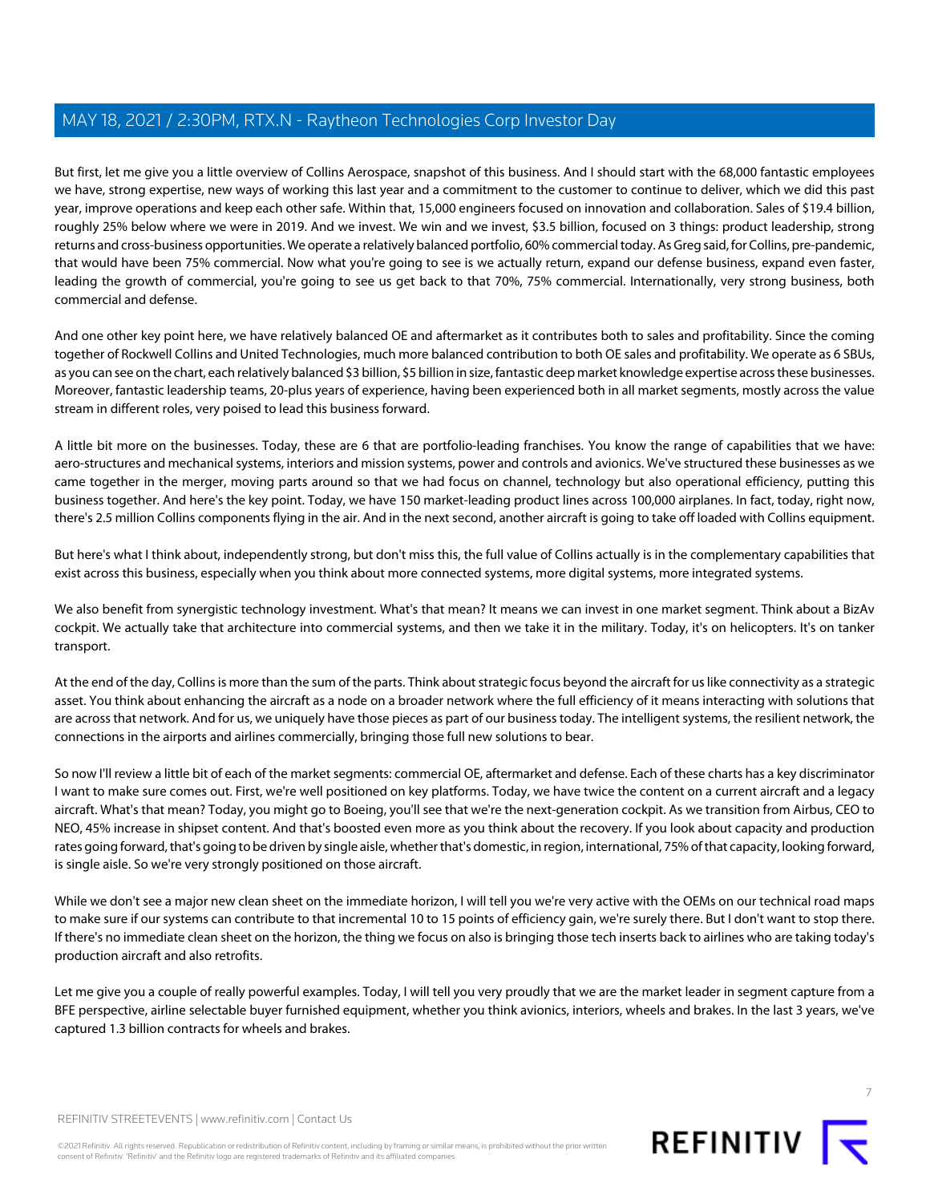But first, let me give you a little overview of Collins Aerospace, snapshot of this business. And I should start with the 68,000 fantastic employees we have, strong expertise, new ways of working this last year and a commitment to the customer to continue to deliver, which we did this past year, improve operations and keep each other safe. Within that, 15,000 engineers focused on innovation and collaboration. Sales of $19.4 billion, roughly 25% below where we were in 2019. And we invest. We win and we invest, $3.5 billion, focused on 3 things: product leadership, strong returns and cross-business opportunities. We operate a relatively balanced portfolio, 60% commercial today. As Greg said, for Collins, pre-pandemic, that would have been 75% commercial. Now what you're going to see is we actually return, expand our defense business, expand even faster, leading the growth of commercial, you're going to see us get back to that 70%, 75% commercial. Internationally, very strong business, both commercial and defense.

And one other key point here, we have relatively balanced OE and aftermarket as it contributes both to sales and profitability. Since the coming together of Rockwell Collins and United Technologies, much more balanced contribution to both OE sales and profitability. We operate as 6 SBUs, as you can see on the chart, each relatively balanced $3 billion, $5 billion in size, fantastic deep market knowledge expertise across these businesses. Moreover, fantastic leadership teams, 20-plus years of experience, having been experienced both in all market segments, mostly across the value stream in different roles, very poised to lead this business forward.

A little bit more on the businesses. Today, these are 6 that are portfolio-leading franchises. You know the range of capabilities that we have: aero-structures and mechanical systems, interiors and mission systems, power and controls and avionics. We've structured these businesses as we came together in the merger, moving parts around so that we had focus on channel, technology but also operational efficiency, putting this business together. And here's the key point. Today, we have 150 market-leading product lines across 100,000 airplanes. In fact, today, right now, there's 2.5 million Collins components flying in the air. And in the next second, another aircraft is going to take off loaded with Collins equipment.

But here's what I think about, independently strong, but don't miss this, the full value of Collins actually is in the complementary capabilities that exist across this business, especially when you think about more connected systems, more digital systems, more integrated systems.

We also benefit from synergistic technology investment. What's that mean? It means we can invest in one market segment. Think about a BizAv cockpit. We actually take that architecture into commercial systems, and then we take it in the military. Today, it's on helicopters. It's on tanker transport.

At the end of the day, Collins is more than the sum of the parts. Think about strategic focus beyond the aircraft for us like connectivity as a strategic asset. You think about enhancing the aircraft as a node on a broader network where the full efficiency of it means interacting with solutions that are across that network. And for us, we uniquely have those pieces as part of our business today. The intelligent systems, the resilient network, the connections in the airports and airlines commercially, bringing those full new solutions to bear.

So now I'll review a little bit of each of the market segments: commercial OE, aftermarket and defense. Each of these charts has a key discriminator I want to make sure comes out. First, we're well positioned on key platforms. Today, we have twice the content on a current aircraft and a legacy aircraft. What's that mean? Today, you might go to Boeing, you'll see that we're the next-generation cockpit. As we transition from Airbus, CEO to NEO, 45% increase in shipset content. And that's boosted even more as you think about the recovery. If you look about capacity and production rates going forward, that's going to be driven by single aisle, whether that's domestic, in region, international, 75% of that capacity, looking forward, is single aisle. So we're very strongly positioned on those aircraft.

While we don't see a major new clean sheet on the immediate horizon, I will tell you we're very active with the OEMs on our technical road maps to make sure if our systems can contribute to that incremental 10 to 15 points of efficiency gain, we're surely there. But I don't want to stop there. If there's no immediate clean sheet on the horizon, the thing we focus on also is bringing those tech inserts back to airlines who are taking today's production aircraft and also retrofits.

Let me give you a couple of really powerful examples. Today, I will tell you very proudly that we are the market leader in segment capture from a BFE perspective, airline selectable buyer furnished equipment, whether you think avionics, interiors, wheels and brakes. In the last 3 years, we've captured 1.3 billion contracts for wheels and brakes.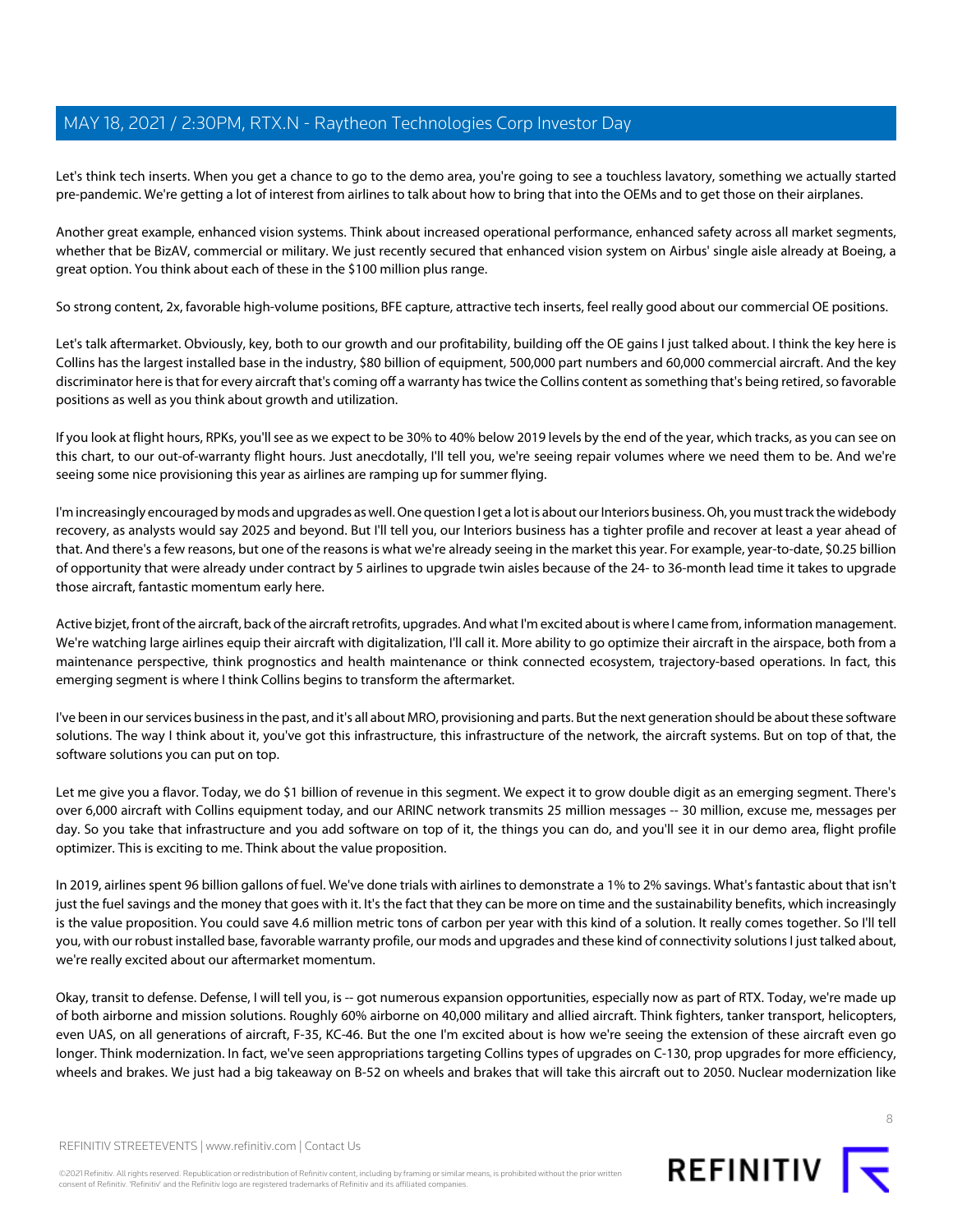Let's think tech inserts. When you get a chance to go to the demo area, you're going to see a touchless lavatory, something we actually started pre-pandemic. We're getting a lot of interest from airlines to talk about how to bring that into the OEMs and to get those on their airplanes.

Another great example, enhanced vision systems. Think about increased operational performance, enhanced safety across all market segments, whether that be BizAV, commercial or military. We just recently secured that enhanced vision system on Airbus' single aisle already at Boeing, a great option. You think about each of these in the $100 million plus range.

So strong content, 2x, favorable high-volume positions, BFE capture, attractive tech inserts, feel really good about our commercial OE positions.

Let's talk aftermarket. Obviously, key, both to our growth and our profitability, building off the OE gains I just talked about. I think the key here is Collins has the largest installed base in the industry, $80 billion of equipment, 500,000 part numbers and 60,000 commercial aircraft. And the key discriminator here is that for every aircraft that's coming off a warranty has twice the Collins content as something that's being retired, so favorable positions as well as you think about growth and utilization.

If you look at flight hours, RPKs, you'll see as we expect to be 30% to 40% below 2019 levels by the end of the year, which tracks, as you can see on this chart, to our out-of-warranty flight hours. Just anecdotally, I'll tell you, we're seeing repair volumes where we need them to be. And we're seeing some nice provisioning this year as airlines are ramping up for summer flying.

I'm increasingly encouraged by mods and upgrades as well. One question I get a lot is about our Interiors business. Oh, you must track the widebody recovery, as analysts would say 2025 and beyond. But I'll tell you, our Interiors business has a tighter profile and recover at least a year ahead of that. And there's a few reasons, but one of the reasons is what we're already seeing in the market this year. For example, year-to-date, $0.25 billion of opportunity that were already under contract by 5 airlines to upgrade twin aisles because of the 24- to 36-month lead time it takes to upgrade those aircraft, fantastic momentum early here.

Active bizjet, front of the aircraft, back of the aircraft retrofits, upgrades. And what I'm excited about is where I came from, information management. We're watching large airlines equip their aircraft with digitalization, I'll call it. More ability to go optimize their aircraft in the airspace, both from a maintenance perspective, think prognostics and health maintenance or think connected ecosystem, trajectory-based operations. In fact, this emerging segment is where I think Collins begins to transform the aftermarket.

I've been in our services business in the past, and it's all about MRO, provisioning and parts. But the next generation should be about these software solutions. The way I think about it, you've got this infrastructure, this infrastructure of the network, the aircraft systems. But on top of that, the software solutions you can put on top.

Let me give you a flavor. Today, we do $1 billion of revenue in this segment. We expect it to grow double digit as an emerging segment. There's over 6,000 aircraft with Collins equipment today, and our ARINC network transmits 25 million messages -- 30 million, excuse me, messages per day. So you take that infrastructure and you add software on top of it, the things you can do, and you'll see it in our demo area, flight profile optimizer. This is exciting to me. Think about the value proposition.

In 2019, airlines spent 96 billion gallons of fuel. We've done trials with airlines to demonstrate a 1% to 2% savings. What's fantastic about that isn't just the fuel savings and the money that goes with it. It's the fact that they can be more on time and the sustainability benefits, which increasingly is the value proposition. You could save 4.6 million metric tons of carbon per year with this kind of a solution. It really comes together. So I'll tell you, with our robust installed base, favorable warranty profile, our mods and upgrades and these kind of connectivity solutions I just talked about, we're really excited about our aftermarket momentum.

Okay, transit to defense. Defense, I will tell you, is -- got numerous expansion opportunities, especially now as part of RTX. Today, we're made up of both airborne and mission solutions. Roughly 60% airborne on 40,000 military and allied aircraft. Think fighters, tanker transport, helicopters, even UAS, on all generations of aircraft, F-35, KC-46. But the one I'm excited about is how we're seeing the extension of these aircraft even go longer. Think modernization. In fact, we've seen appropriations targeting Collins types of upgrades on C-130, prop upgrades for more efficiency, wheels and brakes. We just had a big takeaway on B-52 on wheels and brakes that will take this aircraft out to 2050. Nuclear modernization like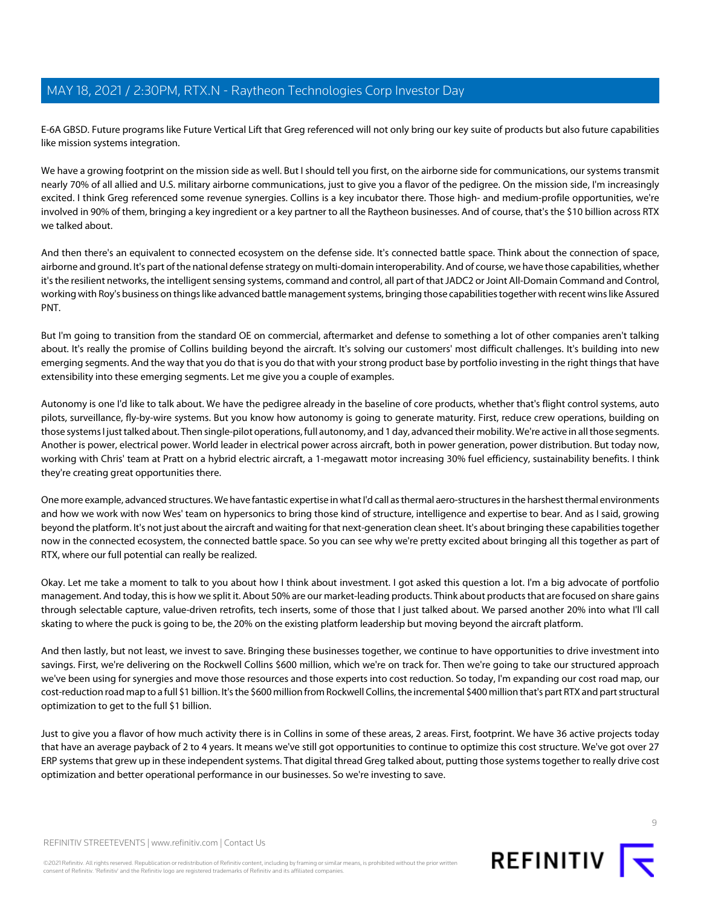E-6A GBSD. Future programs like Future Vertical Lift that Greg referenced will not only bring our key suite of products but also future capabilities like mission systems integration.

We have a growing footprint on the mission side as well. But I should tell you first, on the airborne side for communications, our systems transmit nearly 70% of all allied and U.S. military airborne communications, just to give you a flavor of the pedigree. On the mission side, I'm increasingly excited. I think Greg referenced some revenue synergies. Collins is a key incubator there. Those high- and medium-profile opportunities, we're involved in 90% of them, bringing a key ingredient or a key partner to all the Raytheon businesses. And of course, that's the $10 billion across RTX we talked about.

And then there's an equivalent to connected ecosystem on the defense side. It's connected battle space. Think about the connection of space, airborne and ground. It's part of the national defense strategy on multi-domain interoperability. And of course, we have those capabilities, whether it's the resilient networks, the intelligent sensing systems, command and control, all part of that JADC2 or Joint All-Domain Command and Control, working with Roy's business on things like advanced battle management systems, bringing those capabilities together with recent wins like Assured PNT.

But I'm going to transition from the standard OE on commercial, aftermarket and defense to something a lot of other companies aren't talking about. It's really the promise of Collins building beyond the aircraft. It's solving our customers' most difficult challenges. It's building into new emerging segments. And the way that you do that is you do that with your strong product base by portfolio investing in the right things that have extensibility into these emerging segments. Let me give you a couple of examples.

Autonomy is one I'd like to talk about. We have the pedigree already in the baseline of core products, whether that's flight control systems, auto pilots, surveillance, fly-by-wire systems. But you know how autonomy is going to generate maturity. First, reduce crew operations, building on those systems I just talked about. Then single-pilot operations, full autonomy, and 1 day, advanced their mobility. We're active in all those segments. Another is power, electrical power. World leader in electrical power across aircraft, both in power generation, power distribution. But today now, working with Chris' team at Pratt on a hybrid electric aircraft, a 1-megawatt motor increasing 30% fuel efficiency, sustainability benefits. I think they're creating great opportunities there.

One more example, advanced structures. We have fantastic expertise in what I'd call as thermal aero-structures in the harshest thermal environments and how we work with now Wes' team on hypersonics to bring those kind of structure, intelligence and expertise to bear. And as I said, growing beyond the platform. It's not just about the aircraft and waiting for that next-generation clean sheet. It's about bringing these capabilities together now in the connected ecosystem, the connected battle space. So you can see why we're pretty excited about bringing all this together as part of RTX, where our full potential can really be realized.

Okay. Let me take a moment to talk to you about how I think about investment. I got asked this question a lot. I'm a big advocate of portfolio management. And today, this is how we split it. About 50% are our market-leading products. Think about products that are focused on share gains through selectable capture, value-driven retrofits, tech inserts, some of those that I just talked about. We parsed another 20% into what I'll call skating to where the puck is going to be, the 20% on the existing platform leadership but moving beyond the aircraft platform.

And then lastly, but not least, we invest to save. Bringing these businesses together, we continue to have opportunities to drive investment into savings. First, we're delivering on the Rockwell Collins $600 million, which we're on track for. Then we're going to take our structured approach we've been using for synergies and move those resources and those experts into cost reduction. So today, I'm expanding our cost road map, our cost-reduction road map to a full $1 billion. It's the $600 million from Rockwell Collins, the incremental $400 million that's part RTX and part structural optimization to get to the full $1 billion.

Just to give you a flavor of how much activity there is in Collins in some of these areas, 2 areas. First, footprint. We have 36 active projects today that have an average payback of 2 to 4 years. It means we've still got opportunities to continue to optimize this cost structure. We've got over 27 ERP systems that grew up in these independent systems. That digital thread Greg talked about, putting those systems together to really drive cost optimization and better operational performance in our businesses. So we're investing to save.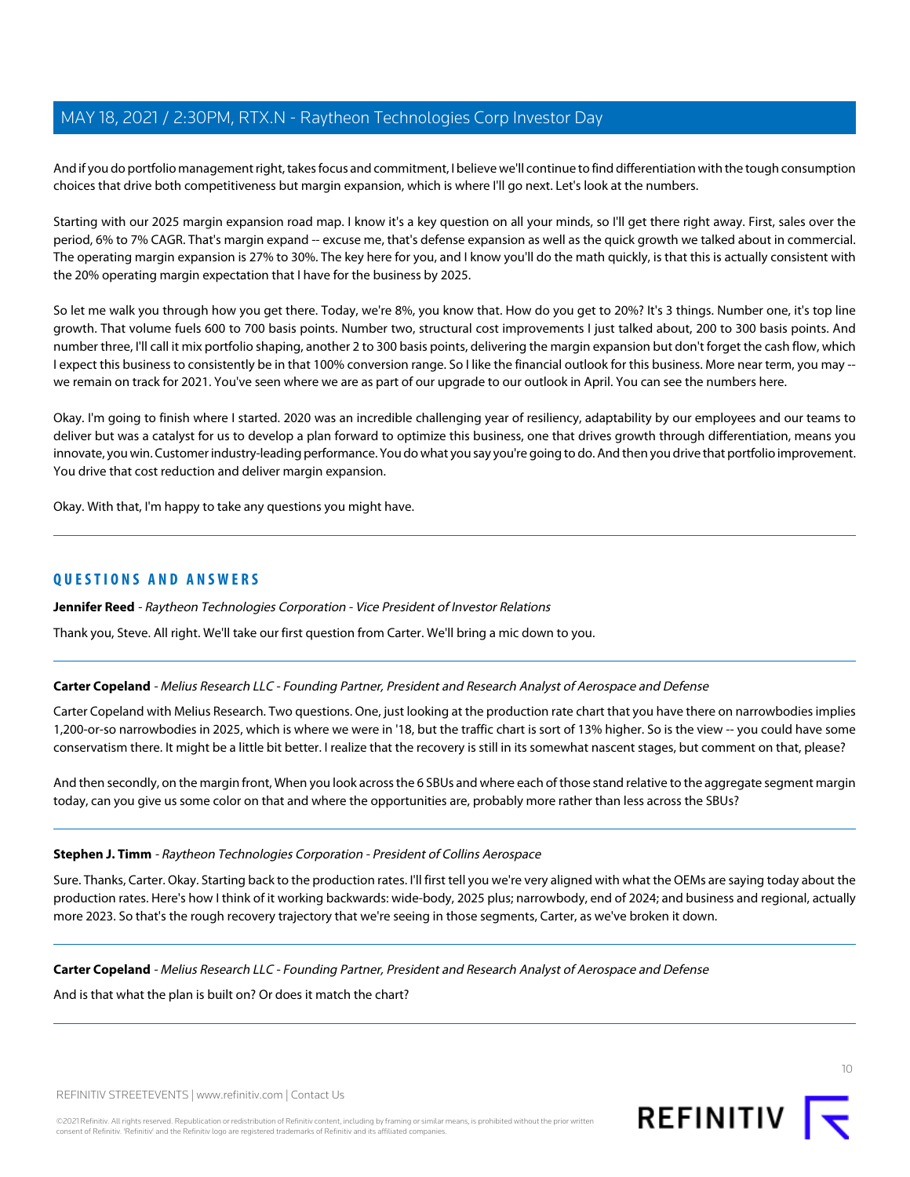And if you do portfolio management right, takes focus and commitment, I believe we'll continue to find differentiation with the tough consumption choices that drive both competitiveness but margin expansion, which is where I'll go next. Let's look at the numbers.

Starting with our 2025 margin expansion road map. I know it's a key question on all your minds, so I'll get there right away. First, sales over the period, 6% to 7% CAGR. That's margin expand -- excuse me, that's defense expansion as well as the quick growth we talked about in commercial. The operating margin expansion is 27% to 30%. The key here for you, and I know you'll do the math quickly, is that this is actually consistent with the 20% operating margin expectation that I have for the business by 2025.

So let me walk you through how you get there. Today, we're 8%, you know that. How do you get to 20%? It's 3 things. Number one, it's top line growth. That volume fuels 600 to 700 basis points. Number two, structural cost improvements I just talked about, 200 to 300 basis points. And number three, I'll call it mix portfolio shaping, another 2 to 300 basis points, delivering the margin expansion but don't forget the cash flow, which I expect this business to consistently be in that 100% conversion range. So I like the financial outlook for this business. More near term, you may -- we remain on track for 2021. You've seen where we are as part of our upgrade to our outlook in April. You can see the numbers here.

Okay. I'm going to finish where I started. 2020 was an incredible challenging year of resiliency, adaptability by our employees and our teams to deliver but was a catalyst for us to develop a plan forward to optimize this business, one that drives growth through differentiation, means you innovate, you win. Customer industry-leading performance. You do what you say you're going to do. And then you drive that portfolio improvement. You drive that cost reduction and deliver margin expansion.

Okay. With that, I'm happy to take any questions you might have.

## QUESTIONS AND ANSWERS

**Jennifer Reed** - *Raytheon Technologies Corporation - Vice President of Investor Relations*

Thank you, Steve. All right. We'll take our first question from Carter. We'll bring a mic down to you.

**Carter Copeland** - *Melius Research LLC - Founding Partner, President and Research Analyst of Aerospace and Defense*

Carter Copeland with Melius Research. Two questions. One, just looking at the production rate chart that you have there on narrowbodies implies 1,200-or-so narrowbodies in 2025, which is where we were in '18, but the traffic chart is sort of 13% higher. So is the view -- you could have some conservatism there. It might be a little bit better. I realize that the recovery is still in its somewhat nascent stages, but comment on that, please?

And then secondly, on the margin front, When you look across the 6 SBUs and where each of those stand relative to the aggregate segment margin today, can you give us some color on that and where the opportunities are, probably more rather than less across the SBUs?

**Stephen J. Timm** - *Raytheon Technologies Corporation - President of Collins Aerospace*

Sure. Thanks, Carter. Okay. Starting back to the production rates. I'll first tell you we're very aligned with what the OEMs are saying today about the production rates. Here's how I think of it working backwards: wide-body, 2025 plus; narrowbody, end of 2024; and business and regional, actually more 2023. So that's the rough recovery trajectory that we're seeing in those segments, Carter, as we've broken it down.

**Carter Copeland** - *Melius Research LLC - Founding Partner, President and Research Analyst of Aerospace and Defense*

And is that what the plan is built on? Or does it match the chart?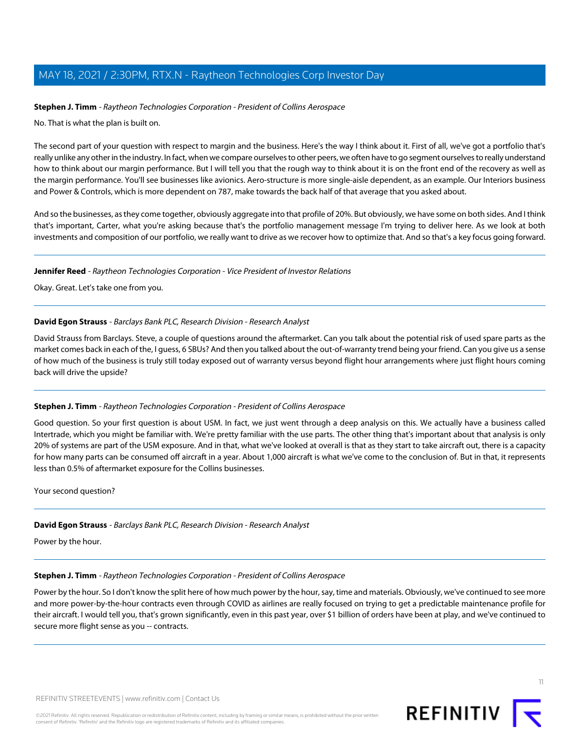**Stephen J. Timm** - *Raytheon Technologies Corporation - President of Collins Aerospace*

No. That is what the plan is built on.

The second part of your question with respect to margin and the business. Here's the way I think about it. First of all, we've got a portfolio that's really unlike any other in the industry. In fact, when we compare ourselves to other peers, we often have to go segment ourselves to really understand how to think about our margin performance. But I will tell you that the rough way to think about it is on the front end of the recovery as well as the margin performance. You'll see businesses like avionics. Aero-structure is more single-aisle dependent, as an example. Our Interiors business and Power & Controls, which is more dependent on 787, make towards the back half of that average that you asked about.

And so the businesses, as they come together, obviously aggregate into that profile of 20%. But obviously, we have some on both sides. And I think that's important, Carter, what you're asking because that's the portfolio management message I'm trying to deliver here. As we look at both investments and composition of our portfolio, we really want to drive as we recover how to optimize that. And so that's a key focus going forward.

---

**Jennifer Reed** - *Raytheon Technologies Corporation - Vice President of Investor Relations*

Okay. Great. Let's take one from you.

---

**David Egon Strauss** - *Barclays Bank PLC, Research Division - Research Analyst*

David Strauss from Barclays. Steve, a couple of questions around the aftermarket. Can you talk about the potential risk of used spare parts as the market comes back in each of the, I guess, 6 SBUs? And then you talked about the out-of-warranty trend being your friend. Can you give us a sense of how much of the business is truly still today exposed out of warranty versus beyond flight hour arrangements where just flight hours coming back will drive the upside?

---

**Stephen J. Timm** - *Raytheon Technologies Corporation - President of Collins Aerospace*

Good question. So your first question is about USM. In fact, we just went through a deep analysis on this. We actually have a business called Intertrade, which you might be familiar with. We're pretty familiar with the use parts. The other thing that's important about that analysis is only 20% of systems are part of the USM exposure. And in that, what we've looked at overall is that as they start to take aircraft out, there is a capacity for how many parts can be consumed off aircraft in a year. About 1,000 aircraft is what we've come to the conclusion of. But in that, it represents less than 0.5% of aftermarket exposure for the Collins businesses.

Your second question?

---

**David Egon Strauss** - *Barclays Bank PLC, Research Division - Research Analyst*

Power by the hour.

---

**Stephen J. Timm** - *Raytheon Technologies Corporation - President of Collins Aerospace*

Power by the hour. So I don't know the split here of how much power by the hour, say, time and materials. Obviously, we've continued to see more and more power-by-the-hour contracts even through COVID as airlines are really focused on trying to get a predictable maintenance profile for their aircraft. I would tell you, that's grown significantly, even in this past year, over $1 billion of orders have been at play, and we've continued to secure more flight sense as you -- contracts.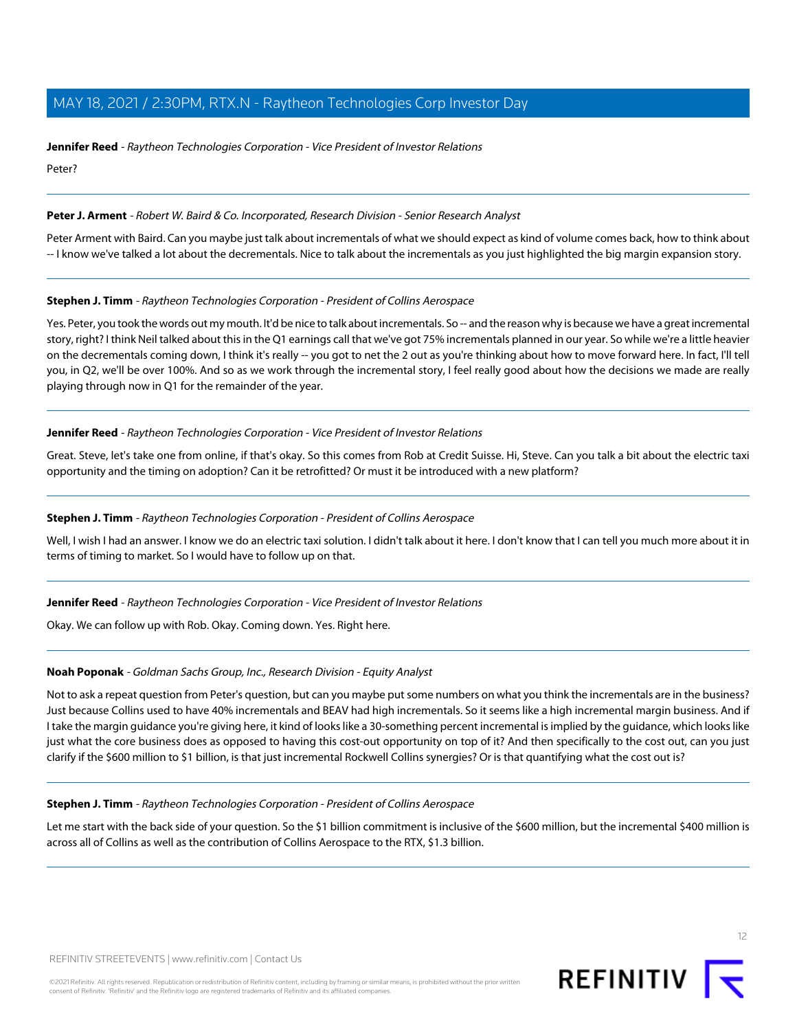**Jennifer Reed** - *Raytheon Technologies Corporation - Vice President of Investor Relations*

Peter?

---

**Peter J. Arment** - *Robert W. Baird & Co. Incorporated, Research Division - Senior Research Analyst*

Peter Arment with Baird. Can you maybe just talk about incrementals of what we should expect as kind of volume comes back, how to think about -- I know we've talked a lot about the decrementals. Nice to talk about the incrementals as you just highlighted the big margin expansion story.

---

**Stephen J. Timm** - *Raytheon Technologies Corporation - President of Collins Aerospace*

Yes. Peter, you took the words out my mouth. It'd be nice to talk about incrementals. So -- and the reason why is because we have a great incremental story, right? I think Neil talked about this in the Q1 earnings call that we've got 75% incrementals planned in our year. So while we're a little heavier on the decrementals coming down, I think it's really -- you got to net the 2 out as you're thinking about how to move forward here. In fact, I'll tell you, in Q2, we'll be over 100%. And so as we work through the incremental story, I feel really good about how the decisions we made are really playing through now in Q1 for the remainder of the year.

---

**Jennifer Reed** - *Raytheon Technologies Corporation - Vice President of Investor Relations*

Great. Steve, let's take one from online, if that's okay. So this comes from Rob at Credit Suisse. Hi, Steve. Can you talk a bit about the electric taxi opportunity and the timing on adoption? Can it be retrofitted? Or must it be introduced with a new platform?

---

**Stephen J. Timm** - *Raytheon Technologies Corporation - President of Collins Aerospace*

Well, I wish I had an answer. I know we do an electric taxi solution. I didn't talk about it here. I don't know that I can tell you much more about it in terms of timing to market. So I would have to follow up on that.

---

**Jennifer Reed** - *Raytheon Technologies Corporation - Vice President of Investor Relations*

Okay. We can follow up with Rob. Okay. Coming down. Yes. Right here.

---

**Noah Poponak** - *Goldman Sachs Group, Inc., Research Division - Equity Analyst*

Not to ask a repeat question from Peter's question, but can you maybe put some numbers on what you think the incrementals are in the business? Just because Collins used to have 40% incrementals and BEAV had high incrementals. So it seems like a high incremental margin business. And if I take the margin guidance you're giving here, it kind of looks like a 30-something percent incremental is implied by the guidance, which looks like just what the core business does as opposed to having this cost-out opportunity on top of it? And then specifically to the cost out, can you just clarify if the $600 million to $1 billion, is that just incremental Rockwell Collins synergies? Or is that quantifying what the cost out is?

---

**Stephen J. Timm** - *Raytheon Technologies Corporation - President of Collins Aerospace*

Let me start with the back side of your question. So the $1 billion commitment is inclusive of the $600 million, but the incremental $400 million is across all of Collins as well as the contribution of Collins Aerospace to the RTX, $1.3 billion.

---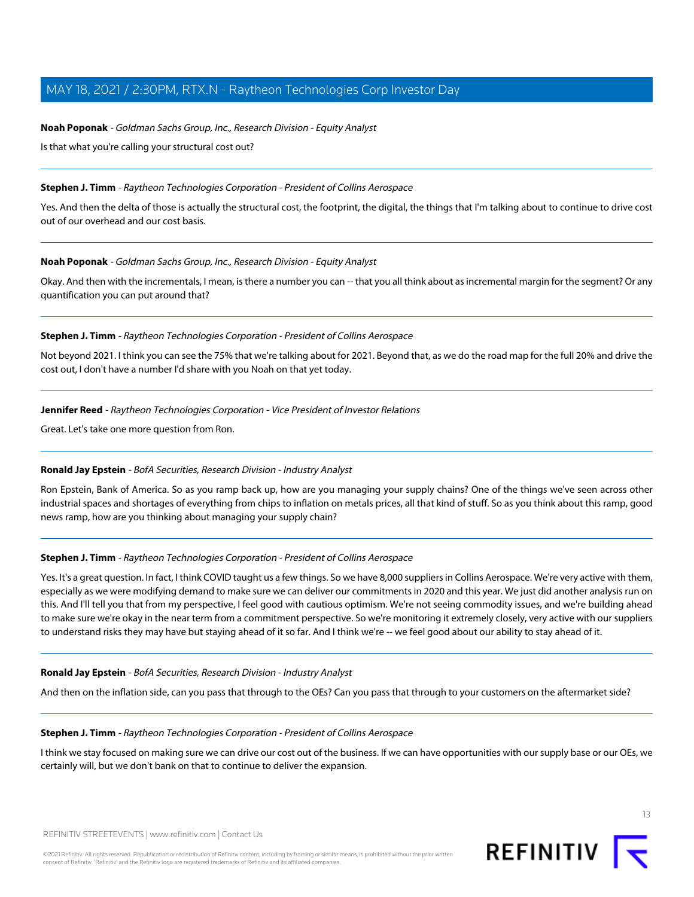**Noah Poponak** - *Goldman Sachs Group, Inc., Research Division - Equity Analyst*

Is that what you're calling your structural cost out?

---

**Stephen J. Timm** - *Raytheon Technologies Corporation - President of Collins Aerospace*

Yes. And then the delta of those is actually the structural cost, the footprint, the digital, the things that I'm talking about to continue to drive cost out of our overhead and our cost basis.

---

**Noah Poponak** - *Goldman Sachs Group, Inc., Research Division - Equity Analyst*

Okay. And then with the incrementals, I mean, is there a number you can -- that you all think about as incremental margin for the segment? Or any quantification you can put around that?

---

**Stephen J. Timm** - *Raytheon Technologies Corporation - President of Collins Aerospace*

Not beyond 2021. I think you can see the 75% that we're talking about for 2021. Beyond that, as we do the road map for the full 20% and drive the cost out, I don't have a number I'd share with you Noah on that yet today.

---

**Jennifer Reed** - *Raytheon Technologies Corporation - Vice President of Investor Relations*

Great. Let's take one more question from Ron.

---

**Ronald Jay Epstein** - *BofA Securities, Research Division - Industry Analyst*

Ron Epstein, Bank of America. So as you ramp back up, how are you managing your supply chains? One of the things we've seen across other industrial spaces and shortages of everything from chips to inflation on metals prices, all that kind of stuff. So as you think about this ramp, good news ramp, how are you thinking about managing your supply chain?

---

**Stephen J. Timm** - *Raytheon Technologies Corporation - President of Collins Aerospace*

Yes. It's a great question. In fact, I think COVID taught us a few things. So we have 8,000 suppliers in Collins Aerospace. We're very active with them, especially as we were modifying demand to make sure we can deliver our commitments in 2020 and this year. We just did another analysis run on this. And I'll tell you that from my perspective, I feel good with cautious optimism. We're not seeing commodity issues, and we're building ahead to make sure we're okay in the near term from a commitment perspective. So we're monitoring it extremely closely, very active with our suppliers to understand risks they may have but staying ahead of it so far. And I think we're -- we feel good about our ability to stay ahead of it.

---

**Ronald Jay Epstein** - *BofA Securities, Research Division - Industry Analyst*

And then on the inflation side, can you pass that through to the OEs? Can you pass that through to your customers on the aftermarket side?

---

**Stephen J. Timm** - *Raytheon Technologies Corporation - President of Collins Aerospace*

I think we stay focused on making sure we can drive our cost out of the business. If we can have opportunities with our supply base or our OEs, we certainly will, but we don't bank on that to continue to deliver the expansion.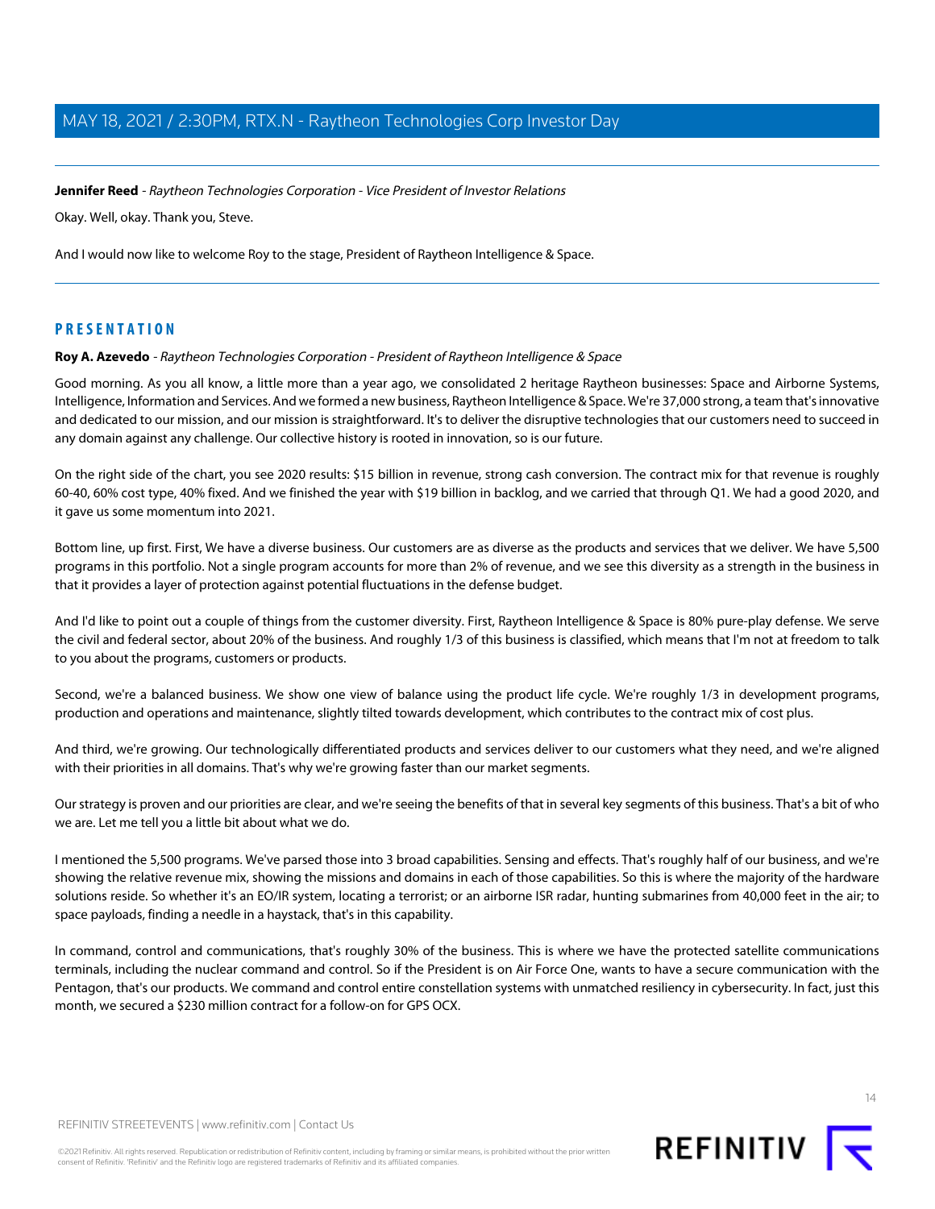**Jennifer Reed** - *Raytheon Technologies Corporation - Vice President of Investor Relations*

Okay. Well, okay. Thank you, Steve.

And I would now like to welcome Roy to the stage, President of Raytheon Intelligence & Space.

## PRESENTATION

**Roy A. Azevedo** - *Raytheon Technologies Corporation - President of Raytheon Intelligence & Space*

Good morning. As you all know, a little more than a year ago, we consolidated 2 heritage Raytheon businesses: Space and Airborne Systems, Intelligence, Information and Services. And we formed a new business, Raytheon Intelligence & Space. We're 37,000 strong, a team that's innovative and dedicated to our mission, and our mission is straightforward. It's to deliver the disruptive technologies that our customers need to succeed in any domain against any challenge. Our collective history is rooted in innovation, so is our future.

On the right side of the chart, you see 2020 results: $15 billion in revenue, strong cash conversion. The contract mix for that revenue is roughly 60-40, 60% cost type, 40% fixed. And we finished the year with $19 billion in backlog, and we carried that through Q1. We had a good 2020, and it gave us some momentum into 2021.

Bottom line, up first. First, We have a diverse business. Our customers are as diverse as the products and services that we deliver. We have 5,500 programs in this portfolio. Not a single program accounts for more than 2% of revenue, and we see this diversity as a strength in the business in that it provides a layer of protection against potential fluctuations in the defense budget.

And I'd like to point out a couple of things from the customer diversity. First, Raytheon Intelligence & Space is 80% pure-play defense. We serve the civil and federal sector, about 20% of the business. And roughly 1/3 of this business is classified, which means that I'm not at freedom to talk to you about the programs, customers or products.

Second, we're a balanced business. We show one view of balance using the product life cycle. We're roughly 1/3 in development programs, production and operations and maintenance, slightly tilted towards development, which contributes to the contract mix of cost plus.

And third, we're growing. Our technologically differentiated products and services deliver to our customers what they need, and we're aligned with their priorities in all domains. That's why we're growing faster than our market segments.

Our strategy is proven and our priorities are clear, and we're seeing the benefits of that in several key segments of this business. That's a bit of who we are. Let me tell you a little bit about what we do.

I mentioned the 5,500 programs. We've parsed those into 3 broad capabilities. Sensing and effects. That's roughly half of our business, and we're showing the relative revenue mix, showing the missions and domains in each of those capabilities. So this is where the majority of the hardware solutions reside. So whether it's an EO/IR system, locating a terrorist; or an airborne ISR radar, hunting submarines from 40,000 feet in the air; to space payloads, finding a needle in a haystack, that's in this capability.

In command, control and communications, that's roughly 30% of the business. This is where we have the protected satellite communications terminals, including the nuclear command and control. So if the President is on Air Force One, wants to have a secure communication with the Pentagon, that's our products. We command and control entire constellation systems with unmatched resiliency in cybersecurity. In fact, just this month, we secured a $230 million contract for a follow-on for GPS OCX.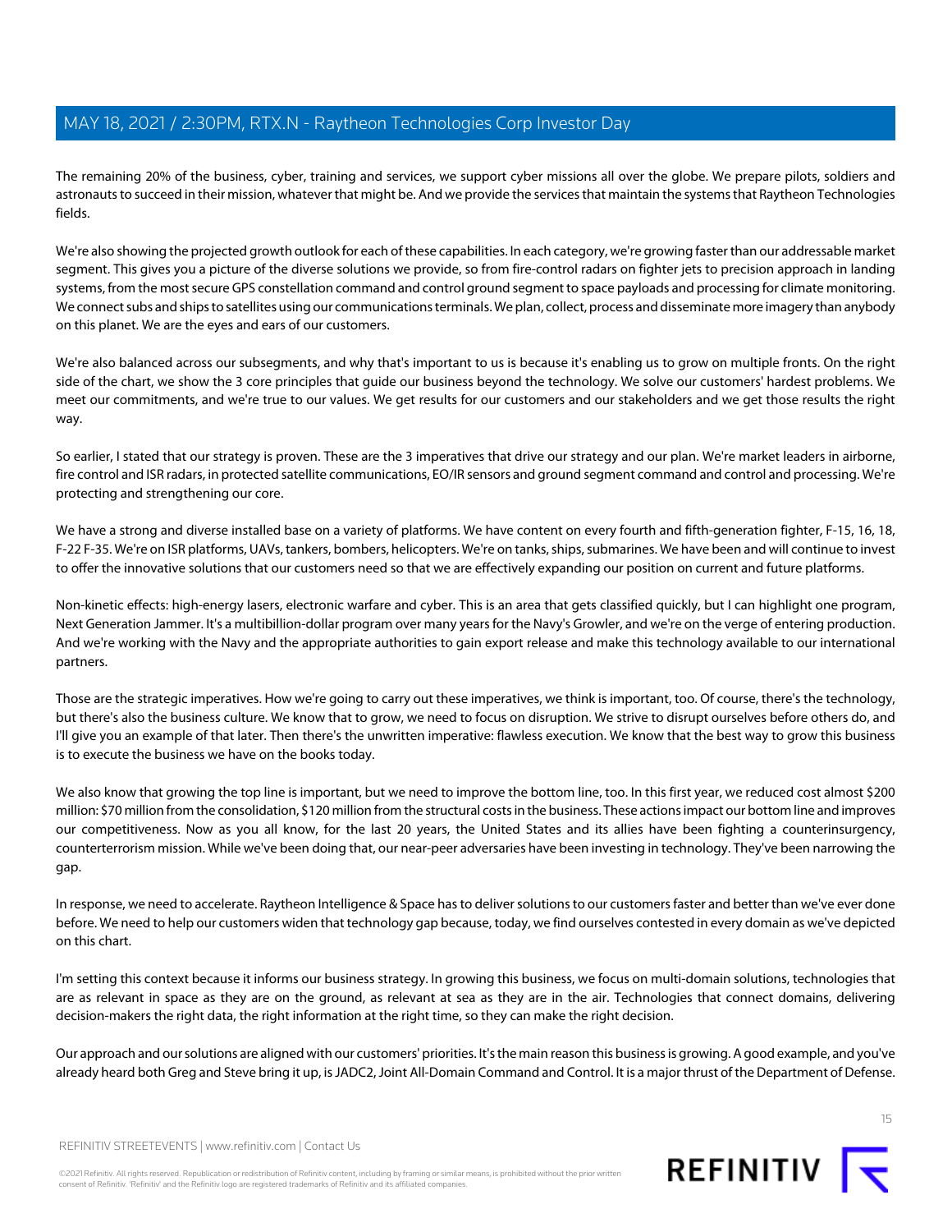The remaining 20% of the business, cyber, training and services, we support cyber missions all over the globe. We prepare pilots, soldiers and astronauts to succeed in their mission, whatever that might be. And we provide the services that maintain the systems that Raytheon Technologies fields.

We're also showing the projected growth outlook for each of these capabilities. In each category, we're growing faster than our addressable market segment. This gives you a picture of the diverse solutions we provide, so from fire-control radars on fighter jets to precision approach in landing systems, from the most secure GPS constellation command and control ground segment to space payloads and processing for climate monitoring. We connect subs and ships to satellites using our communications terminals. We plan, collect, process and disseminate more imagery than anybody on this planet. We are the eyes and ears of our customers.

We're also balanced across our subsegments, and why that's important to us is because it's enabling us to grow on multiple fronts. On the right side of the chart, we show the 3 core principles that guide our business beyond the technology. We solve our customers' hardest problems. We meet our commitments, and we're true to our values. We get results for our customers and our stakeholders and we get those results the right way.

So earlier, I stated that our strategy is proven. These are the 3 imperatives that drive our strategy and our plan. We're market leaders in airborne, fire control and ISR radars, in protected satellite communications, EO/IR sensors and ground segment command and control and processing. We're protecting and strengthening our core.

We have a strong and diverse installed base on a variety of platforms. We have content on every fourth and fifth-generation fighter, F-15, 16, 18, F-22 F-35. We're on ISR platforms, UAVs, tankers, bombers, helicopters. We're on tanks, ships, submarines. We have been and will continue to invest to offer the innovative solutions that our customers need so that we are effectively expanding our position on current and future platforms.

Non-kinetic effects: high-energy lasers, electronic warfare and cyber. This is an area that gets classified quickly, but I can highlight one program, Next Generation Jammer. It's a multibillion-dollar program over many years for the Navy's Growler, and we're on the verge of entering production. And we're working with the Navy and the appropriate authorities to gain export release and make this technology available to our international partners.

Those are the strategic imperatives. How we're going to carry out these imperatives, we think is important, too. Of course, there's the technology, but there's also the business culture. We know that to grow, we need to focus on disruption. We strive to disrupt ourselves before others do, and I'll give you an example of that later. Then there's the unwritten imperative: flawless execution. We know that the best way to grow this business is to execute the business we have on the books today.

We also know that growing the top line is important, but we need to improve the bottom line, too. In this first year, we reduced cost almost $200 million: $70 million from the consolidation, $120 million from the structural costs in the business. These actions impact our bottom line and improves our competitiveness. Now as you all know, for the last 20 years, the United States and its allies have been fighting a counterinsurgency, counterterrorism mission. While we've been doing that, our near-peer adversaries have been investing in technology. They've been narrowing the gap.

In response, we need to accelerate. Raytheon Intelligence & Space has to deliver solutions to our customers faster and better than we've ever done before. We need to help our customers widen that technology gap because, today, we find ourselves contested in every domain as we've depicted on this chart.

I'm setting this context because it informs our business strategy. In growing this business, we focus on multi-domain solutions, technologies that are as relevant in space as they are on the ground, as relevant at sea as they are in the air. Technologies that connect domains, delivering decision-makers the right data, the right information at the right time, so they can make the right decision.

Our approach and our solutions are aligned with our customers' priorities. It's the main reason this business is growing. A good example, and you've already heard both Greg and Steve bring it up, is JADC2, Joint All-Domain Command and Control. It is a major thrust of the Department of Defense.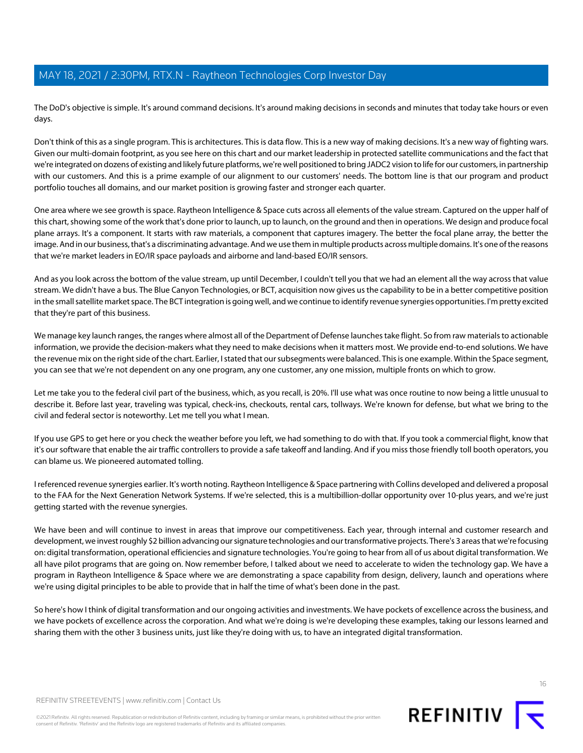The DoD's objective is simple. It's around command decisions. It's around making decisions in seconds and minutes that today take hours or even days.

Don't think of this as a single program. This is architectures. This is data flow. This is a new way of making decisions. It's a new way of fighting wars. Given our multi-domain footprint, as you see here on this chart and our market leadership in protected satellite communications and the fact that we're integrated on dozens of existing and likely future platforms, we're well positioned to bring JADC2 vision to life for our customers, in partnership with our customers. And this is a prime example of our alignment to our customers' needs. The bottom line is that our program and product portfolio touches all domains, and our market position is growing faster and stronger each quarter.

One area where we see growth is space. Raytheon Intelligence & Space cuts across all elements of the value stream. Captured on the upper half of this chart, showing some of the work that's done prior to launch, up to launch, on the ground and then in operations. We design and produce focal plane arrays. It's a component. It starts with raw materials, a component that captures imagery. The better the focal plane array, the better the image. And in our business, that's a discriminating advantage. And we use them in multiple products across multiple domains. It's one of the reasons that we're market leaders in EO/IR space payloads and airborne and land-based EO/IR sensors.

And as you look across the bottom of the value stream, up until December, I couldn't tell you that we had an element all the way across that value stream. We didn't have a bus. The Blue Canyon Technologies, or BCT, acquisition now gives us the capability to be in a better competitive position in the small satellite market space. The BCT integration is going well, and we continue to identify revenue synergies opportunities. I'm pretty excited that they're part of this business.

We manage key launch ranges, the ranges where almost all of the Department of Defense launches take flight. So from raw materials to actionable information, we provide the decision-makers what they need to make decisions when it matters most. We provide end-to-end solutions. We have the revenue mix on the right side of the chart. Earlier, I stated that our subsegments were balanced. This is one example. Within the Space segment, you can see that we're not dependent on any one program, any one customer, any one mission, multiple fronts on which to grow.

Let me take you to the federal civil part of the business, which, as you recall, is 20%. I'll use what was once routine to now being a little unusual to describe it. Before last year, traveling was typical, check-ins, checkouts, rental cars, tollways. We're known for defense, but what we bring to the civil and federal sector is noteworthy. Let me tell you what I mean.

If you use GPS to get here or you check the weather before you left, we had something to do with that. If you took a commercial flight, know that it's our software that enable the air traffic controllers to provide a safe takeoff and landing. And if you miss those friendly toll booth operators, you can blame us. We pioneered automated tolling.

I referenced revenue synergies earlier. It's worth noting. Raytheon Intelligence & Space partnering with Collins developed and delivered a proposal to the FAA for the Next Generation Network Systems. If we're selected, this is a multibillion-dollar opportunity over 10-plus years, and we're just getting started with the revenue synergies.

We have been and will continue to invest in areas that improve our competitiveness. Each year, through internal and customer research and development, we invest roughly $2 billion advancing our signature technologies and our transformative projects. There's 3 areas that we're focusing on: digital transformation, operational efficiencies and signature technologies. You're going to hear from all of us about digital transformation. We all have pilot programs that are going on. Now remember before, I talked about we need to accelerate to widen the technology gap. We have a program in Raytheon Intelligence & Space where we are demonstrating a space capability from design, delivery, launch and operations where we're using digital principles to be able to provide that in half the time of what's been done in the past.

So here's how I think of digital transformation and our ongoing activities and investments. We have pockets of excellence across the business, and we have pockets of excellence across the corporation. And what we're doing is we're developing these examples, taking our lessons learned and sharing them with the other 3 business units, just like they're doing with us, to have an integrated digital transformation.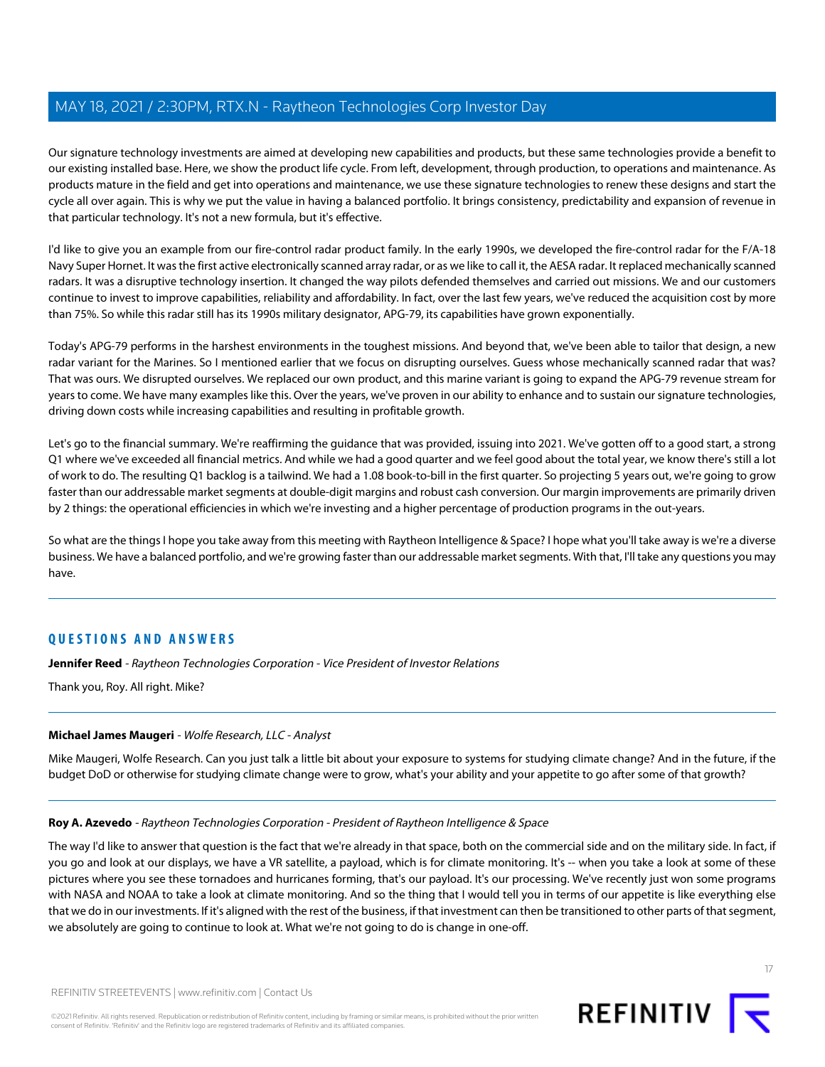Our signature technology investments are aimed at developing new capabilities and products, but these same technologies provide a benefit to our existing installed base. Here, we show the product life cycle. From left, development, through production, to operations and maintenance. As products mature in the field and get into operations and maintenance, we use these signature technologies to renew these designs and start the cycle all over again. This is why we put the value in having a balanced portfolio. It brings consistency, predictability and expansion of revenue in that particular technology. It's not a new formula, but it's effective.

I'd like to give you an example from our fire-control radar product family. In the early 1990s, we developed the fire-control radar for the F/A-18 Navy Super Hornet. It was the first active electronically scanned array radar, or as we like to call it, the AESA radar. It replaced mechanically scanned radars. It was a disruptive technology insertion. It changed the way pilots defended themselves and carried out missions. We and our customers continue to invest to improve capabilities, reliability and affordability. In fact, over the last few years, we've reduced the acquisition cost by more than 75%. So while this radar still has its 1990s military designator, APG-79, its capabilities have grown exponentially.

Today's APG-79 performs in the harshest environments in the toughest missions. And beyond that, we've been able to tailor that design, a new radar variant for the Marines. So I mentioned earlier that we focus on disrupting ourselves. Guess whose mechanically scanned radar that was? That was ours. We disrupted ourselves. We replaced our own product, and this marine variant is going to expand the APG-79 revenue stream for years to come. We have many examples like this. Over the years, we've proven in our ability to enhance and to sustain our signature technologies, driving down costs while increasing capabilities and resulting in profitable growth.

Let's go to the financial summary. We're reaffirming the guidance that was provided, issuing into 2021. We've gotten off to a good start, a strong Q1 where we've exceeded all financial metrics. And while we had a good quarter and we feel good about the total year, we know there's still a lot of work to do. The resulting Q1 backlog is a tailwind. We had a 1.08 book-to-bill in the first quarter. So projecting 5 years out, we're going to grow faster than our addressable market segments at double-digit margins and robust cash conversion. Our margin improvements are primarily driven by 2 things: the operational efficiencies in which we're investing and a higher percentage of production programs in the out-years.

So what are the things I hope you take away from this meeting with Raytheon Intelligence & Space? I hope what you'll take away is we're a diverse business. We have a balanced portfolio, and we're growing faster than our addressable market segments. With that, I'll take any questions you may have.

## QUESTIONS AND ANSWERS

**Jennifer Reed** - *Raytheon Technologies Corporation - Vice President of Investor Relations*

Thank you, Roy. All right. Mike?

**Michael James Maugeri** - *Wolfe Research, LLC - Analyst*

Mike Maugeri, Wolfe Research. Can you just talk a little bit about your exposure to systems for studying climate change? And in the future, if the budget DoD or otherwise for studying climate change were to grow, what's your ability and your appetite to go after some of that growth?

**Roy A. Azevedo** - *Raytheon Technologies Corporation - President of Raytheon Intelligence & Space*

The way I'd like to answer that question is the fact that we're already in that space, both on the commercial side and on the military side. In fact, if you go and look at our displays, we have a VR satellite, a payload, which is for climate monitoring. It's -- when you take a look at some of these pictures where you see these tornadoes and hurricanes forming, that's our payload. It's our processing. We've recently just won some programs with NASA and NOAA to take a look at climate monitoring. And so the thing that I would tell you in terms of our appetite is like everything else that we do in our investments. If it's aligned with the rest of the business, if that investment can then be transitioned to other parts of that segment, we absolutely are going to continue to look at. What we're not going to do is change in one-off.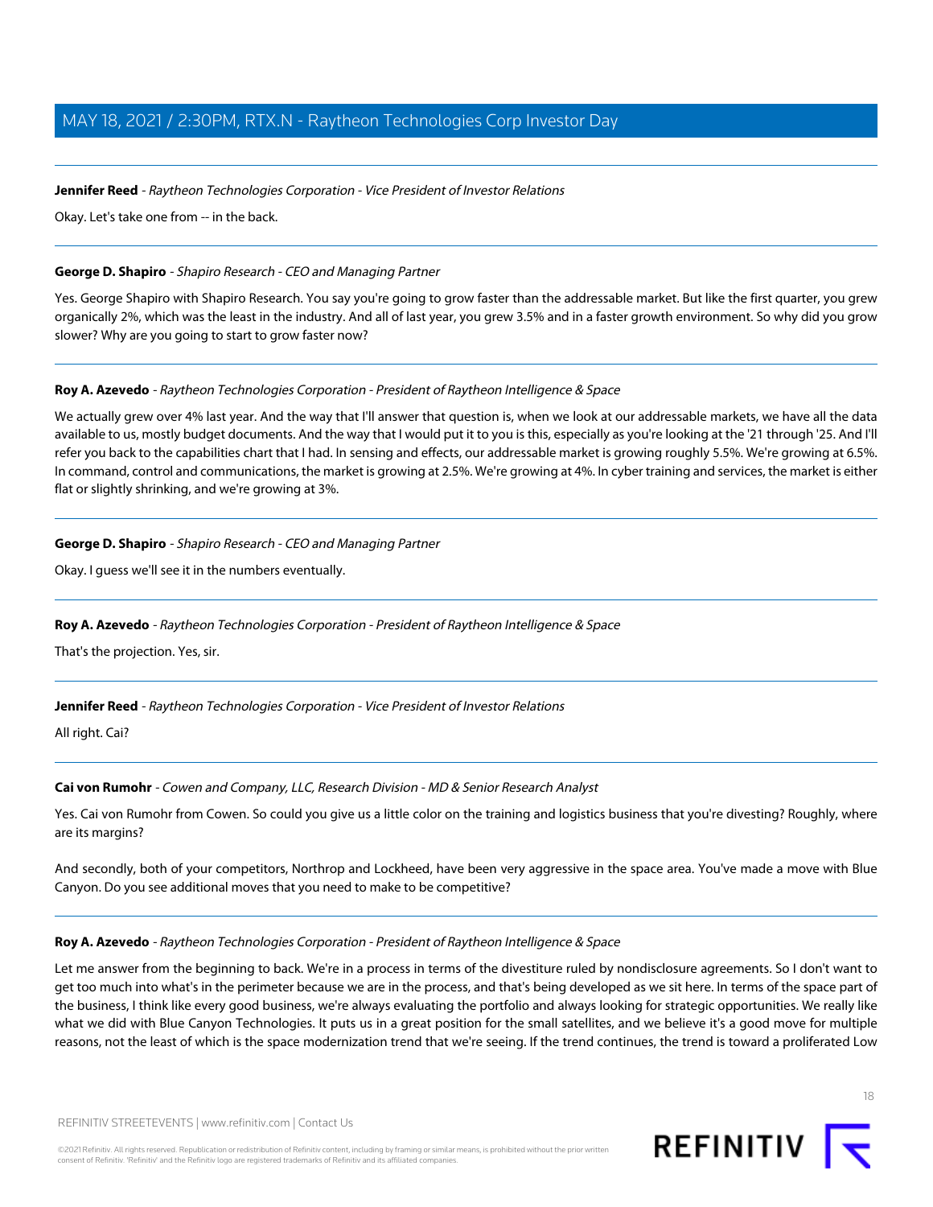**Jennifer Reed** - *Raytheon Technologies Corporation - Vice President of Investor Relations*

Okay. Let's take one from -- in the back.

---

**George D. Shapiro** - *Shapiro Research - CEO and Managing Partner*

Yes. George Shapiro with Shapiro Research. You say you're going to grow faster than the addressable market. But like the first quarter, you grew organically 2%, which was the least in the industry. And all of last year, you grew 3.5% and in a faster growth environment. So why did you grow slower? Why are you going to start to grow faster now?

---

**Roy A. Azevedo** - *Raytheon Technologies Corporation - President of Raytheon Intelligence & Space*

We actually grew over 4% last year. And the way that I'll answer that question is, when we look at our addressable markets, we have all the data available to us, mostly budget documents. And the way that I would put it to you is this, especially as you're looking at the '21 through '25. And I'll refer you back to the capabilities chart that I had. In sensing and effects, our addressable market is growing roughly 5.5%. We're growing at 6.5%. In command, control and communications, the market is growing at 2.5%. We're growing at 4%. In cyber training and services, the market is either flat or slightly shrinking, and we're growing at 3%.

---

**George D. Shapiro** - *Shapiro Research - CEO and Managing Partner*

Okay. I guess we'll see it in the numbers eventually.

---

**Roy A. Azevedo** - *Raytheon Technologies Corporation - President of Raytheon Intelligence & Space*

That's the projection. Yes, sir.

---

**Jennifer Reed** - *Raytheon Technologies Corporation - Vice President of Investor Relations*

All right. Cai?

---

**Cai von Rumohr** - *Cowen and Company, LLC, Research Division - MD & Senior Research Analyst*

Yes. Cai von Rumohr from Cowen. So could you give us a little color on the training and logistics business that you're divesting? Roughly, where are its margins?

And secondly, both of your competitors, Northrop and Lockheed, have been very aggressive in the space area. You've made a move with Blue Canyon. Do you see additional moves that you need to make to be competitive?

---

**Roy A. Azevedo** - *Raytheon Technologies Corporation - President of Raytheon Intelligence & Space*

Let me answer from the beginning to back. We're in a process in terms of the divestiture ruled by nondisclosure agreements. So I don't want to get too much into what's in the perimeter because we are in the process, and that's being developed as we sit here. In terms of the space part of the business, I think like every good business, we're always evaluating the portfolio and always looking for strategic opportunities. We really like what we did with Blue Canyon Technologies. It puts us in a great position for the small satellites, and we believe it's a good move for multiple reasons, not the least of which is the space modernization trend that we're seeing. If the trend continues, the trend is toward a proliferated Low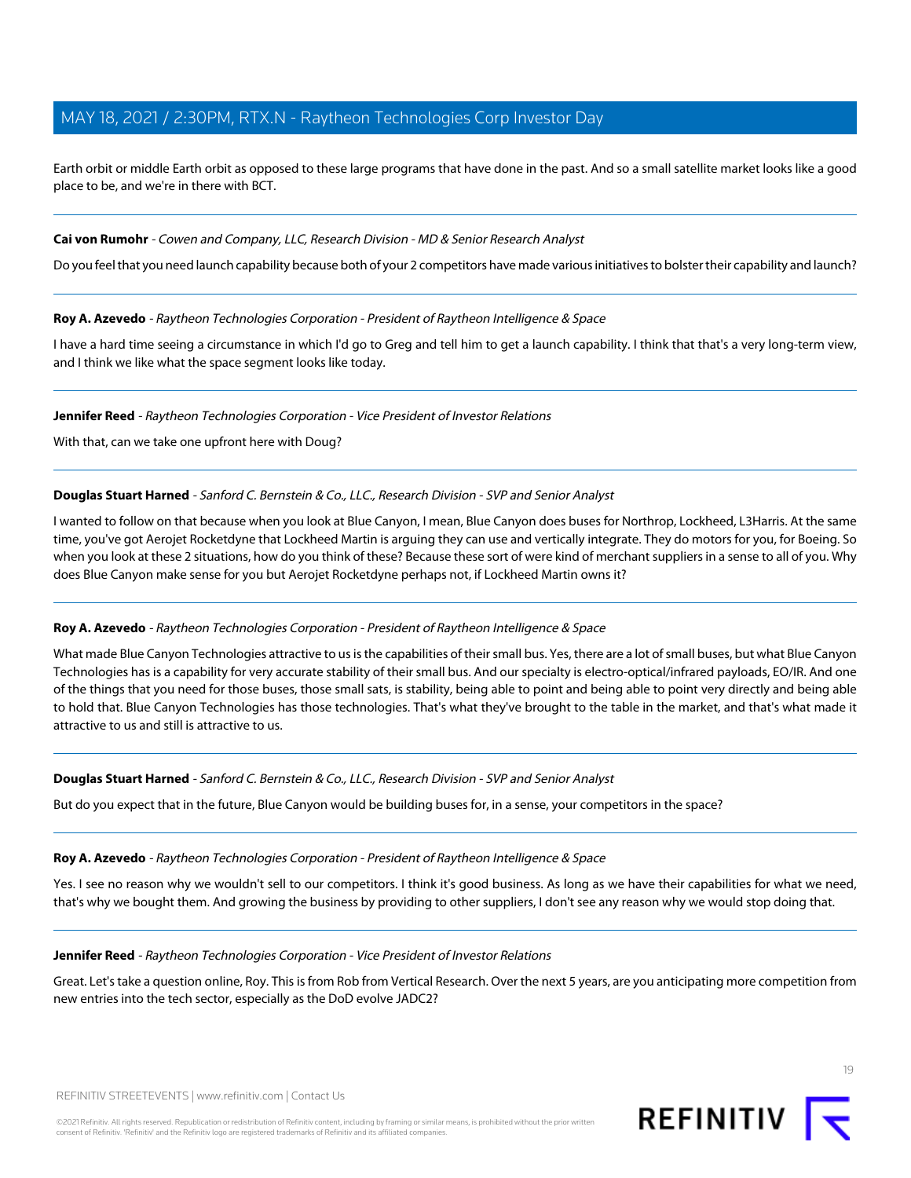Earth orbit or middle Earth orbit as opposed to these large programs that have done in the past. And so a small satellite market looks like a good place to be, and we're in there with BCT.

---

**Cai von Rumohr** - *Cowen and Company, LLC, Research Division - MD & Senior Research Analyst*

Do you feel that you need launch capability because both of your 2 competitors have made various initiatives to bolster their capability and launch?

---

**Roy A. Azevedo** - *Raytheon Technologies Corporation - President of Raytheon Intelligence & Space*

I have a hard time seeing a circumstance in which I'd go to Greg and tell him to get a launch capability. I think that that's a very long-term view, and I think we like what the space segment looks like today.

---

**Jennifer Reed** - *Raytheon Technologies Corporation - Vice President of Investor Relations*

With that, can we take one upfront here with Doug?

---

**Douglas Stuart Harned** - *Sanford C. Bernstein & Co., LLC., Research Division - SVP and Senior Analyst*

I wanted to follow on that because when you look at Blue Canyon, I mean, Blue Canyon does buses for Northrop, Lockheed, L3Harris. At the same time, you've got Aerojet Rocketdyne that Lockheed Martin is arguing they can use and vertically integrate. They do motors for you, for Boeing. So when you look at these 2 situations, how do you think of these? Because these sort of were kind of merchant suppliers in a sense to all of you. Why does Blue Canyon make sense for you but Aerojet Rocketdyne perhaps not, if Lockheed Martin owns it?

---

**Roy A. Azevedo** - *Raytheon Technologies Corporation - President of Raytheon Intelligence & Space*

What made Blue Canyon Technologies attractive to us is the capabilities of their small bus. Yes, there are a lot of small buses, but what Blue Canyon Technologies has is a capability for very accurate stability of their small bus. And our specialty is electro-optical/infrared payloads, EO/IR. And one of the things that you need for those buses, those small sats, is stability, being able to point and being able to point very directly and being able to hold that. Blue Canyon Technologies has those technologies. That's what they've brought to the table in the market, and that's what made it attractive to us and still is attractive to us.

---

**Douglas Stuart Harned** - *Sanford C. Bernstein & Co., LLC., Research Division - SVP and Senior Analyst*

But do you expect that in the future, Blue Canyon would be building buses for, in a sense, your competitors in the space?

---

**Roy A. Azevedo** - *Raytheon Technologies Corporation - President of Raytheon Intelligence & Space*

Yes. I see no reason why we wouldn't sell to our competitors. I think it's good business. As long as we have their capabilities for what we need, that's why we bought them. And growing the business by providing to other suppliers, I don't see any reason why we would stop doing that.

---

**Jennifer Reed** - *Raytheon Technologies Corporation - Vice President of Investor Relations*

Great. Let's take a question online, Roy. This is from Rob from Vertical Research. Over the next 5 years, are you anticipating more competition from new entries into the tech sector, especially as the DoD evolve JADC2?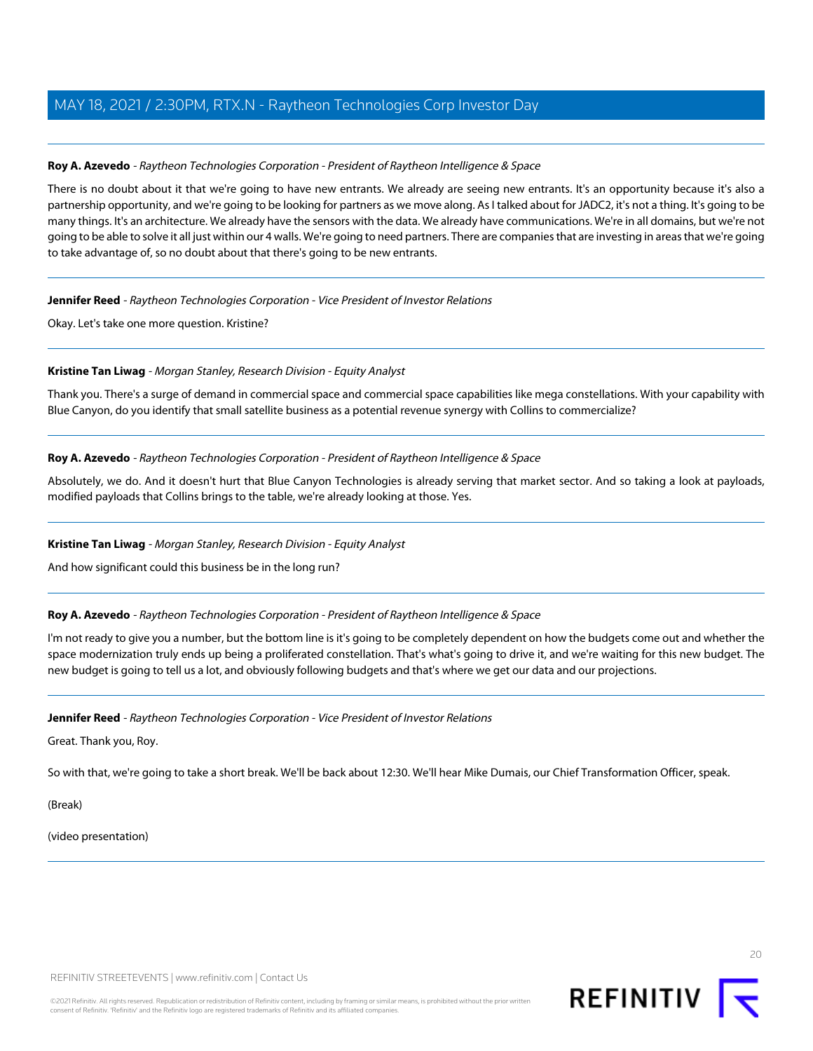**Roy A. Azevedo** - *Raytheon Technologies Corporation - President of Raytheon Intelligence & Space*

There is no doubt about it that we're going to have new entrants. We already are seeing new entrants. It's an opportunity because it's also a partnership opportunity, and we're going to be looking for partners as we move along. As I talked about for JADC2, it's not a thing. It's going to be many things. It's an architecture. We already have the sensors with the data. We already have communications. We're in all domains, but we're not going to be able to solve it all just within our 4 walls. We're going to need partners. There are companies that are investing in areas that we're going to take advantage of, so no doubt about that there's going to be new entrants.

---

**Jennifer Reed** - *Raytheon Technologies Corporation - Vice President of Investor Relations*

Okay. Let's take one more question. Kristine?

---

**Kristine Tan Liwag** - *Morgan Stanley, Research Division - Equity Analyst*

Thank you. There's a surge of demand in commercial space and commercial space capabilities like mega constellations. With your capability with Blue Canyon, do you identify that small satellite business as a potential revenue synergy with Collins to commercialize?

---

**Roy A. Azevedo** - *Raytheon Technologies Corporation - President of Raytheon Intelligence & Space*

Absolutely, we do. And it doesn't hurt that Blue Canyon Technologies is already serving that market sector. And so taking a look at payloads, modified payloads that Collins brings to the table, we're already looking at those. Yes.

---

**Kristine Tan Liwag** - *Morgan Stanley, Research Division - Equity Analyst*

And how significant could this business be in the long run?

---

**Roy A. Azevedo** - *Raytheon Technologies Corporation - President of Raytheon Intelligence & Space*

I'm not ready to give you a number, but the bottom line is it's going to be completely dependent on how the budgets come out and whether the space modernization truly ends up being a proliferated constellation. That's what's going to drive it, and we're waiting for this new budget. The new budget is going to tell us a lot, and obviously following budgets and that's where we get our data and our projections.

---

**Jennifer Reed** - *Raytheon Technologies Corporation - Vice President of Investor Relations*

Great. Thank you, Roy.

So with that, we're going to take a short break. We'll be back about 12:30. We'll hear Mike Dumais, our Chief Transformation Officer, speak.

(Break)

(video presentation)

---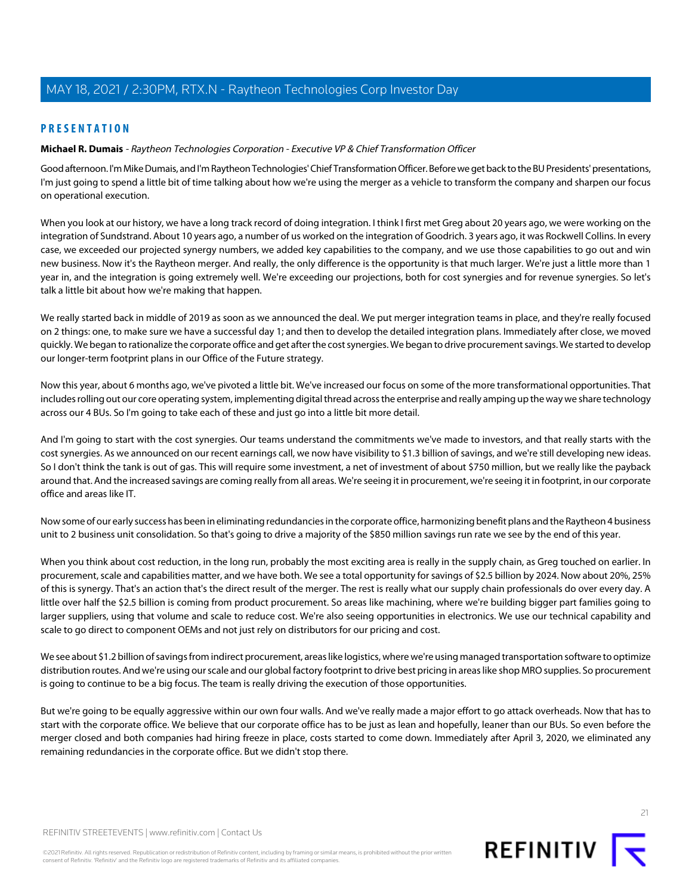## PRESENTATION

**Michael R. Dumais** - *Raytheon Technologies Corporation - Executive VP & Chief Transformation Officer*

Good afternoon. I'm Mike Dumais, and I'm Raytheon Technologies' Chief Transformation Officer. Before we get back to the BU Presidents' presentations, I'm just going to spend a little bit of time talking about how we're using the merger as a vehicle to transform the company and sharpen our focus on operational execution.

When you look at our history, we have a long track record of doing integration. I think I first met Greg about 20 years ago, we were working on the integration of Sundstrand. About 10 years ago, a number of us worked on the integration of Goodrich. 3 years ago, it was Rockwell Collins. In every case, we exceeded our projected synergy numbers, we added key capabilities to the company, and we use those capabilities to go out and win new business. Now it's the Raytheon merger. And really, the only difference is the opportunity is that much larger. We're just a little more than 1 year in, and the integration is going extremely well. We're exceeding our projections, both for cost synergies and for revenue synergies. So let's talk a little bit about how we're making that happen.

We really started back in middle of 2019 as soon as we announced the deal. We put merger integration teams in place, and they're really focused on 2 things: one, to make sure we have a successful day 1; and then to develop the detailed integration plans. Immediately after close, we moved quickly. We began to rationalize the corporate office and get after the cost synergies. We began to drive procurement savings. We started to develop our longer-term footprint plans in our Office of the Future strategy.

Now this year, about 6 months ago, we've pivoted a little bit. We've increased our focus on some of the more transformational opportunities. That includes rolling out our core operating system, implementing digital thread across the enterprise and really amping up the way we share technology across our 4 BUs. So I'm going to take each of these and just go into a little bit more detail.

And I'm going to start with the cost synergies. Our teams understand the commitments we've made to investors, and that really starts with the cost synergies. As we announced on our recent earnings call, we now have visibility to $1.3 billion of savings, and we're still developing new ideas. So I don't think the tank is out of gas. This will require some investment, a net of investment of about $750 million, but we really like the payback around that. And the increased savings are coming really from all areas. We're seeing it in procurement, we're seeing it in footprint, in our corporate office and areas like IT.

Now some of our early success has been in eliminating redundancies in the corporate office, harmonizing benefit plans and the Raytheon 4 business unit to 2 business unit consolidation. So that's going to drive a majority of the $850 million savings run rate we see by the end of this year.

When you think about cost reduction, in the long run, probably the most exciting area is really in the supply chain, as Greg touched on earlier. In procurement, scale and capabilities matter, and we have both. We see a total opportunity for savings of $2.5 billion by 2024. Now about 20%, 25% of this is synergy. That's an action that's the direct result of the merger. The rest is really what our supply chain professionals do over every day. A little over half the $2.5 billion is coming from product procurement. So areas like machining, where we're building bigger part families going to larger suppliers, using that volume and scale to reduce cost. We're also seeing opportunities in electronics. We use our technical capability and scale to go direct to component OEMs and not just rely on distributors for our pricing and cost.

We see about $1.2 billion of savings from indirect procurement, areas like logistics, where we're using managed transportation software to optimize distribution routes. And we're using our scale and our global factory footprint to drive best pricing in areas like shop MRO supplies. So procurement is going to continue to be a big focus. The team is really driving the execution of those opportunities.

But we're going to be equally aggressive within our own four walls. And we've really made a major effort to go attack overheads. Now that has to start with the corporate office. We believe that our corporate office has to be just as lean and hopefully, leaner than our BUs. So even before the merger closed and both companies had hiring freeze in place, costs started to come down. Immediately after April 3, 2020, we eliminated any remaining redundancies in the corporate office. But we didn't stop there.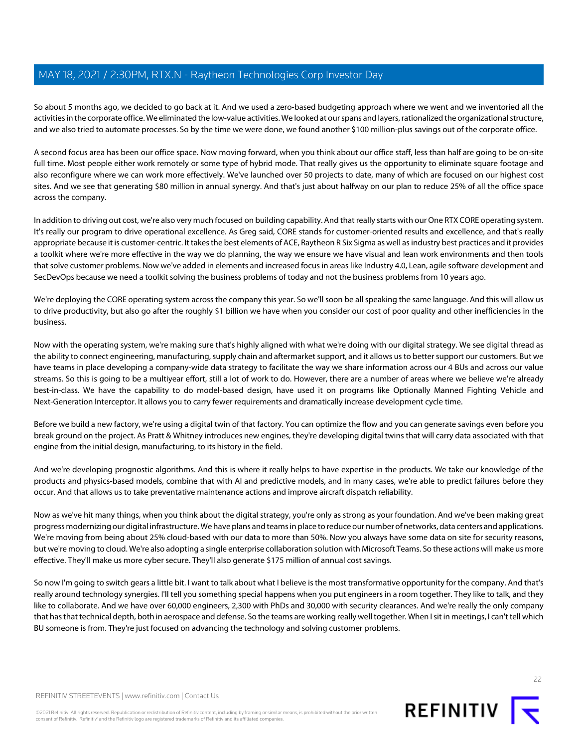So about 5 months ago, we decided to go back at it. And we used a zero-based budgeting approach where we went and we inventoried all the activities in the corporate office. We eliminated the low-value activities. We looked at our spans and layers, rationalized the organizational structure, and we also tried to automate processes. So by the time we were done, we found another $100 million-plus savings out of the corporate office.

A second focus area has been our office space. Now moving forward, when you think about our office staff, less than half are going to be on-site full time. Most people either work remotely or some type of hybrid mode. That really gives us the opportunity to eliminate square footage and also reconfigure where we can work more effectively. We've launched over 50 projects to date, many of which are focused on our highest cost sites. And we see that generating $80 million in annual synergy. And that's just about halfway on our plan to reduce 25% of all the office space across the company.

In addition to driving out cost, we're also very much focused on building capability. And that really starts with our One RTX CORE operating system. It's really our program to drive operational excellence. As Greg said, CORE stands for customer-oriented results and excellence, and that's really appropriate because it is customer-centric. It takes the best elements of ACE, Raytheon R Six Sigma as well as industry best practices and it provides a toolkit where we're more effective in the way we do planning, the way we ensure we have visual and lean work environments and then tools that solve customer problems. Now we've added in elements and increased focus in areas like Industry 4.0, Lean, agile software development and SecDevOps because we need a toolkit solving the business problems of today and not the business problems from 10 years ago.

We're deploying the CORE operating system across the company this year. So we'll soon be all speaking the same language. And this will allow us to drive productivity, but also go after the roughly $1 billion we have when you consider our cost of poor quality and other inefficiencies in the business.

Now with the operating system, we're making sure that's highly aligned with what we're doing with our digital strategy. We see digital thread as the ability to connect engineering, manufacturing, supply chain and aftermarket support, and it allows us to better support our customers. But we have teams in place developing a company-wide data strategy to facilitate the way we share information across our 4 BUs and across our value streams. So this is going to be a multiyear effort, still a lot of work to do. However, there are a number of areas where we believe we're already best-in-class. We have the capability to do model-based design, have used it on programs like Optionally Manned Fighting Vehicle and Next-Generation Interceptor. It allows you to carry fewer requirements and dramatically increase development cycle time.

Before we build a new factory, we're using a digital twin of that factory. You can optimize the flow and you can generate savings even before you break ground on the project. As Pratt & Whitney introduces new engines, they're developing digital twins that will carry data associated with that engine from the initial design, manufacturing, to its history in the field.

And we're developing prognostic algorithms. And this is where it really helps to have expertise in the products. We take our knowledge of the products and physics-based models, combine that with AI and predictive models, and in many cases, we're able to predict failures before they occur. And that allows us to take preventative maintenance actions and improve aircraft dispatch reliability.

Now as we've hit many things, when you think about the digital strategy, you're only as strong as your foundation. And we've been making great progress modernizing our digital infrastructure. We have plans and teams in place to reduce our number of networks, data centers and applications. We're moving from being about 25% cloud-based with our data to more than 50%. Now you always have some data on site for security reasons, but we're moving to cloud. We're also adopting a single enterprise collaboration solution with Microsoft Teams. So these actions will make us more effective. They'll make us more cyber secure. They'll also generate $175 million of annual cost savings.

So now I'm going to switch gears a little bit. I want to talk about what I believe is the most transformative opportunity for the company. And that's really around technology synergies. I'll tell you something special happens when you put engineers in a room together. They like to talk, and they like to collaborate. And we have over 60,000 engineers, 2,300 with PhDs and 30,000 with security clearances. And we're really the only company that has that technical depth, both in aerospace and defense. So the teams are working really well together. When I sit in meetings, I can't tell which BU someone is from. They're just focused on advancing the technology and solving customer problems.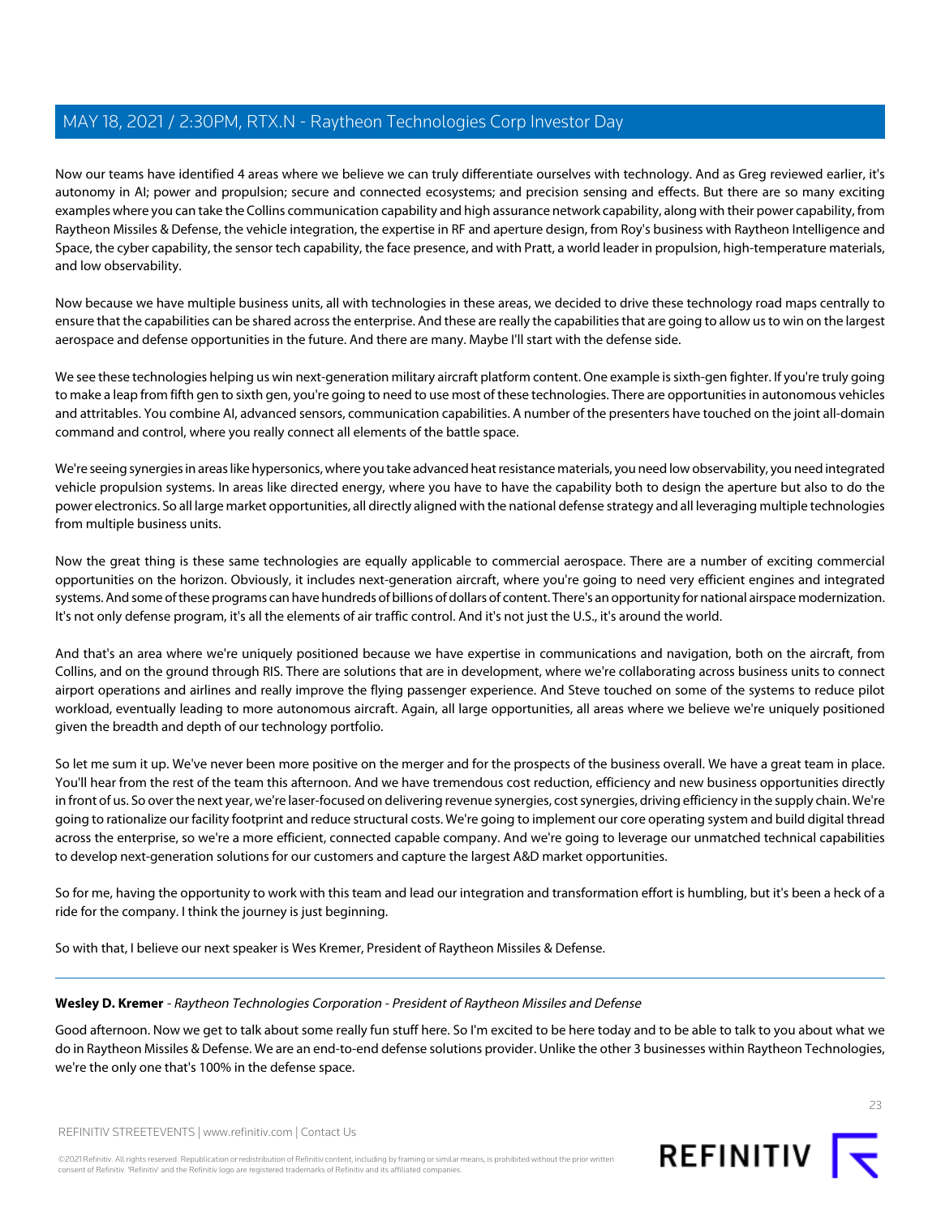Now our teams have identified 4 areas where we believe we can truly differentiate ourselves with technology. And as Greg reviewed earlier, it's autonomy in AI; power and propulsion; secure and connected ecosystems; and precision sensing and effects. But there are so many exciting examples where you can take the Collins communication capability and high assurance network capability, along with their power capability, from Raytheon Missiles & Defense, the vehicle integration, the expertise in RF and aperture design, from Roy's business with Raytheon Intelligence and Space, the cyber capability, the sensor tech capability, the face presence, and with Pratt, a world leader in propulsion, high-temperature materials, and low observability.

Now because we have multiple business units, all with technologies in these areas, we decided to drive these technology road maps centrally to ensure that the capabilities can be shared across the enterprise. And these are really the capabilities that are going to allow us to win on the largest aerospace and defense opportunities in the future. And there are many. Maybe I'll start with the defense side.

We see these technologies helping us win next-generation military aircraft platform content. One example is sixth-gen fighter. If you're truly going to make a leap from fifth gen to sixth gen, you're going to need to use most of these technologies. There are opportunities in autonomous vehicles and attritables. You combine AI, advanced sensors, communication capabilities. A number of the presenters have touched on the joint all-domain command and control, where you really connect all elements of the battle space.

We're seeing synergies in areas like hypersonics, where you take advanced heat resistance materials, you need low observability, you need integrated vehicle propulsion systems. In areas like directed energy, where you have to have the capability both to design the aperture but also to do the power electronics. So all large market opportunities, all directly aligned with the national defense strategy and all leveraging multiple technologies from multiple business units.

Now the great thing is these same technologies are equally applicable to commercial aerospace. There are a number of exciting commercial opportunities on the horizon. Obviously, it includes next-generation aircraft, where you're going to need very efficient engines and integrated systems. And some of these programs can have hundreds of billions of dollars of content. There's an opportunity for national airspace modernization. It's not only defense program, it's all the elements of air traffic control. And it's not just the U.S., it's around the world.

And that's an area where we're uniquely positioned because we have expertise in communications and navigation, both on the aircraft, from Collins, and on the ground through RIS. There are solutions that are in development, where we're collaborating across business units to connect airport operations and airlines and really improve the flying passenger experience. And Steve touched on some of the systems to reduce pilot workload, eventually leading to more autonomous aircraft. Again, all large opportunities, all areas where we believe we're uniquely positioned given the breadth and depth of our technology portfolio.

So let me sum it up. We've never been more positive on the merger and for the prospects of the business overall. We have a great team in place. You'll hear from the rest of the team this afternoon. And we have tremendous cost reduction, efficiency and new business opportunities directly in front of us. So over the next year, we're laser-focused on delivering revenue synergies, cost synergies, driving efficiency in the supply chain. We're going to rationalize our facility footprint and reduce structural costs. We're going to implement our core operating system and build digital thread across the enterprise, so we're a more efficient, connected capable company. And we're going to leverage our unmatched technical capabilities to develop next-generation solutions for our customers and capture the largest A&D market opportunities.

So for me, having the opportunity to work with this team and lead our integration and transformation effort is humbling, but it's been a heck of a ride for the company. I think the journey is just beginning.

So with that, I believe our next speaker is Wes Kremer, President of Raytheon Missiles & Defense.

---

**Wesley D. Kremer** - *Raytheon Technologies Corporation - President of Raytheon Missiles and Defense*

Good afternoon. Now we get to talk about some really fun stuff here. So I'm excited to be here today and to be able to talk to you about what we do in Raytheon Missiles & Defense. We are an end-to-end defense solutions provider. Unlike the other 3 businesses within Raytheon Technologies, we're the only one that's 100% in the defense space.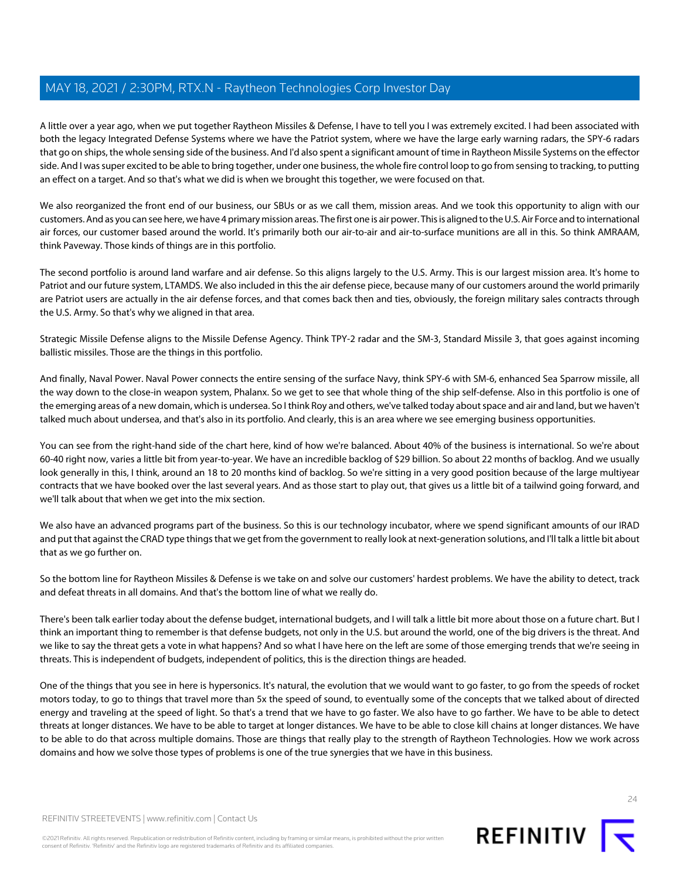A little over a year ago, when we put together Raytheon Missiles & Defense, I have to tell you I was extremely excited. I had been associated with both the legacy Integrated Defense Systems where we have the Patriot system, where we have the large early warning radars, the SPY-6 radars that go on ships, the whole sensing side of the business. And I'd also spent a significant amount of time in Raytheon Missile Systems on the effector side. And I was super excited to be able to bring together, under one business, the whole fire control loop to go from sensing to tracking, to putting an effect on a target. And so that's what we did is when we brought this together, we were focused on that.

We also reorganized the front end of our business, our SBUs or as we call them, mission areas. And we took this opportunity to align with our customers. And as you can see here, we have 4 primary mission areas. The first one is air power. This is aligned to the U.S. Air Force and to international air forces, our customer based around the world. It's primarily both our air-to-air and air-to-surface munitions are all in this. So think AMRAAM, think Paveway. Those kinds of things are in this portfolio.

The second portfolio is around land warfare and air defense. So this aligns largely to the U.S. Army. This is our largest mission area. It's home to Patriot and our future system, LTAMDS. We also included in this the air defense piece, because many of our customers around the world primarily are Patriot users are actually in the air defense forces, and that comes back then and ties, obviously, the foreign military sales contracts through the U.S. Army. So that's why we aligned in that area.

Strategic Missile Defense aligns to the Missile Defense Agency. Think TPY-2 radar and the SM-3, Standard Missile 3, that goes against incoming ballistic missiles. Those are the things in this portfolio.

And finally, Naval Power. Naval Power connects the entire sensing of the surface Navy, think SPY-6 with SM-6, enhanced Sea Sparrow missile, all the way down to the close-in weapon system, Phalanx. So we get to see that whole thing of the ship self-defense. Also in this portfolio is one of the emerging areas of a new domain, which is undersea. So I think Roy and others, we've talked today about space and air and land, but we haven't talked much about undersea, and that's also in its portfolio. And clearly, this is an area where we see emerging business opportunities.

You can see from the right-hand side of the chart here, kind of how we're balanced. About 40% of the business is international. So we're about 60-40 right now, varies a little bit from year-to-year. We have an incredible backlog of $29 billion. So about 22 months of backlog. And we usually look generally in this, I think, around an 18 to 20 months kind of backlog. So we're sitting in a very good position because of the large multiyear contracts that we have booked over the last several years. And as those start to play out, that gives us a little bit of a tailwind going forward, and we'll talk about that when we get into the mix section.

We also have an advanced programs part of the business. So this is our technology incubator, where we spend significant amounts of our IRAD and put that against the CRAD type things that we get from the government to really look at next-generation solutions, and I'll talk a little bit about that as we go further on.

So the bottom line for Raytheon Missiles & Defense is we take on and solve our customers' hardest problems. We have the ability to detect, track and defeat threats in all domains. And that's the bottom line of what we really do.

There's been talk earlier today about the defense budget, international budgets, and I will talk a little bit more about those on a future chart. But I think an important thing to remember is that defense budgets, not only in the U.S. but around the world, one of the big drivers is the threat. And we like to say the threat gets a vote in what happens? And so what I have here on the left are some of those emerging trends that we're seeing in threats. This is independent of budgets, independent of politics, this is the direction things are headed.

One of the things that you see in here is hypersonics. It's natural, the evolution that we would want to go faster, to go from the speeds of rocket motors today, to go to things that travel more than 5x the speed of sound, to eventually some of the concepts that we talked about of directed energy and traveling at the speed of light. So that's a trend that we have to go faster. We also have to go farther. We have to be able to detect threats at longer distances. We have to be able to target at longer distances. We have to be able to close kill chains at longer distances. We have to be able to do that across multiple domains. Those are things that really play to the strength of Raytheon Technologies. How we work across domains and how we solve those types of problems is one of the true synergies that we have in this business.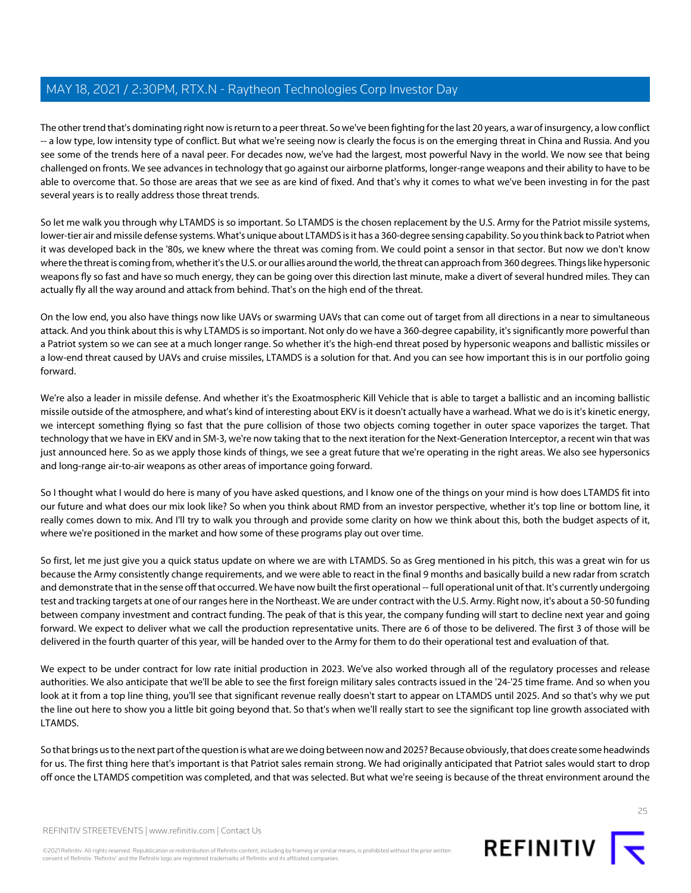The other trend that's dominating right now is return to a peer threat. So we've been fighting for the last 20 years, a war of insurgency, a low conflict -- a low type, low intensity type of conflict. But what we're seeing now is clearly the focus is on the emerging threat in China and Russia. And you see some of the trends here of a naval peer. For decades now, we've had the largest, most powerful Navy in the world. We now see that being challenged on fronts. We see advances in technology that go against our airborne platforms, longer-range weapons and their ability to have to be able to overcome that. So those are areas that we see as are kind of fixed. And that's why it comes to what we've been investing in for the past several years is to really address those threat trends.

So let me walk you through why LTAMDS is so important. So LTAMDS is the chosen replacement by the U.S. Army for the Patriot missile systems, lower-tier air and missile defense systems. What's unique about LTAMDS is it has a 360-degree sensing capability. So you think back to Patriot when it was developed back in the '80s, we knew where the threat was coming from. We could point a sensor in that sector. But now we don't know where the threat is coming from, whether it's the U.S. or our allies around the world, the threat can approach from 360 degrees. Things like hypersonic weapons fly so fast and have so much energy, they can be going over this direction last minute, make a divert of several hundred miles. They can actually fly all the way around and attack from behind. That's on the high end of the threat.

On the low end, you also have things now like UAVs or swarming UAVs that can come out of target from all directions in a near to simultaneous attack. And you think about this is why LTAMDS is so important. Not only do we have a 360-degree capability, it's significantly more powerful than a Patriot system so we can see at a much longer range. So whether it's the high-end threat posed by hypersonic weapons and ballistic missiles or a low-end threat caused by UAVs and cruise missiles, LTAMDS is a solution for that. And you can see how important this is in our portfolio going forward.

We're also a leader in missile defense. And whether it's the Exoatmospheric Kill Vehicle that is able to target a ballistic and an incoming ballistic missile outside of the atmosphere, and what's kind of interesting about EKV is it doesn't actually have a warhead. What we do is it's kinetic energy, we intercept something flying so fast that the pure collision of those two objects coming together in outer space vaporizes the target. That technology that we have in EKV and in SM-3, we're now taking that to the next iteration for the Next-Generation Interceptor, a recent win that was just announced here. So as we apply those kinds of things, we see a great future that we're operating in the right areas. We also see hypersonics and long-range air-to-air weapons as other areas of importance going forward.

So I thought what I would do here is many of you have asked questions, and I know one of the things on your mind is how does LTAMDS fit into our future and what does our mix look like? So when you think about RMD from an investor perspective, whether it's top line or bottom line, it really comes down to mix. And I'll try to walk you through and provide some clarity on how we think about this, both the budget aspects of it, where we're positioned in the market and how some of these programs play out over time.

So first, let me just give you a quick status update on where we are with LTAMDS. So as Greg mentioned in his pitch, this was a great win for us because the Army consistently change requirements, and we were able to react in the final 9 months and basically build a new radar from scratch and demonstrate that in the sense off that occurred. We have now built the first operational -- full operational unit of that. It's currently undergoing test and tracking targets at one of our ranges here in the Northeast. We are under contract with the U.S. Army. Right now, it's about a 50-50 funding between company investment and contract funding. The peak of that is this year, the company funding will start to decline next year and going forward. We expect to deliver what we call the production representative units. There are 6 of those to be delivered. The first 3 of those will be delivered in the fourth quarter of this year, will be handed over to the Army for them to do their operational test and evaluation of that.

We expect to be under contract for low rate initial production in 2023. We've also worked through all of the regulatory processes and release authorities. We also anticipate that we'll be able to see the first foreign military sales contracts issued in the '24-'25 time frame. And so when you look at it from a top line thing, you'll see that significant revenue really doesn't start to appear on LTAMDS until 2025. And so that's why we put the line out here to show you a little bit going beyond that. So that's when we'll really start to see the significant top line growth associated with LTAMDS.

So that brings us to the next part of the question is what are we doing between now and 2025? Because obviously, that does create some headwinds for us. The first thing here that's important is that Patriot sales remain strong. We had originally anticipated that Patriot sales would start to drop off once the LTAMDS competition was completed, and that was selected. But what we're seeing is because of the threat environment around the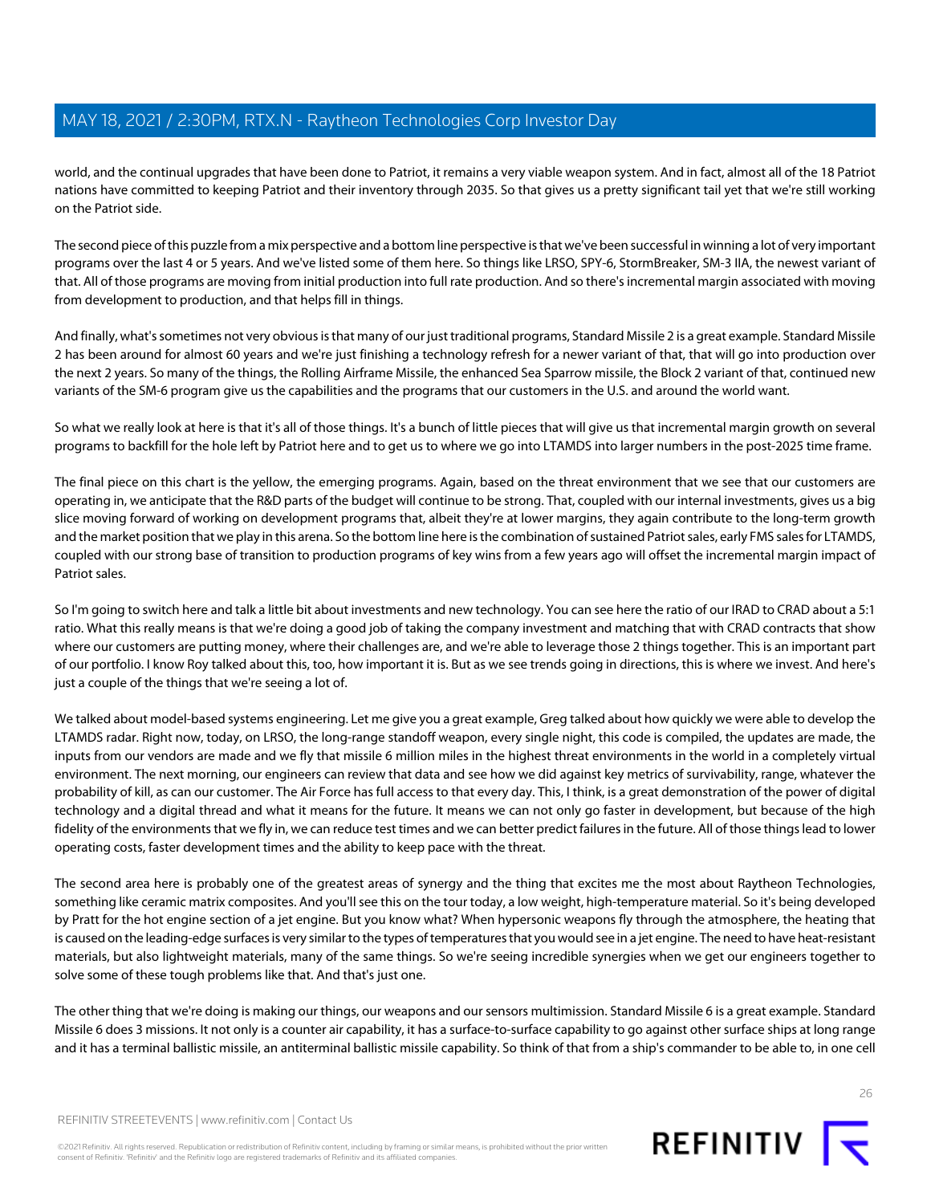world, and the continual upgrades that have been done to Patriot, it remains a very viable weapon system. And in fact, almost all of the 18 Patriot nations have committed to keeping Patriot and their inventory through 2035. So that gives us a pretty significant tail yet that we're still working on the Patriot side.

The second piece of this puzzle from a mix perspective and a bottom line perspective is that we've been successful in winning a lot of very important programs over the last 4 or 5 years. And we've listed some of them here. So things like LRSO, SPY-6, StormBreaker, SM-3 IIA, the newest variant of that. All of those programs are moving from initial production into full rate production. And so there's incremental margin associated with moving from development to production, and that helps fill in things.

And finally, what's sometimes not very obvious is that many of our just traditional programs, Standard Missile 2 is a great example. Standard Missile 2 has been around for almost 60 years and we're just finishing a technology refresh for a newer variant of that, that will go into production over the next 2 years. So many of the things, the Rolling Airframe Missile, the enhanced Sea Sparrow missile, the Block 2 variant of that, continued new variants of the SM-6 program give us the capabilities and the programs that our customers in the U.S. and around the world want.

So what we really look at here is that it's all of those things. It's a bunch of little pieces that will give us that incremental margin growth on several programs to backfill for the hole left by Patriot here and to get us to where we go into LTAMDS into larger numbers in the post-2025 time frame.

The final piece on this chart is the yellow, the emerging programs. Again, based on the threat environment that we see that our customers are operating in, we anticipate that the R&D parts of the budget will continue to be strong. That, coupled with our internal investments, gives us a big slice moving forward of working on development programs that, albeit they're at lower margins, they again contribute to the long-term growth and the market position that we play in this arena. So the bottom line here is the combination of sustained Patriot sales, early FMS sales for LTAMDS, coupled with our strong base of transition to production programs of key wins from a few years ago will offset the incremental margin impact of Patriot sales.

So I'm going to switch here and talk a little bit about investments and new technology. You can see here the ratio of our IRAD to CRAD about a 5:1 ratio. What this really means is that we're doing a good job of taking the company investment and matching that with CRAD contracts that show where our customers are putting money, where their challenges are, and we're able to leverage those 2 things together. This is an important part of our portfolio. I know Roy talked about this, too, how important it is. But as we see trends going in directions, this is where we invest. And here's just a couple of the things that we're seeing a lot of.

We talked about model-based systems engineering. Let me give you a great example, Greg talked about how quickly we were able to develop the LTAMDS radar. Right now, today, on LRSO, the long-range standoff weapon, every single night, this code is compiled, the updates are made, the inputs from our vendors are made and we fly that missile 6 million miles in the highest threat environments in the world in a completely virtual environment. The next morning, our engineers can review that data and see how we did against key metrics of survivability, range, whatever the probability of kill, as can our customer. The Air Force has full access to that every day. This, I think, is a great demonstration of the power of digital technology and a digital thread and what it means for the future. It means we can not only go faster in development, but because of the high fidelity of the environments that we fly in, we can reduce test times and we can better predict failures in the future. All of those things lead to lower operating costs, faster development times and the ability to keep pace with the threat.

The second area here is probably one of the greatest areas of synergy and the thing that excites me the most about Raytheon Technologies, something like ceramic matrix composites. And you'll see this on the tour today, a low weight, high-temperature material. So it's being developed by Pratt for the hot engine section of a jet engine. But you know what? When hypersonic weapons fly through the atmosphere, the heating that is caused on the leading-edge surfaces is very similar to the types of temperatures that you would see in a jet engine. The need to have heat-resistant materials, but also lightweight materials, many of the same things. So we're seeing incredible synergies when we get our engineers together to solve some of these tough problems like that. And that's just one.

The other thing that we're doing is making our things, our weapons and our sensors multimission. Standard Missile 6 is a great example. Standard Missile 6 does 3 missions. It not only is a counter air capability, it has a surface-to-surface capability to go against other surface ships at long range and it has a terminal ballistic missile, an antiterminal ballistic missile capability. So think of that from a ship's commander to be able to, in one cell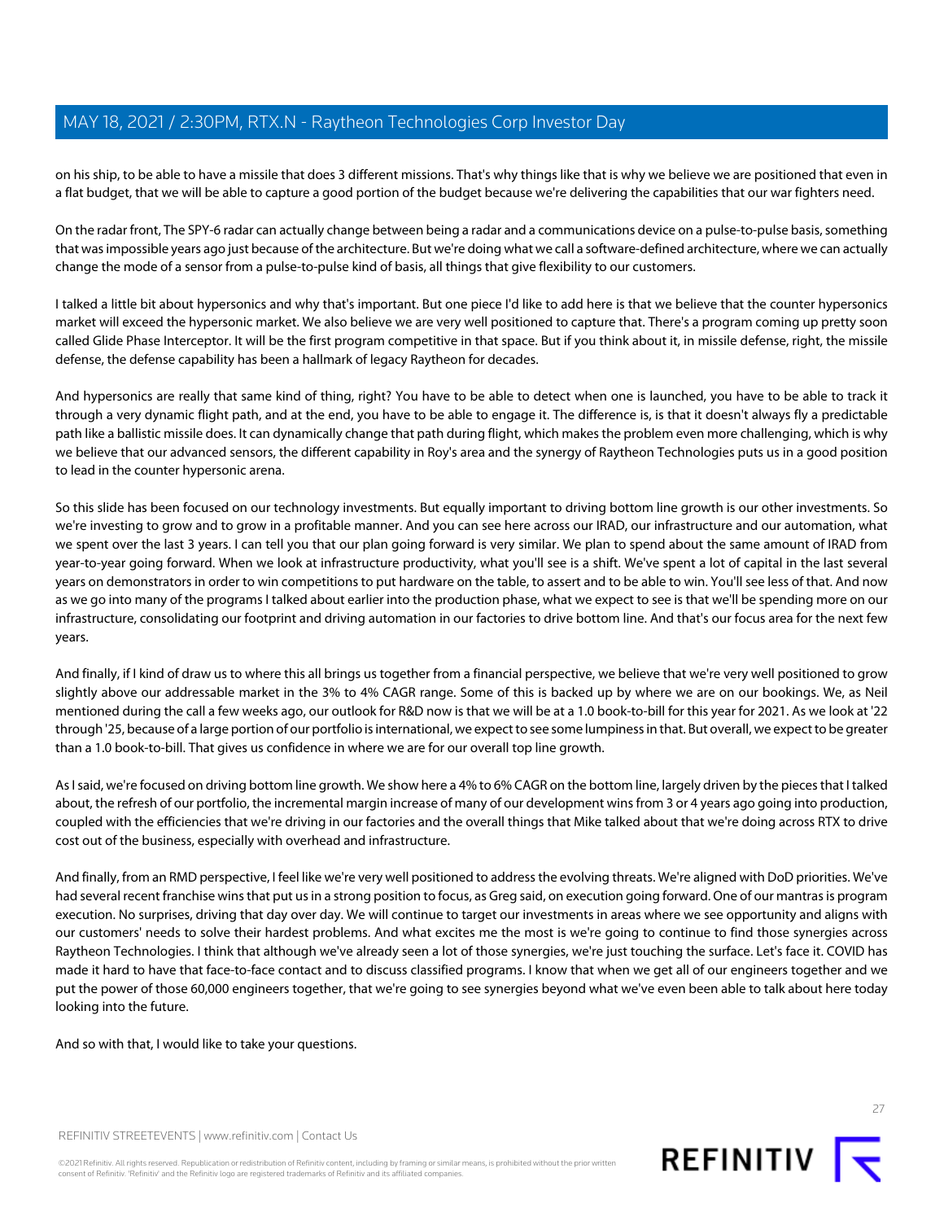on his ship, to be able to have a missile that does 3 different missions. That's why things like that is why we believe we are positioned that even in a flat budget, that we will be able to capture a good portion of the budget because we're delivering the capabilities that our war fighters need.

On the radar front, The SPY-6 radar can actually change between being a radar and a communications device on a pulse-to-pulse basis, something that was impossible years ago just because of the architecture. But we're doing what we call a software-defined architecture, where we can actually change the mode of a sensor from a pulse-to-pulse kind of basis, all things that give flexibility to our customers.

I talked a little bit about hypersonics and why that's important. But one piece I'd like to add here is that we believe that the counter hypersonics market will exceed the hypersonic market. We also believe we are very well positioned to capture that. There's a program coming up pretty soon called Glide Phase Interceptor. It will be the first program competitive in that space. But if you think about it, in missile defense, right, the missile defense, the defense capability has been a hallmark of legacy Raytheon for decades.

And hypersonics are really that same kind of thing, right? You have to be able to detect when one is launched, you have to be able to track it through a very dynamic flight path, and at the end, you have to be able to engage it. The difference is, is that it doesn't always fly a predictable path like a ballistic missile does. It can dynamically change that path during flight, which makes the problem even more challenging, which is why we believe that our advanced sensors, the different capability in Roy's area and the synergy of Raytheon Technologies puts us in a good position to lead in the counter hypersonic arena.

So this slide has been focused on our technology investments. But equally important to driving bottom line growth is our other investments. So we're investing to grow and to grow in a profitable manner. And you can see here across our IRAD, our infrastructure and our automation, what we spent over the last 3 years. I can tell you that our plan going forward is very similar. We plan to spend about the same amount of IRAD from year-to-year going forward. When we look at infrastructure productivity, what you'll see is a shift. We've spent a lot of capital in the last several years on demonstrators in order to win competitions to put hardware on the table, to assert and to be able to win. You'll see less of that. And now as we go into many of the programs I talked about earlier into the production phase, what we expect to see is that we'll be spending more on our infrastructure, consolidating our footprint and driving automation in our factories to drive bottom line. And that's our focus area for the next few years.

And finally, if I kind of draw us to where this all brings us together from a financial perspective, we believe that we're very well positioned to grow slightly above our addressable market in the 3% to 4% CAGR range. Some of this is backed up by where we are on our bookings. We, as Neil mentioned during the call a few weeks ago, our outlook for R&D now is that we will be at a 1.0 book-to-bill for this year for 2021. As we look at '22 through '25, because of a large portion of our portfolio is international, we expect to see some lumpiness in that. But overall, we expect to be greater than a 1.0 book-to-bill. That gives us confidence in where we are for our overall top line growth.

As I said, we're focused on driving bottom line growth. We show here a 4% to 6% CAGR on the bottom line, largely driven by the pieces that I talked about, the refresh of our portfolio, the incremental margin increase of many of our development wins from 3 or 4 years ago going into production, coupled with the efficiencies that we're driving in our factories and the overall things that Mike talked about that we're doing across RTX to drive cost out of the business, especially with overhead and infrastructure.

And finally, from an RMD perspective, I feel like we're very well positioned to address the evolving threats. We're aligned with DoD priorities. We've had several recent franchise wins that put us in a strong position to focus, as Greg said, on execution going forward. One of our mantras is program execution. No surprises, driving that day over day. We will continue to target our investments in areas where we see opportunity and aligns with our customers' needs to solve their hardest problems. And what excites me the most is we're going to continue to find those synergies across Raytheon Technologies. I think that although we've already seen a lot of those synergies, we're just touching the surface. Let's face it. COVID has made it hard to have that face-to-face contact and to discuss classified programs. I know that when we get all of our engineers together and we put the power of those 60,000 engineers together, that we're going to see synergies beyond what we've even been able to talk about here today looking into the future.

And so with that, I would like to take your questions.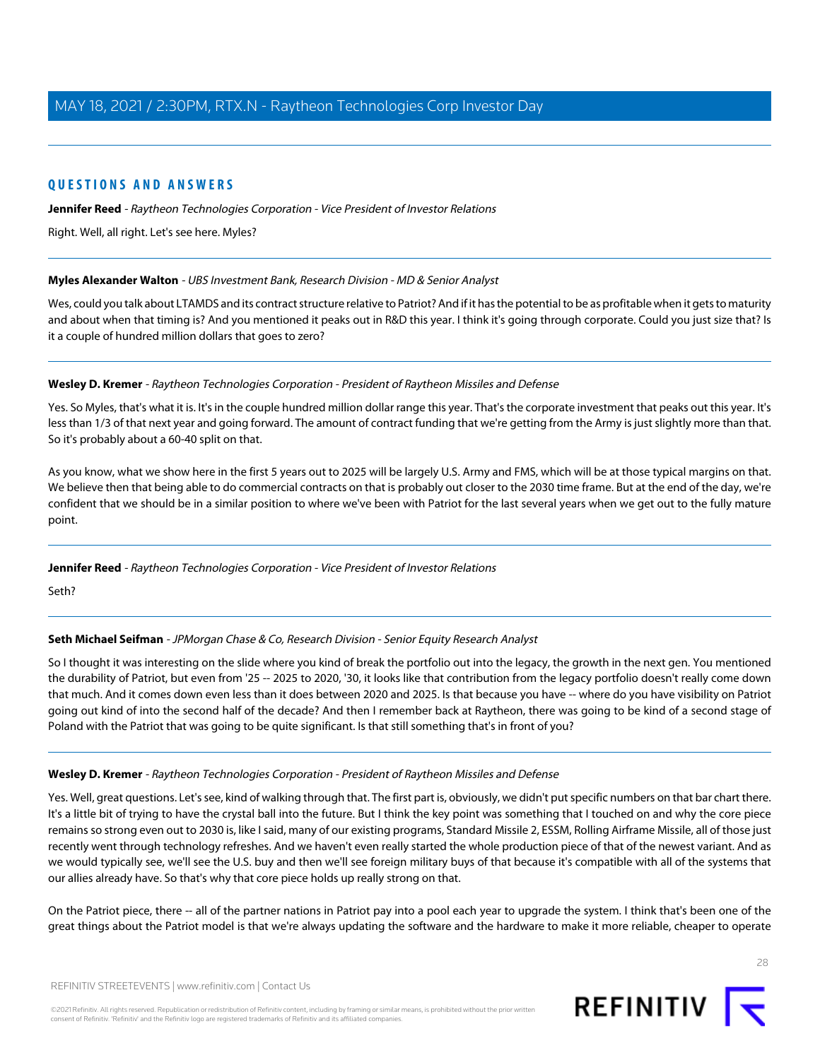## QUESTIONS AND ANSWERS

**Jennifer Reed** - *Raytheon Technologies Corporation - Vice President of Investor Relations*

Right. Well, all right. Let's see here. Myles?

---

**Myles Alexander Walton** - *UBS Investment Bank, Research Division - MD & Senior Analyst*

Wes, could you talk about LTAMDS and its contract structure relative to Patriot? And if it has the potential to be as profitable when it gets to maturity and about when that timing is? And you mentioned it peaks out in R&D this year. I think it's going through corporate. Could you just size that? Is it a couple of hundred million dollars that goes to zero?

---

**Wesley D. Kremer** - *Raytheon Technologies Corporation - President of Raytheon Missiles and Defense*

Yes. So Myles, that's what it is. It's in the couple hundred million dollar range this year. That's the corporate investment that peaks out this year. It's less than 1/3 of that next year and going forward. The amount of contract funding that we're getting from the Army is just slightly more than that. So it's probably about a 60-40 split on that.

As you know, what we show here in the first 5 years out to 2025 will be largely U.S. Army and FMS, which will be at those typical margins on that. We believe then that being able to do commercial contracts on that is probably out closer to the 2030 time frame. But at the end of the day, we're confident that we should be in a similar position to where we've been with Patriot for the last several years when we get out to the fully mature point.

---

**Jennifer Reed** - *Raytheon Technologies Corporation - Vice President of Investor Relations*

Seth?

---

**Seth Michael Seifman** - *JPMorgan Chase & Co, Research Division - Senior Equity Research Analyst*

So I thought it was interesting on the slide where you kind of break the portfolio out into the legacy, the growth in the next gen. You mentioned the durability of Patriot, but even from '25 -- 2025 to 2020, '30, it looks like that contribution from the legacy portfolio doesn't really come down that much. And it comes down even less than it does between 2020 and 2025. Is that because you have -- where do you have visibility on Patriot going out kind of into the second half of the decade? And then I remember back at Raytheon, there was going to be kind of a second stage of Poland with the Patriot that was going to be quite significant. Is that still something that's in front of you?

---

**Wesley D. Kremer** - *Raytheon Technologies Corporation - President of Raytheon Missiles and Defense*

Yes. Well, great questions. Let's see, kind of walking through that. The first part is, obviously, we didn't put specific numbers on that bar chart there. It's a little bit of trying to have the crystal ball into the future. But I think the key point was something that I touched on and why the core piece remains so strong even out to 2030 is, like I said, many of our existing programs, Standard Missile 2, ESSM, Rolling Airframe Missile, all of those just recently went through technology refreshes. And we haven't even really started the whole production piece of that of the newest variant. And as we would typically see, we'll see the U.S. buy and then we'll see foreign military buys of that because it's compatible with all of the systems that our allies already have. So that's why that core piece holds up really strong on that.

On the Patriot piece, there -- all of the partner nations in Patriot pay into a pool each year to upgrade the system. I think that's been one of the great things about the Patriot model is that we're always updating the software and the hardware to make it more reliable, cheaper to operate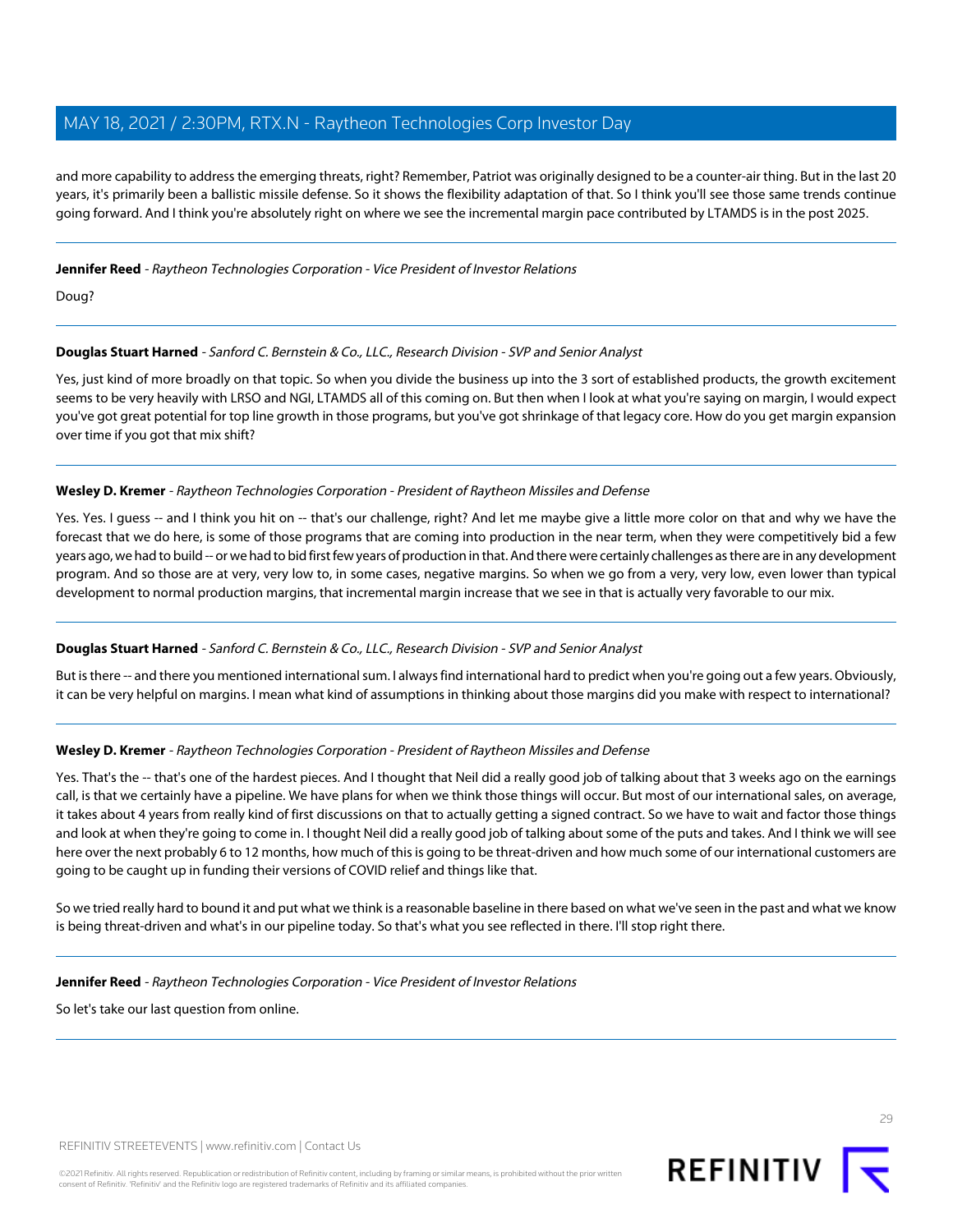and more capability to address the emerging threats, right? Remember, Patriot was originally designed to be a counter-air thing. But in the last 20 years, it's primarily been a ballistic missile defense. So it shows the flexibility adaptation of that. So I think you'll see those same trends continue going forward. And I think you're absolutely right on where we see the incremental margin pace contributed by LTAMDS is in the post 2025.

---

**Jennifer Reed** - *Raytheon Technologies Corporation - Vice President of Investor Relations*

Doug?

---

**Douglas Stuart Harned** - *Sanford C. Bernstein & Co., LLC., Research Division - SVP and Senior Analyst*

Yes, just kind of more broadly on that topic. So when you divide the business up into the 3 sort of established products, the growth excitement seems to be very heavily with LRSO and NGI, LTAMDS all of this coming on. But then when I look at what you're saying on margin, I would expect you've got great potential for top line growth in those programs, but you've got shrinkage of that legacy core. How do you get margin expansion over time if you got that mix shift?

---

**Wesley D. Kremer** - *Raytheon Technologies Corporation - President of Raytheon Missiles and Defense*

Yes. Yes. I guess -- and I think you hit on -- that's our challenge, right? And let me maybe give a little more color on that and why we have the forecast that we do here, is some of those programs that are coming into production in the near term, when they were competitively bid a few years ago, we had to build -- or we had to bid first few years of production in that. And there were certainly challenges as there are in any development program. And so those are at very, very low to, in some cases, negative margins. So when we go from a very, very low, even lower than typical development to normal production margins, that incremental margin increase that we see in that is actually very favorable to our mix.

---

**Douglas Stuart Harned** - *Sanford C. Bernstein & Co., LLC., Research Division - SVP and Senior Analyst*

But is there -- and there you mentioned international sum. I always find international hard to predict when you're going out a few years. Obviously, it can be very helpful on margins. I mean what kind of assumptions in thinking about those margins did you make with respect to international?

---

**Wesley D. Kremer** - *Raytheon Technologies Corporation - President of Raytheon Missiles and Defense*

Yes. That's the -- that's one of the hardest pieces. And I thought that Neil did a really good job of talking about that 3 weeks ago on the earnings call, is that we certainly have a pipeline. We have plans for when we think those things will occur. But most of our international sales, on average, it takes about 4 years from really kind of first discussions on that to actually getting a signed contract. So we have to wait and factor those things and look at when they're going to come in. I thought Neil did a really good job of talking about some of the puts and takes. And I think we will see here over the next probably 6 to 12 months, how much of this is going to be threat-driven and how much some of our international customers are going to be caught up in funding their versions of COVID relief and things like that.

So we tried really hard to bound it and put what we think is a reasonable baseline in there based on what we've seen in the past and what we know is being threat-driven and what's in our pipeline today. So that's what you see reflected in there. I'll stop right there.

---

**Jennifer Reed** - *Raytheon Technologies Corporation - Vice President of Investor Relations*

So let's take our last question from online.

---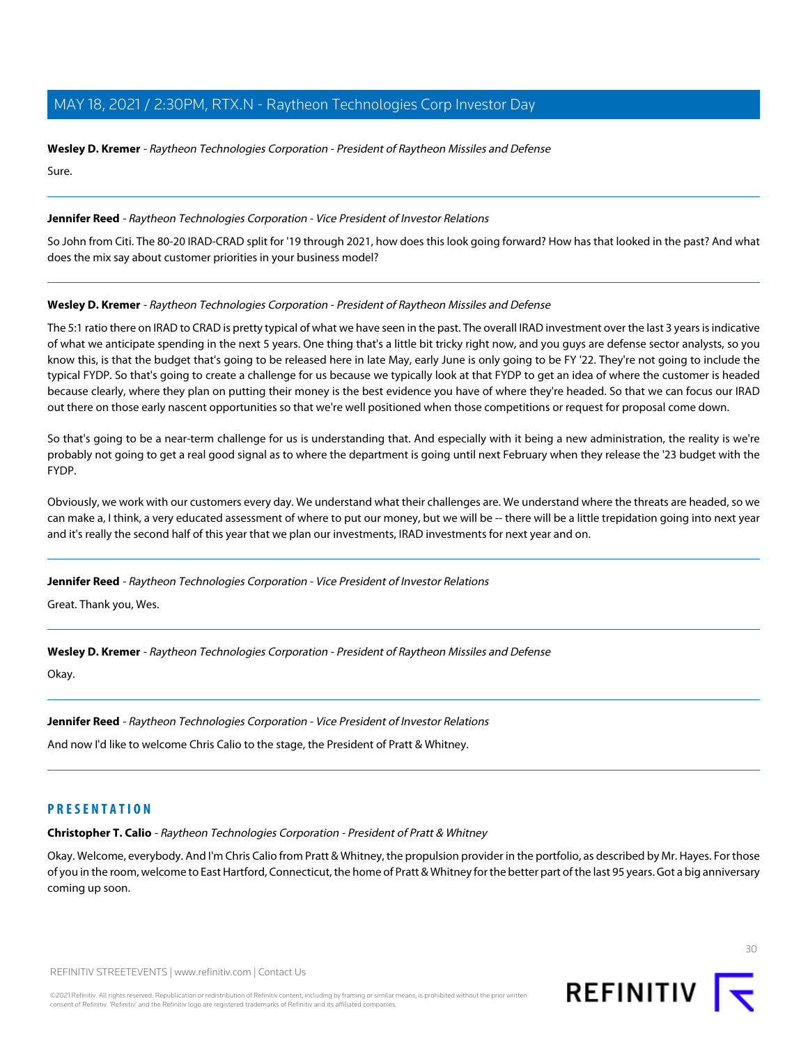**Wesley D. Kremer** - *Raytheon Technologies Corporation - President of Raytheon Missiles and Defense*

Sure.

---

**Jennifer Reed** - *Raytheon Technologies Corporation - Vice President of Investor Relations*

So John from Citi. The 80-20 IRAD-CRAD split for '19 through 2021, how does this look going forward? How has that looked in the past? And what does the mix say about customer priorities in your business model?

---

**Wesley D. Kremer** - *Raytheon Technologies Corporation - President of Raytheon Missiles and Defense*

The 5:1 ratio there on IRAD to CRAD is pretty typical of what we have seen in the past. The overall IRAD investment over the last 3 years is indicative of what we anticipate spending in the next 5 years. One thing that's a little bit tricky right now, and you guys are defense sector analysts, so you know this, is that the budget that's going to be released here in late May, early June is only going to be FY '22. They're not going to include the typical FYDP. So that's going to create a challenge for us because we typically look at that FYDP to get an idea of where the customer is headed because clearly, where they plan on putting their money is the best evidence you have of where they're headed. So that we can focus our IRAD out there on those early nascent opportunities so that we're well positioned when those competitions or request for proposal come down.

So that's going to be a near-term challenge for us is understanding that. And especially with it being a new administration, the reality is we're probably not going to get a real good signal as to where the department is going until next February when they release the '23 budget with the FYDP.

Obviously, we work with our customers every day. We understand what their challenges are. We understand where the threats are headed, so we can make a, I think, a very educated assessment of where to put our money, but we will be -- there will be a little trepidation going into next year and it's really the second half of this year that we plan our investments, IRAD investments for next year and on.

---

**Jennifer Reed** - *Raytheon Technologies Corporation - Vice President of Investor Relations*

Great. Thank you, Wes.

---

**Wesley D. Kremer** - *Raytheon Technologies Corporation - President of Raytheon Missiles and Defense*

Okay.

---

**Jennifer Reed** - *Raytheon Technologies Corporation - Vice President of Investor Relations*

And now I'd like to welcome Chris Calio to the stage, the President of Pratt & Whitney.

---

## PRESENTATION

**Christopher T. Calio** - *Raytheon Technologies Corporation - President of Pratt & Whitney*

Okay. Welcome, everybody. And I'm Chris Calio from Pratt & Whitney, the propulsion provider in the portfolio, as described by Mr. Hayes. For those of you in the room, welcome to East Hartford, Connecticut, the home of Pratt & Whitney for the better part of the last 95 years. Got a big anniversary coming up soon.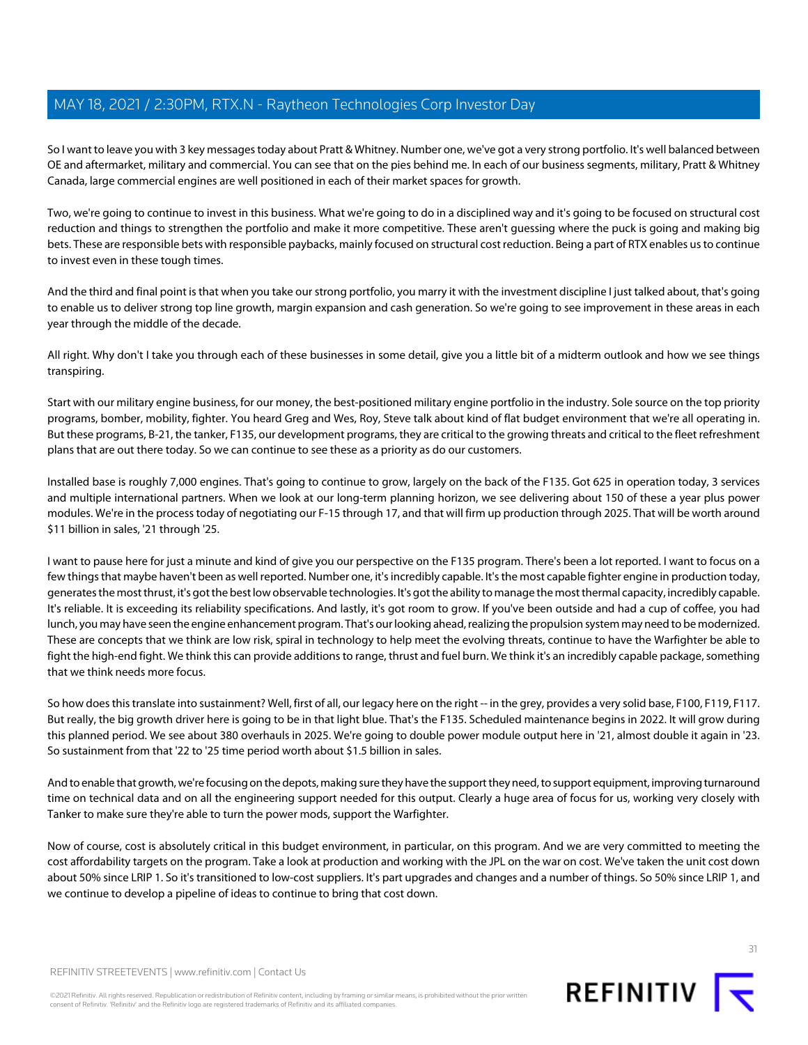So I want to leave you with 3 key messages today about Pratt & Whitney. Number one, we've got a very strong portfolio. It's well balanced between OE and aftermarket, military and commercial. You can see that on the pies behind me. In each of our business segments, military, Pratt & Whitney Canada, large commercial engines are well positioned in each of their market spaces for growth.

Two, we're going to continue to invest in this business. What we're going to do in a disciplined way and it's going to be focused on structural cost reduction and things to strengthen the portfolio and make it more competitive. These aren't guessing where the puck is going and making big bets. These are responsible bets with responsible paybacks, mainly focused on structural cost reduction. Being a part of RTX enables us to continue to invest even in these tough times.

And the third and final point is that when you take our strong portfolio, you marry it with the investment discipline I just talked about, that's going to enable us to deliver strong top line growth, margin expansion and cash generation. So we're going to see improvement in these areas in each year through the middle of the decade.

All right. Why don't I take you through each of these businesses in some detail, give you a little bit of a midterm outlook and how we see things transpiring.

Start with our military engine business, for our money, the best-positioned military engine portfolio in the industry. Sole source on the top priority programs, bomber, mobility, fighter. You heard Greg and Wes, Roy, Steve talk about kind of flat budget environment that we're all operating in. But these programs, B-21, the tanker, F135, our development programs, they are critical to the growing threats and critical to the fleet refreshment plans that are out there today. So we can continue to see these as a priority as do our customers.

Installed base is roughly 7,000 engines. That's going to continue to grow, largely on the back of the F135. Got 625 in operation today, 3 services and multiple international partners. When we look at our long-term planning horizon, we see delivering about 150 of these a year plus power modules. We're in the process today of negotiating our F-15 through 17, and that will firm up production through 2025. That will be worth around $11 billion in sales, '21 through '25.

I want to pause here for just a minute and kind of give you our perspective on the F135 program. There's been a lot reported. I want to focus on a few things that maybe haven't been as well reported. Number one, it's incredibly capable. It's the most capable fighter engine in production today, generates the most thrust, it's got the best low observable technologies. It's got the ability to manage the most thermal capacity, incredibly capable. It's reliable. It is exceeding its reliability specifications. And lastly, it's got room to grow. If you've been outside and had a cup of coffee, you had lunch, you may have seen the engine enhancement program. That's our looking ahead, realizing the propulsion system may need to be modernized. These are concepts that we think are low risk, spiral in technology to help meet the evolving threats, continue to have the Warfighter be able to fight the high-end fight. We think this can provide additions to range, thrust and fuel burn. We think it's an incredibly capable package, something that we think needs more focus.

So how does this translate into sustainment? Well, first of all, our legacy here on the right -- in the grey, provides a very solid base, F100, F119, F117. But really, the big growth driver here is going to be in that light blue. That's the F135. Scheduled maintenance begins in 2022. It will grow during this planned period. We see about 380 overhauls in 2025. We're going to double power module output here in '21, almost double it again in '23. So sustainment from that '22 to '25 time period worth about $1.5 billion in sales.

And to enable that growth, we're focusing on the depots, making sure they have the support they need, to support equipment, improving turnaround time on technical data and on all the engineering support needed for this output. Clearly a huge area of focus for us, working very closely with Tanker to make sure they're able to turn the power mods, support the Warfighter.

Now of course, cost is absolutely critical in this budget environment, in particular, on this program. And we are very committed to meeting the cost affordability targets on the program. Take a look at production and working with the JPL on the war on cost. We've taken the unit cost down about 50% since LRIP 1. So it's transitioned to low-cost suppliers. It's part upgrades and changes and a number of things. So 50% since LRIP 1, and we continue to develop a pipeline of ideas to continue to bring that cost down.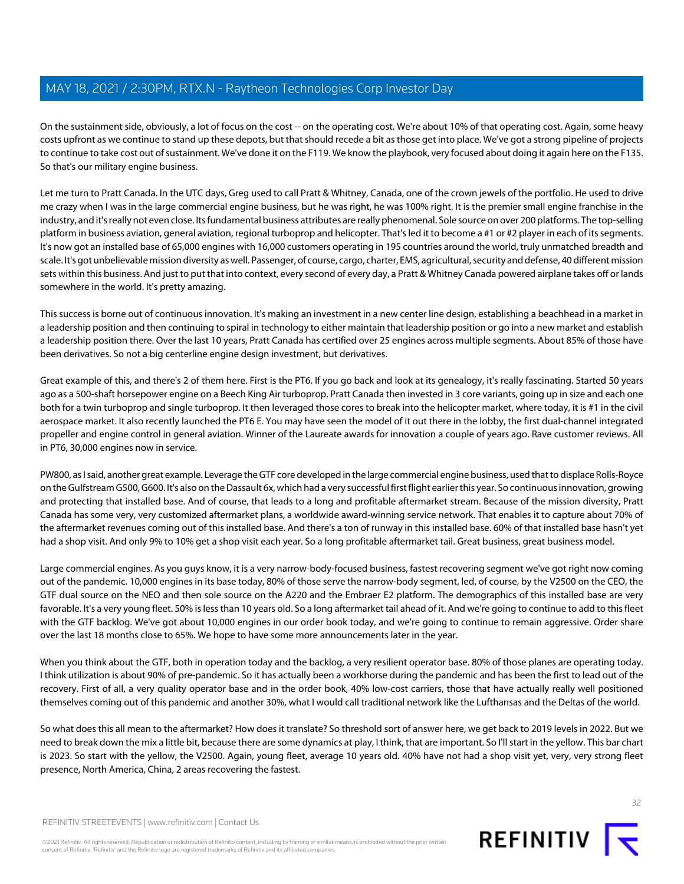On the sustainment side, obviously, a lot of focus on the cost -- on the operating cost. We're about 10% of that operating cost. Again, some heavy costs upfront as we continue to stand up these depots, but that should recede a bit as those get into place. We've got a strong pipeline of projects to continue to take cost out of sustainment. We've done it on the F119. We know the playbook, very focused about doing it again here on the F135. So that's our military engine business.

Let me turn to Pratt Canada. In the UTC days, Greg used to call Pratt & Whitney, Canada, one of the crown jewels of the portfolio. He used to drive me crazy when I was in the large commercial engine business, but he was right, he was 100% right. It is the premier small engine franchise in the industry, and it's really not even close. Its fundamental business attributes are really phenomenal. Sole source on over 200 platforms. The top-selling platform in business aviation, general aviation, regional turboprop and helicopter. That's led it to become a #1 or #2 player in each of its segments. It's now got an installed base of 65,000 engines with 16,000 customers operating in 195 countries around the world, truly unmatched breadth and scale. It's got unbelievable mission diversity as well. Passenger, of course, cargo, charter, EMS, agricultural, security and defense, 40 different mission sets within this business. And just to put that into context, every second of every day, a Pratt & Whitney Canada powered airplane takes off or lands somewhere in the world. It's pretty amazing.

This success is borne out of continuous innovation. It's making an investment in a new center line design, establishing a beachhead in a market in a leadership position and then continuing to spiral in technology to either maintain that leadership position or go into a new market and establish a leadership position there. Over the last 10 years, Pratt Canada has certified over 25 engines across multiple segments. About 85% of those have been derivatives. So not a big centerline engine design investment, but derivatives.

Great example of this, and there's 2 of them here. First is the PT6. If you go back and look at its genealogy, it's really fascinating. Started 50 years ago as a 500-shaft horsepower engine on a Beech King Air turboprop. Pratt Canada then invested in 3 core variants, going up in size and each one both for a twin turboprop and single turboprop. It then leveraged those cores to break into the helicopter market, where today, it is #1 in the civil aerospace market. It also recently launched the PT6 E. You may have seen the model of it out there in the lobby, the first dual-channel integrated propeller and engine control in general aviation. Winner of the Laureate awards for innovation a couple of years ago. Rave customer reviews. All in PT6, 30,000 engines now in service.

PW800, as I said, another great example. Leverage the GTF core developed in the large commercial engine business, used that to displace Rolls-Royce on the Gulfstream G500, G600. It's also on the Dassault 6x, which had a very successful first flight earlier this year. So continuous innovation, growing and protecting that installed base. And of course, that leads to a long and profitable aftermarket stream. Because of the mission diversity, Pratt Canada has some very, very customized aftermarket plans, a worldwide award-winning service network. That enables it to capture about 70% of the aftermarket revenues coming out of this installed base. And there's a ton of runway in this installed base. 60% of that installed base hasn't yet had a shop visit. And only 9% to 10% get a shop visit each year. So a long profitable aftermarket tail. Great business, great business model.

Large commercial engines. As you guys know, it is a very narrow-body-focused business, fastest recovering segment we've got right now coming out of the pandemic. 10,000 engines in its base today, 80% of those serve the narrow-body segment, led, of course, by the V2500 on the CEO, the GTF dual source on the NEO and then sole source on the A220 and the Embraer E2 platform. The demographics of this installed base are very favorable. It's a very young fleet. 50% is less than 10 years old. So a long aftermarket tail ahead of it. And we're going to continue to add to this fleet with the GTF backlog. We've got about 10,000 engines in our order book today, and we're going to continue to remain aggressive. Order share over the last 18 months close to 65%. We hope to have some more announcements later in the year.

When you think about the GTF, both in operation today and the backlog, a very resilient operator base. 80% of those planes are operating today. I think utilization is about 90% of pre-pandemic. So it has actually been a workhorse during the pandemic and has been the first to lead out of the recovery. First of all, a very quality operator base and in the order book, 40% low-cost carriers, those that have actually really well positioned themselves coming out of this pandemic and another 30%, what I would call traditional network like the Lufthansas and the Deltas of the world.

So what does this all mean to the aftermarket? How does it translate? So threshold sort of answer here, we get back to 2019 levels in 2022. But we need to break down the mix a little bit, because there are some dynamics at play, I think, that are important. So I'll start in the yellow. This bar chart is 2023. So start with the yellow, the V2500. Again, young fleet, average 10 years old. 40% have not had a shop visit yet, very, very strong fleet presence, North America, China, 2 areas recovering the fastest.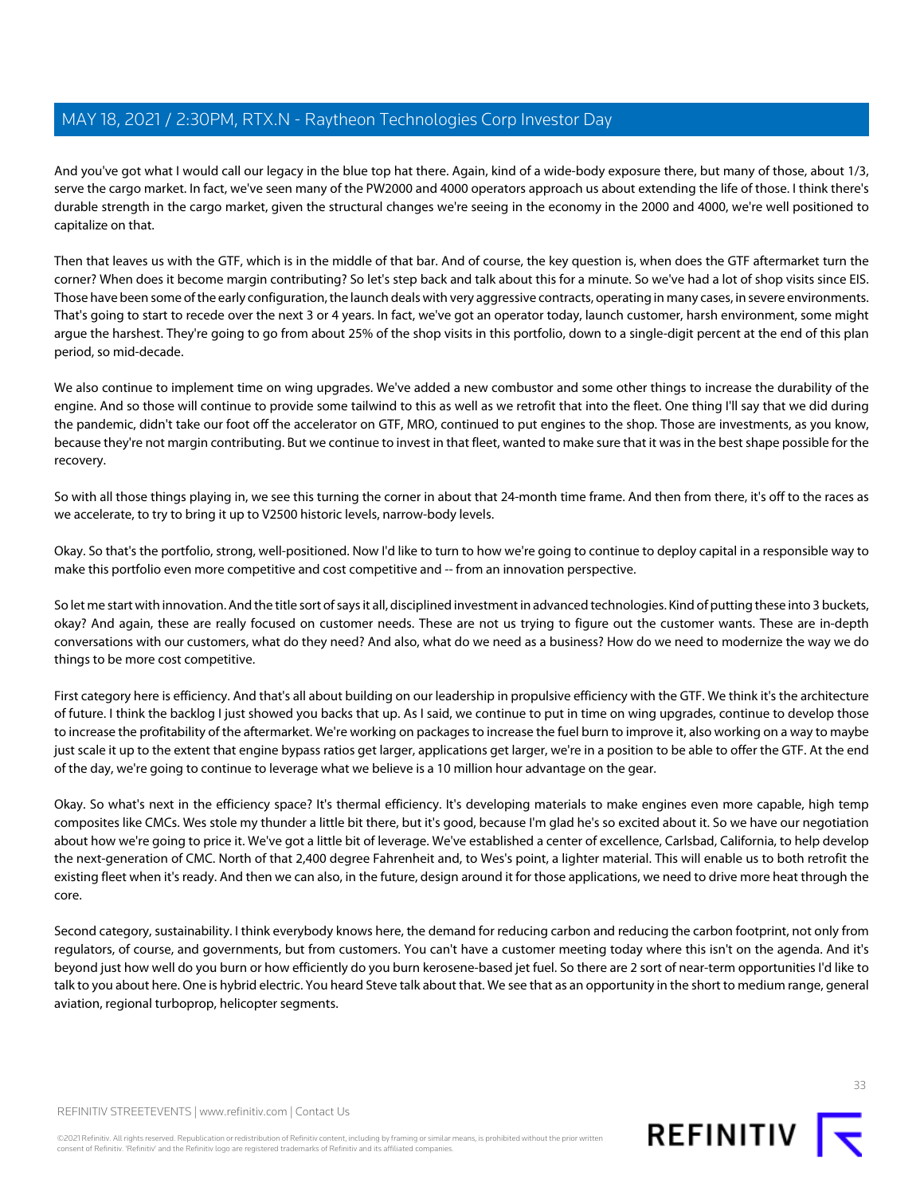And you've got what I would call our legacy in the blue top hat there. Again, kind of a wide-body exposure there, but many of those, about 1/3, serve the cargo market. In fact, we've seen many of the PW2000 and 4000 operators approach us about extending the life of those. I think there's durable strength in the cargo market, given the structural changes we're seeing in the economy in the 2000 and 4000, we're well positioned to capitalize on that.

Then that leaves us with the GTF, which is in the middle of that bar. And of course, the key question is, when does the GTF aftermarket turn the corner? When does it become margin contributing? So let's step back and talk about this for a minute. So we've had a lot of shop visits since EIS. Those have been some of the early configuration, the launch deals with very aggressive contracts, operating in many cases, in severe environments. That's going to start to recede over the next 3 or 4 years. In fact, we've got an operator today, launch customer, harsh environment, some might argue the harshest. They're going to go from about 25% of the shop visits in this portfolio, down to a single-digit percent at the end of this plan period, so mid-decade.

We also continue to implement time on wing upgrades. We've added a new combustor and some other things to increase the durability of the engine. And so those will continue to provide some tailwind to this as well as we retrofit that into the fleet. One thing I'll say that we did during the pandemic, didn't take our foot off the accelerator on GTF, MRO, continued to put engines to the shop. Those are investments, as you know, because they're not margin contributing. But we continue to invest in that fleet, wanted to make sure that it was in the best shape possible for the recovery.

So with all those things playing in, we see this turning the corner in about that 24-month time frame. And then from there, it's off to the races as we accelerate, to try to bring it up to V2500 historic levels, narrow-body levels.

Okay. So that's the portfolio, strong, well-positioned. Now I'd like to turn to how we're going to continue to deploy capital in a responsible way to make this portfolio even more competitive and cost competitive and -- from an innovation perspective.

So let me start with innovation. And the title sort of says it all, disciplined investment in advanced technologies. Kind of putting these into 3 buckets, okay? And again, these are really focused on customer needs. These are not us trying to figure out the customer wants. These are in-depth conversations with our customers, what do they need? And also, what do we need as a business? How do we need to modernize the way we do things to be more cost competitive.

First category here is efficiency. And that's all about building on our leadership in propulsive efficiency with the GTF. We think it's the architecture of future. I think the backlog I just showed you backs that up. As I said, we continue to put in time on wing upgrades, continue to develop those to increase the profitability of the aftermarket. We're working on packages to increase the fuel burn to improve it, also working on a way to maybe just scale it up to the extent that engine bypass ratios get larger, applications get larger, we're in a position to be able to offer the GTF. At the end of the day, we're going to continue to leverage what we believe is a 10 million hour advantage on the gear.

Okay. So what's next in the efficiency space? It's thermal efficiency. It's developing materials to make engines even more capable, high temp composites like CMCs. Wes stole my thunder a little bit there, but it's good, because I'm glad he's so excited about it. So we have our negotiation about how we're going to price it. We've got a little bit of leverage. We've established a center of excellence, Carlsbad, California, to help develop the next-generation of CMC. North of that 2,400 degree Fahrenheit and, to Wes's point, a lighter material. This will enable us to both retrofit the existing fleet when it's ready. And then we can also, in the future, design around it for those applications, we need to drive more heat through the core.

Second category, sustainability. I think everybody knows here, the demand for reducing carbon and reducing the carbon footprint, not only from regulators, of course, and governments, but from customers. You can't have a customer meeting today where this isn't on the agenda. And it's beyond just how well do you burn or how efficiently do you burn kerosene-based jet fuel. So there are 2 sort of near-term opportunities I'd like to talk to you about here. One is hybrid electric. You heard Steve talk about that. We see that as an opportunity in the short to medium range, general aviation, regional turboprop, helicopter segments.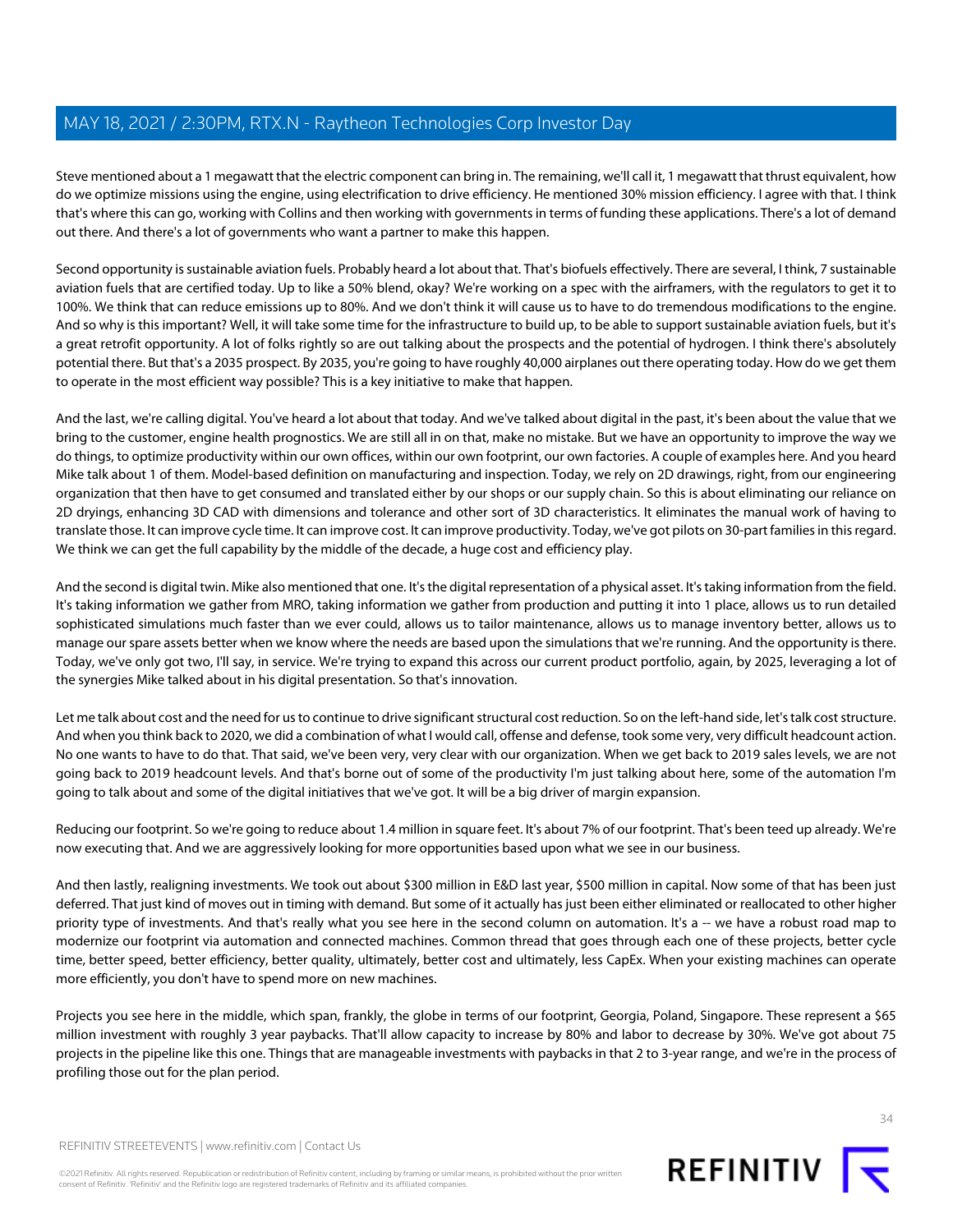Steve mentioned about a 1 megawatt that the electric component can bring in. The remaining, we'll call it, 1 megawatt that thrust equivalent, how do we optimize missions using the engine, using electrification to drive efficiency. He mentioned 30% mission efficiency. I agree with that. I think that's where this can go, working with Collins and then working with governments in terms of funding these applications. There's a lot of demand out there. And there's a lot of governments who want a partner to make this happen.

Second opportunity is sustainable aviation fuels. Probably heard a lot about that. That's biofuels effectively. There are several, I think, 7 sustainable aviation fuels that are certified today. Up to like a 50% blend, okay? We're working on a spec with the airframers, with the regulators to get it to 100%. We think that can reduce emissions up to 80%. And we don't think it will cause us to have to do tremendous modifications to the engine. And so why is this important? Well, it will take some time for the infrastructure to build up, to be able to support sustainable aviation fuels, but it's a great retrofit opportunity. A lot of folks rightly so are out talking about the prospects and the potential of hydrogen. I think there's absolutely potential there. But that's a 2035 prospect. By 2035, you're going to have roughly 40,000 airplanes out there operating today. How do we get them to operate in the most efficient way possible? This is a key initiative to make that happen.

And the last, we're calling digital. You've heard a lot about that today. And we've talked about digital in the past, it's been about the value that we bring to the customer, engine health prognostics. We are still all in on that, make no mistake. But we have an opportunity to improve the way we do things, to optimize productivity within our own offices, within our own footprint, our own factories. A couple of examples here. And you heard Mike talk about 1 of them. Model-based definition on manufacturing and inspection. Today, we rely on 2D drawings, right, from our engineering organization that then have to get consumed and translated either by our shops or our supply chain. So this is about eliminating our reliance on 2D dryings, enhancing 3D CAD with dimensions and tolerance and other sort of 3D characteristics. It eliminates the manual work of having to translate those. It can improve cycle time. It can improve cost. It can improve productivity. Today, we've got pilots on 30-part families in this regard. We think we can get the full capability by the middle of the decade, a huge cost and efficiency play.

And the second is digital twin. Mike also mentioned that one. It's the digital representation of a physical asset. It's taking information from the field. It's taking information we gather from MRO, taking information we gather from production and putting it into 1 place, allows us to run detailed sophisticated simulations much faster than we ever could, allows us to tailor maintenance, allows us to manage inventory better, allows us to manage our spare assets better when we know where the needs are based upon the simulations that we're running. And the opportunity is there. Today, we've only got two, I'll say, in service. We're trying to expand this across our current product portfolio, again, by 2025, leveraging a lot of the synergies Mike talked about in his digital presentation. So that's innovation.

Let me talk about cost and the need for us to continue to drive significant structural cost reduction. So on the left-hand side, let's talk cost structure. And when you think back to 2020, we did a combination of what I would call, offense and defense, took some very, very difficult headcount action. No one wants to have to do that. That said, we've been very, very clear with our organization. When we get back to 2019 sales levels, we are not going back to 2019 headcount levels. And that's borne out of some of the productivity I'm just talking about here, some of the automation I'm going to talk about and some of the digital initiatives that we've got. It will be a big driver of margin expansion.

Reducing our footprint. So we're going to reduce about 1.4 million in square feet. It's about 7% of our footprint. That's been teed up already. We're now executing that. And we are aggressively looking for more opportunities based upon what we see in our business.

And then lastly, realigning investments. We took out about $300 million in E&D last year, $500 million in capital. Now some of that has been just deferred. That just kind of moves out in timing with demand. But some of it actually has just been either eliminated or reallocated to other higher priority type of investments. And that's really what you see here in the second column on automation. It's a -- we have a robust road map to modernize our footprint via automation and connected machines. Common thread that goes through each one of these projects, better cycle time, better speed, better efficiency, better quality, ultimately, better cost and ultimately, less CapEx. When your existing machines can operate more efficiently, you don't have to spend more on new machines.

Projects you see here in the middle, which span, frankly, the globe in terms of our footprint, Georgia, Poland, Singapore. These represent a $65 million investment with roughly 3 year paybacks. That'll allow capacity to increase by 80% and labor to decrease by 30%. We've got about 75 projects in the pipeline like this one. Things that are manageable investments with paybacks in that 2 to 3-year range, and we're in the process of profiling those out for the plan period.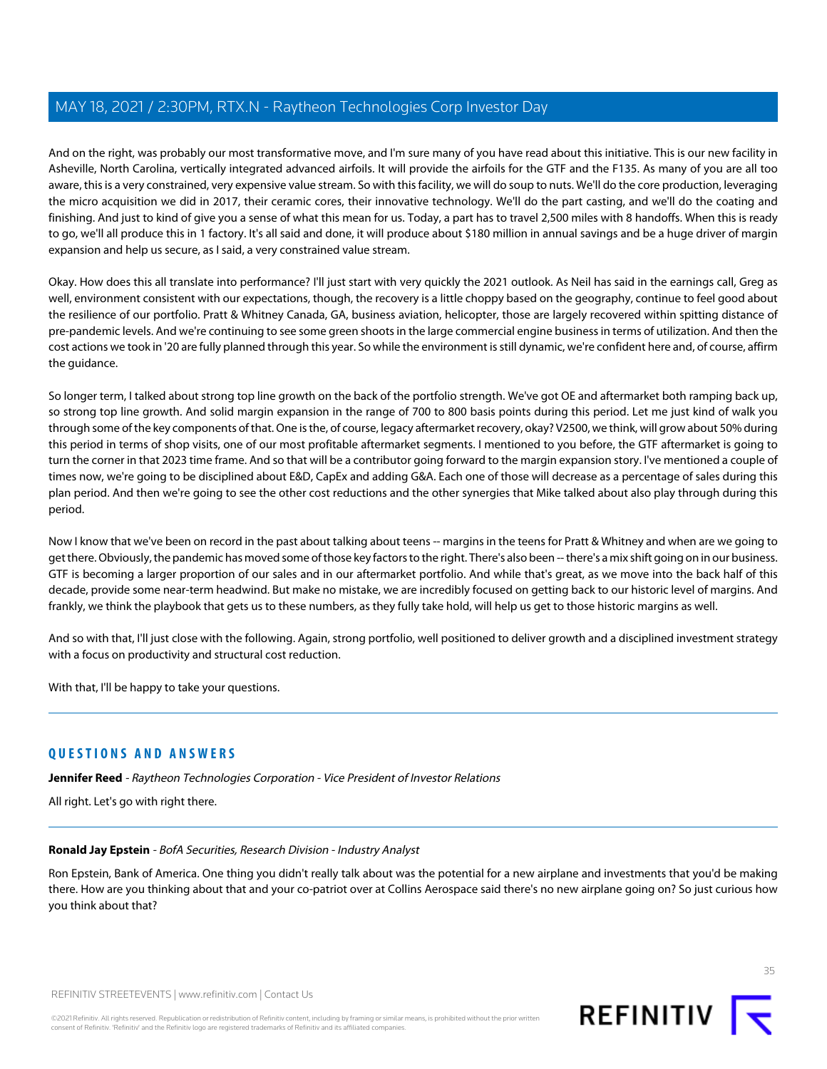And on the right, was probably our most transformative move, and I'm sure many of you have read about this initiative. This is our new facility in Asheville, North Carolina, vertically integrated advanced airfoils. It will provide the airfoils for the GTF and the F135. As many of you are all too aware, this is a very constrained, very expensive value stream. So with this facility, we will do soup to nuts. We'll do the core production, leveraging the micro acquisition we did in 2017, their ceramic cores, their innovative technology. We'll do the part casting, and we'll do the coating and finishing. And just to kind of give you a sense of what this mean for us. Today, a part has to travel 2,500 miles with 8 handoffs. When this is ready to go, we'll all produce this in 1 factory. It's all said and done, it will produce about $180 million in annual savings and be a huge driver of margin expansion and help us secure, as I said, a very constrained value stream.

Okay. How does this all translate into performance? I'll just start with very quickly the 2021 outlook. As Neil has said in the earnings call, Greg as well, environment consistent with our expectations, though, the recovery is a little choppy based on the geography, continue to feel good about the resilience of our portfolio. Pratt & Whitney Canada, GA, business aviation, helicopter, those are largely recovered within spitting distance of pre-pandemic levels. And we're continuing to see some green shoots in the large commercial engine business in terms of utilization. And then the cost actions we took in '20 are fully planned through this year. So while the environment is still dynamic, we're confident here and, of course, affirm the guidance.

So longer term, I talked about strong top line growth on the back of the portfolio strength. We've got OE and aftermarket both ramping back up, so strong top line growth. And solid margin expansion in the range of 700 to 800 basis points during this period. Let me just kind of walk you through some of the key components of that. One is the, of course, legacy aftermarket recovery, okay? V2500, we think, will grow about 50% during this period in terms of shop visits, one of our most profitable aftermarket segments. I mentioned to you before, the GTF aftermarket is going to turn the corner in that 2023 time frame. And so that will be a contributor going forward to the margin expansion story. I've mentioned a couple of times now, we're going to be disciplined about E&D, CapEx and adding G&A. Each one of those will decrease as a percentage of sales during this plan period. And then we're going to see the other cost reductions and the other synergies that Mike talked about also play through during this period.

Now I know that we've been on record in the past about talking about teens -- margins in the teens for Pratt & Whitney and when are we going to get there. Obviously, the pandemic has moved some of those key factors to the right. There's also been -- there's a mix shift going on in our business. GTF is becoming a larger proportion of our sales and in our aftermarket portfolio. And while that's great, as we move into the back half of this decade, provide some near-term headwind. But make no mistake, we are incredibly focused on getting back to our historic level of margins. And frankly, we think the playbook that gets us to these numbers, as they fully take hold, will help us get to those historic margins as well.

And so with that, I'll just close with the following. Again, strong portfolio, well positioned to deliver growth and a disciplined investment strategy with a focus on productivity and structural cost reduction.

With that, I'll be happy to take your questions.

## QUESTIONS AND ANSWERS

**Jennifer Reed** - *Raytheon Technologies Corporation - Vice President of Investor Relations*

All right. Let's go with right there.

**Ronald Jay Epstein** - *BofA Securities, Research Division - Industry Analyst*

Ron Epstein, Bank of America. One thing you didn't really talk about was the potential for a new airplane and investments that you'd be making there. How are you thinking about that and your co-patriot over at Collins Aerospace said there's no new airplane going on? So just curious how you think about that?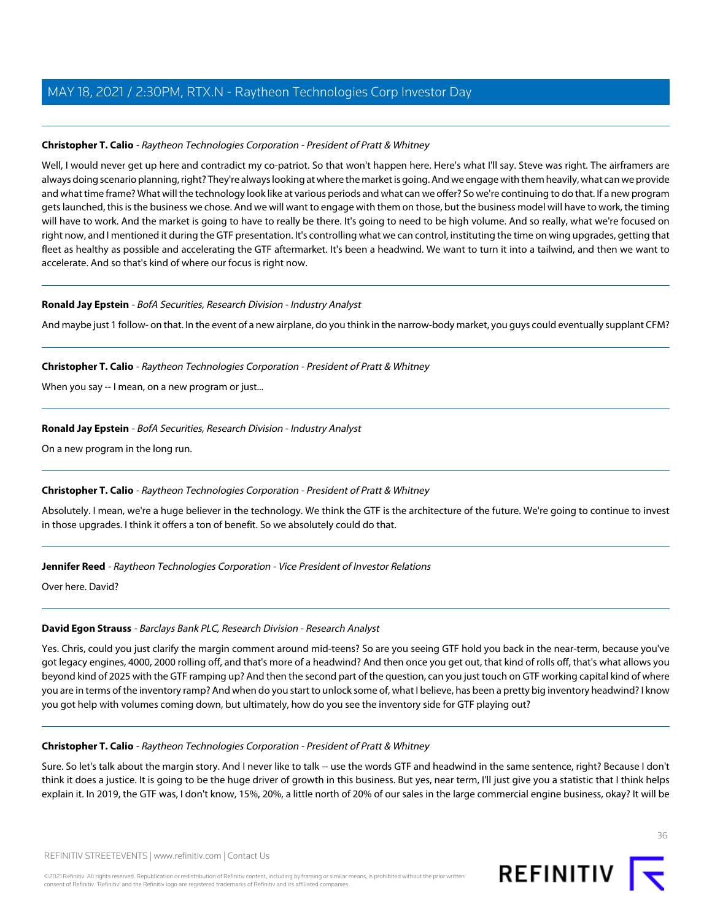**Christopher T. Calio** - *Raytheon Technologies Corporation - President of Pratt & Whitney*

Well, I would never get up here and contradict my co-patriot. So that won't happen here. Here's what I'll say. Steve was right. The airframers are always doing scenario planning, right? They're always looking at where the market is going. And we engage with them heavily, what can we provide and what time frame? What will the technology look like at various periods and what can we offer? So we're continuing to do that. If a new program gets launched, this is the business we chose. And we will want to engage with them on those, but the business model will have to work, the timing will have to work. And the market is going to have to really be there. It's going to need to be high volume. And so really, what we're focused on right now, and I mentioned it during the GTF presentation. It's controlling what we can control, instituting the time on wing upgrades, getting that fleet as healthy as possible and accelerating the GTF aftermarket. It's been a headwind. We want to turn it into a tailwind, and then we want to accelerate. And so that's kind of where our focus is right now.

---

**Ronald Jay Epstein** - *BofA Securities, Research Division - Industry Analyst*

And maybe just 1 follow- on that. In the event of a new airplane, do you think in the narrow-body market, you guys could eventually supplant CFM?

---

**Christopher T. Calio** - *Raytheon Technologies Corporation - President of Pratt & Whitney*

When you say -- I mean, on a new program or just...

---

**Ronald Jay Epstein** - *BofA Securities, Research Division - Industry Analyst*

On a new program in the long run.

---

**Christopher T. Calio** - *Raytheon Technologies Corporation - President of Pratt & Whitney*

Absolutely. I mean, we're a huge believer in the technology. We think the GTF is the architecture of the future. We're going to continue to invest in those upgrades. I think it offers a ton of benefit. So we absolutely could do that.

---

**Jennifer Reed** - *Raytheon Technologies Corporation - Vice President of Investor Relations*

Over here. David?

---

**David Egon Strauss** - *Barclays Bank PLC, Research Division - Research Analyst*

Yes. Chris, could you just clarify the margin comment around mid-teens? So are you seeing GTF hold you back in the near-term, because you've got legacy engines, 4000, 2000 rolling off, and that's more of a headwind? And then once you get out, that kind of rolls off, that's what allows you beyond kind of 2025 with the GTF ramping up? And then the second part of the question, can you just touch on GTF working capital kind of where you are in terms of the inventory ramp? And when do you start to unlock some of, what I believe, has been a pretty big inventory headwind? I know you got help with volumes coming down, but ultimately, how do you see the inventory side for GTF playing out?

---

**Christopher T. Calio** - *Raytheon Technologies Corporation - President of Pratt & Whitney*

Sure. So let's talk about the margin story. And I never like to talk -- use the words GTF and headwind in the same sentence, right? Because I don't think it does a justice. It is going to be the huge driver of growth in this business. But yes, near term, I'll just give you a statistic that I think helps explain it. In 2019, the GTF was, I don't know, 15%, 20%, a little north of 20% of our sales in the large commercial engine business, okay? It will be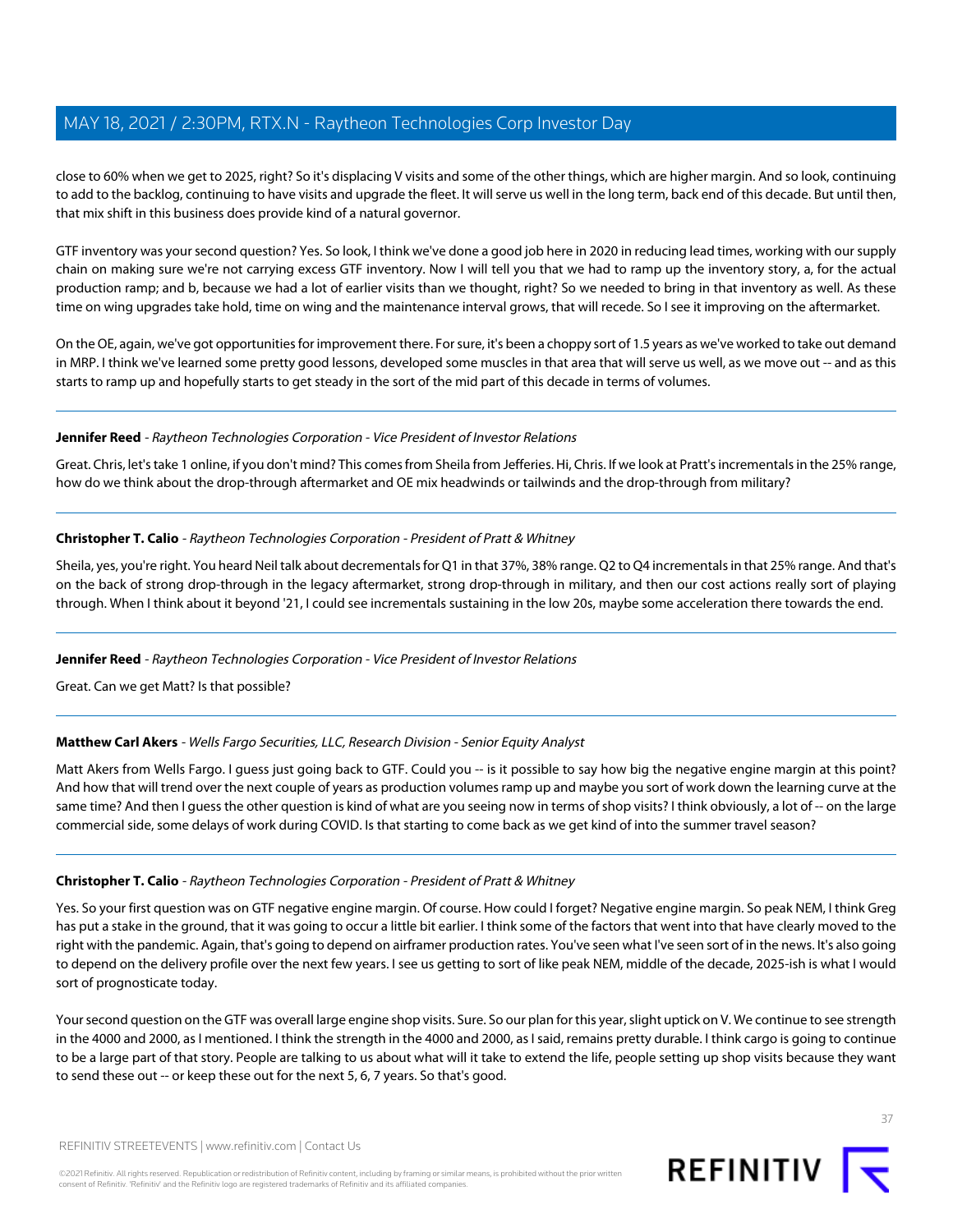close to 60% when we get to 2025, right? So it's displacing V visits and some of the other things, which are higher margin. And so look, continuing to add to the backlog, continuing to have visits and upgrade the fleet. It will serve us well in the long term, back end of this decade. But until then, that mix shift in this business does provide kind of a natural governor.

GTF inventory was your second question? Yes. So look, I think we've done a good job here in 2020 in reducing lead times, working with our supply chain on making sure we're not carrying excess GTF inventory. Now I will tell you that we had to ramp up the inventory story, a, for the actual production ramp; and b, because we had a lot of earlier visits than we thought, right? So we needed to bring in that inventory as well. As these time on wing upgrades take hold, time on wing and the maintenance interval grows, that will recede. So I see it improving on the aftermarket.

On the OE, again, we've got opportunities for improvement there. For sure, it's been a choppy sort of 1.5 years as we've worked to take out demand in MRP. I think we've learned some pretty good lessons, developed some muscles in that area that will serve us well, as we move out -- and as this starts to ramp up and hopefully starts to get steady in the sort of the mid part of this decade in terms of volumes.

---

**Jennifer Reed** - *Raytheon Technologies Corporation - Vice President of Investor Relations*

Great. Chris, let's take 1 online, if you don't mind? This comes from Sheila from Jefferies. Hi, Chris. If we look at Pratt's incrementals in the 25% range, how do we think about the drop-through aftermarket and OE mix headwinds or tailwinds and the drop-through from military?

---

**Christopher T. Calio** - *Raytheon Technologies Corporation - President of Pratt & Whitney*

Sheila, yes, you're right. You heard Neil talk about decrementals for Q1 in that 37%, 38% range. Q2 to Q4 incrementals in that 25% range. And that's on the back of strong drop-through in the legacy aftermarket, strong drop-through in military, and then our cost actions really sort of playing through. When I think about it beyond '21, I could see incrementals sustaining in the low 20s, maybe some acceleration there towards the end.

---

**Jennifer Reed** - *Raytheon Technologies Corporation - Vice President of Investor Relations*

Great. Can we get Matt? Is that possible?

---

**Matthew Carl Akers** - *Wells Fargo Securities, LLC, Research Division - Senior Equity Analyst*

Matt Akers from Wells Fargo. I guess just going back to GTF. Could you -- is it possible to say how big the negative engine margin at this point? And how that will trend over the next couple of years as production volumes ramp up and maybe you sort of work down the learning curve at the same time? And then I guess the other question is kind of what are you seeing now in terms of shop visits? I think obviously, a lot of -- on the large commercial side, some delays of work during COVID. Is that starting to come back as we get kind of into the summer travel season?

---

**Christopher T. Calio** - *Raytheon Technologies Corporation - President of Pratt & Whitney*

Yes. So your first question was on GTF negative engine margin. Of course. How could I forget? Negative engine margin. So peak NEM, I think Greg has put a stake in the ground, that it was going to occur a little bit earlier. I think some of the factors that went into that have clearly moved to the right with the pandemic. Again, that's going to depend on airframer production rates. You've seen what I've seen sort of in the news. It's also going to depend on the delivery profile over the next few years. I see us getting to sort of like peak NEM, middle of the decade, 2025-ish is what I would sort of prognosticate today.

Your second question on the GTF was overall large engine shop visits. Sure. So our plan for this year, slight uptick on V. We continue to see strength in the 4000 and 2000, as I mentioned. I think the strength in the 4000 and 2000, as I said, remains pretty durable. I think cargo is going to continue to be a large part of that story. People are talking to us about what will it take to extend the life, people setting up shop visits because they want to send these out -- or keep these out for the next 5, 6, 7 years. So that's good.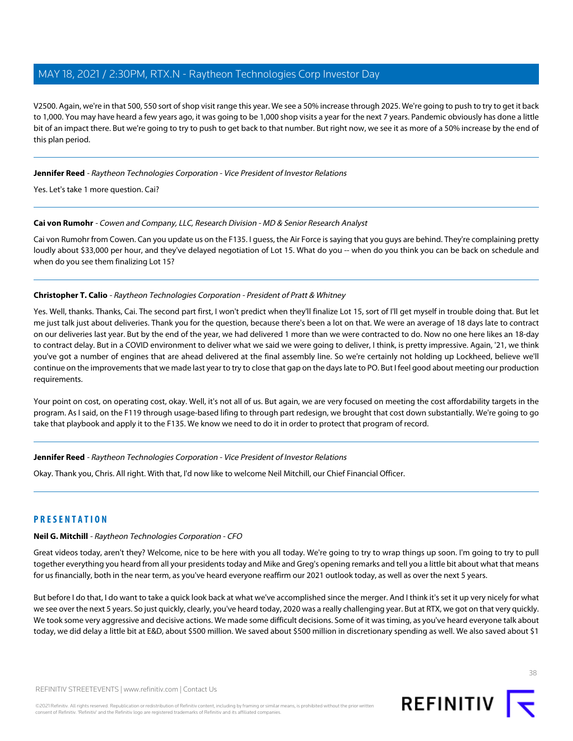V2500. Again, we're in that 500, 550 sort of shop visit range this year. We see a 50% increase through 2025. We're going to push to try to get it back to 1,000. You may have heard a few years ago, it was going to be 1,000 shop visits a year for the next 7 years. Pandemic obviously has done a little bit of an impact there. But we're going to try to push to get back to that number. But right now, we see it as more of a 50% increase by the end of this plan period.

---

**Jennifer Reed** - *Raytheon Technologies Corporation - Vice President of Investor Relations*

Yes. Let's take 1 more question. Cai?

---

**Cai von Rumohr** - *Cowen and Company, LLC, Research Division - MD & Senior Research Analyst*

Cai von Rumohr from Cowen. Can you update us on the F135. I guess, the Air Force is saying that you guys are behind. They're complaining pretty loudly about $33,000 per hour, and they've delayed negotiation of Lot 15. What do you -- when do you think you can be back on schedule and when do you see them finalizing Lot 15?

---

**Christopher T. Calio** - *Raytheon Technologies Corporation - President of Pratt & Whitney*

Yes. Well, thanks. Thanks, Cai. The second part first, I won't predict when they'll finalize Lot 15, sort of I'll get myself in trouble doing that. But let me just talk just about deliveries. Thank you for the question, because there's been a lot on that. We were an average of 18 days late to contract on our deliveries last year. But by the end of the year, we had delivered 1 more than we were contracted to do. Now no one here likes an 18-day to contract delay. But in a COVID environment to deliver what we said we were going to deliver, I think, is pretty impressive. Again, '21, we think you've got a number of engines that are ahead delivered at the final assembly line. So we're certainly not holding up Lockheed, believe we'll continue on the improvements that we made last year to try to close that gap on the days late to PO. But I feel good about meeting our production requirements.

Your point on cost, on operating cost, okay. Well, it's not all of us. But again, we are very focused on meeting the cost affordability targets in the program. As I said, on the F119 through usage-based lifing to through part redesign, we brought that cost down substantially. We're going to go take that playbook and apply it to the F135. We know we need to do it in order to protect that program of record.

---

**Jennifer Reed** - *Raytheon Technologies Corporation - Vice President of Investor Relations*

Okay. Thank you, Chris. All right. With that, I'd now like to welcome Neil Mitchill, our Chief Financial Officer.

---

## PRESENTATION

**Neil G. Mitchill** - *Raytheon Technologies Corporation - CFO*

Great videos today, aren't they? Welcome, nice to be here with you all today. We're going to try to wrap things up soon. I'm going to try to pull together everything you heard from all your presidents today and Mike and Greg's opening remarks and tell you a little bit about what that means for us financially, both in the near term, as you've heard everyone reaffirm our 2021 outlook today, as well as over the next 5 years.

But before I do that, I do want to take a quick look back at what we've accomplished since the merger. And I think it's set it up very nicely for what we see over the next 5 years. So just quickly, clearly, you've heard today, 2020 was a really challenging year. But at RTX, we got on that very quickly. We took some very aggressive and decisive actions. We made some difficult decisions. Some of it was timing, as you've heard everyone talk about today, we did delay a little bit at E&D, about $500 million. We saved about $500 million in discretionary spending as well. We also saved about $1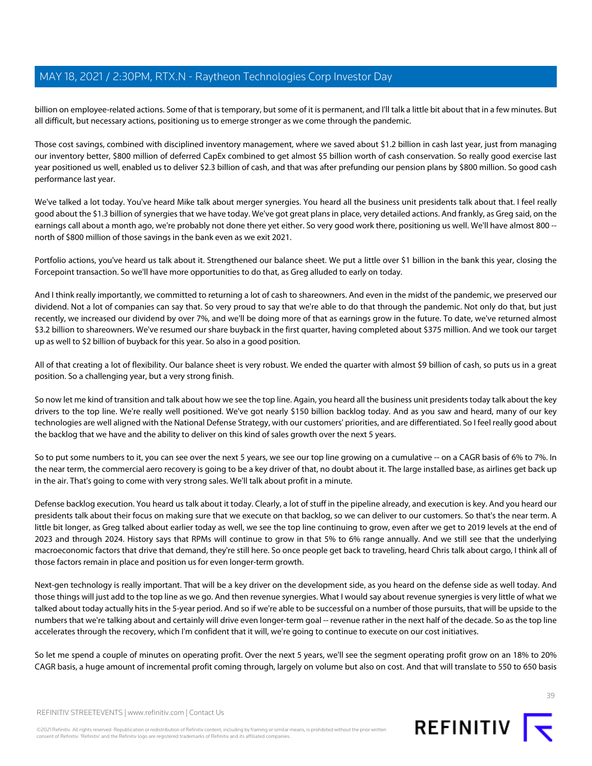billion on employee-related actions. Some of that is temporary, but some of it is permanent, and I'll talk a little bit about that in a few minutes. But all difficult, but necessary actions, positioning us to emerge stronger as we come through the pandemic.

Those cost savings, combined with disciplined inventory management, where we saved about $1.2 billion in cash last year, just from managing our inventory better, $800 million of deferred CapEx combined to get almost $5 billion worth of cash conservation. So really good exercise last year positioned us well, enabled us to deliver $2.3 billion of cash, and that was after prefunding our pension plans by $800 million. So good cash performance last year.

We've talked a lot today. You've heard Mike talk about merger synergies. You heard all the business unit presidents talk about that. I feel really good about the $1.3 billion of synergies that we have today. We've got great plans in place, very detailed actions. And frankly, as Greg said, on the earnings call about a month ago, we're probably not done there yet either. So very good work there, positioning us well. We'll have almost 800 -- north of $800 million of those savings in the bank even as we exit 2021.

Portfolio actions, you've heard us talk about it. Strengthened our balance sheet. We put a little over $1 billion in the bank this year, closing the Forcepoint transaction. So we'll have more opportunities to do that, as Greg alluded to early on today.

And I think really importantly, we committed to returning a lot of cash to shareowners. And even in the midst of the pandemic, we preserved our dividend. Not a lot of companies can say that. So very proud to say that we're able to do that through the pandemic. Not only do that, but just recently, we increased our dividend by over 7%, and we'll be doing more of that as earnings grow in the future. To date, we've returned almost $3.2 billion to shareowners. We've resumed our share buyback in the first quarter, having completed about $375 million. And we took our target up as well to $2 billion of buyback for this year. So also in a good position.

All of that creating a lot of flexibility. Our balance sheet is very robust. We ended the quarter with almost $9 billion of cash, so puts us in a great position. So a challenging year, but a very strong finish.

So now let me kind of transition and talk about how we see the top line. Again, you heard all the business unit presidents today talk about the key drivers to the top line. We're really well positioned. We've got nearly $150 billion backlog today. And as you saw and heard, many of our key technologies are well aligned with the National Defense Strategy, with our customers' priorities, and are differentiated. So I feel really good about the backlog that we have and the ability to deliver on this kind of sales growth over the next 5 years.

So to put some numbers to it, you can see over the next 5 years, we see our top line growing on a cumulative -- on a CAGR basis of 6% to 7%. In the near term, the commercial aero recovery is going to be a key driver of that, no doubt about it. The large installed base, as airlines get back up in the air. That's going to come with very strong sales. We'll talk about profit in a minute.

Defense backlog execution. You heard us talk about it today. Clearly, a lot of stuff in the pipeline already, and execution is key. And you heard our presidents talk about their focus on making sure that we execute on that backlog, so we can deliver to our customers. So that's the near term. A little bit longer, as Greg talked about earlier today as well, we see the top line continuing to grow, even after we get to 2019 levels at the end of 2023 and through 2024. History says that RPMs will continue to grow in that 5% to 6% range annually. And we still see that the underlying macroeconomic factors that drive that demand, they're still here. So once people get back to traveling, heard Chris talk about cargo, I think all of those factors remain in place and position us for even longer-term growth.

Next-gen technology is really important. That will be a key driver on the development side, as you heard on the defense side as well today. And those things will just add to the top line as we go. And then revenue synergies. What I would say about revenue synergies is very little of what we talked about today actually hits in the 5-year period. And so if we're able to be successful on a number of those pursuits, that will be upside to the numbers that we're talking about and certainly will drive even longer-term goal -- revenue rather in the next half of the decade. So as the top line accelerates through the recovery, which I'm confident that it will, we're going to continue to execute on our cost initiatives.

So let me spend a couple of minutes on operating profit. Over the next 5 years, we'll see the segment operating profit grow on an 18% to 20% CAGR basis, a huge amount of incremental profit coming through, largely on volume but also on cost. And that will translate to 550 to 650 basis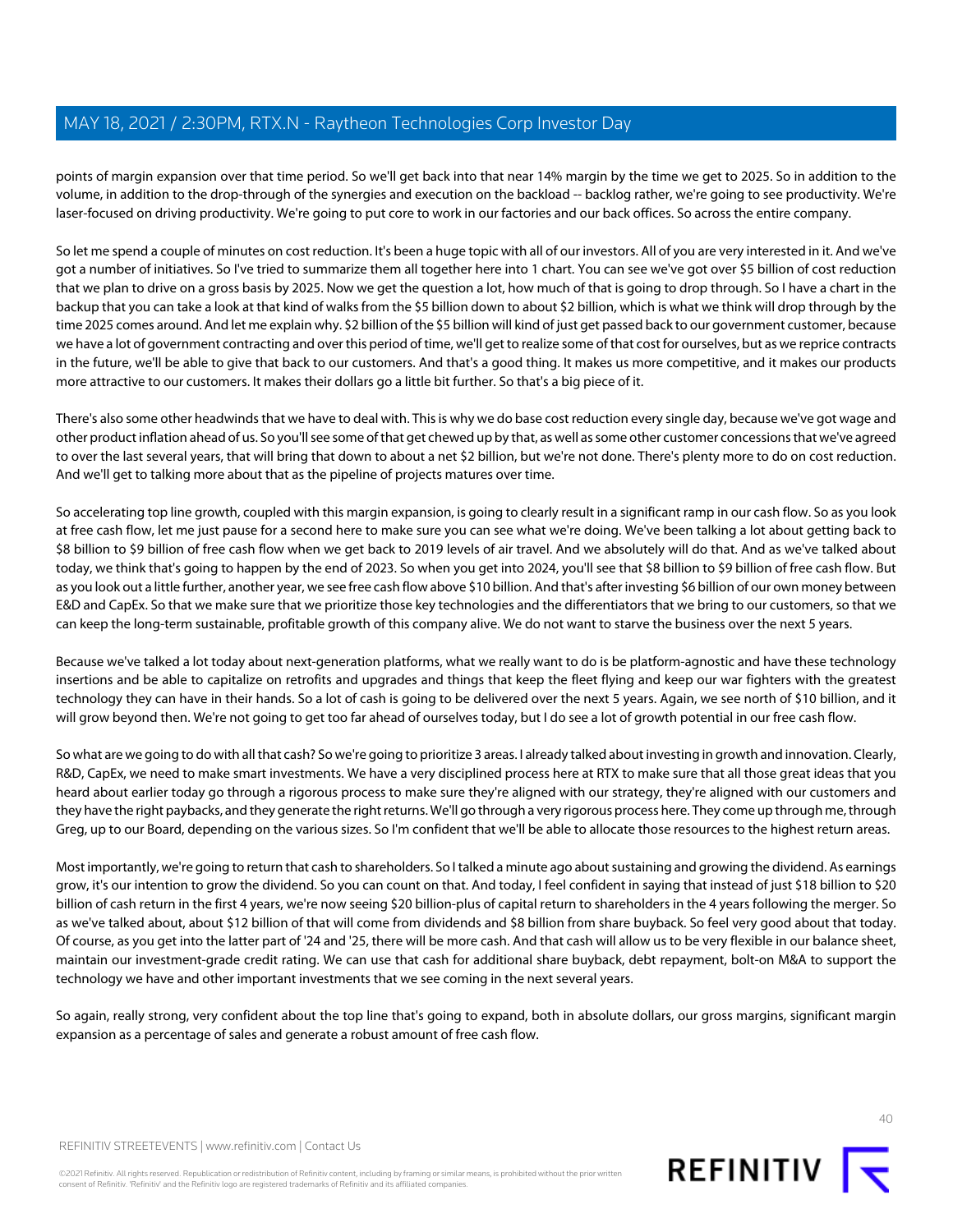points of margin expansion over that time period. So we'll get back into that near 14% margin by the time we get to 2025. So in addition to the volume, in addition to the drop-through of the synergies and execution on the backload -- backlog rather, we're going to see productivity. We're laser-focused on driving productivity. We're going to put core to work in our factories and our back offices. So across the entire company.

So let me spend a couple of minutes on cost reduction. It's been a huge topic with all of our investors. All of you are very interested in it. And we've got a number of initiatives. So I've tried to summarize them all together here into 1 chart. You can see we've got over $5 billion of cost reduction that we plan to drive on a gross basis by 2025. Now we get the question a lot, how much of that is going to drop through. So I have a chart in the backup that you can take a look at that kind of walks from the $5 billion down to about $2 billion, which is what we think will drop through by the time 2025 comes around. And let me explain why. $2 billion of the $5 billion will kind of just get passed back to our government customer, because we have a lot of government contracting and over this period of time, we'll get to realize some of that cost for ourselves, but as we reprice contracts in the future, we'll be able to give that back to our customers. And that's a good thing. It makes us more competitive, and it makes our products more attractive to our customers. It makes their dollars go a little bit further. So that's a big piece of it.

There's also some other headwinds that we have to deal with. This is why we do base cost reduction every single day, because we've got wage and other product inflation ahead of us. So you'll see some of that get chewed up by that, as well as some other customer concessions that we've agreed to over the last several years, that will bring that down to about a net $2 billion, but we're not done. There's plenty more to do on cost reduction. And we'll get to talking more about that as the pipeline of projects matures over time.

So accelerating top line growth, coupled with this margin expansion, is going to clearly result in a significant ramp in our cash flow. So as you look at free cash flow, let me just pause for a second here to make sure you can see what we're doing. We've been talking a lot about getting back to $8 billion to $9 billion of free cash flow when we get back to 2019 levels of air travel. And we absolutely will do that. And as we've talked about today, we think that's going to happen by the end of 2023. So when you get into 2024, you'll see that $8 billion to $9 billion of free cash flow. But as you look out a little further, another year, we see free cash flow above $10 billion. And that's after investing $6 billion of our own money between E&D and CapEx. So that we make sure that we prioritize those key technologies and the differentiators that we bring to our customers, so that we can keep the long-term sustainable, profitable growth of this company alive. We do not want to starve the business over the next 5 years.

Because we've talked a lot today about next-generation platforms, what we really want to do is be platform-agnostic and have these technology insertions and be able to capitalize on retrofits and upgrades and things that keep the fleet flying and keep our war fighters with the greatest technology they can have in their hands. So a lot of cash is going to be delivered over the next 5 years. Again, we see north of $10 billion, and it will grow beyond then. We're not going to get too far ahead of ourselves today, but I do see a lot of growth potential in our free cash flow.

So what are we going to do with all that cash? So we're going to prioritize 3 areas. I already talked about investing in growth and innovation. Clearly, R&D, CapEx, we need to make smart investments. We have a very disciplined process here at RTX to make sure that all those great ideas that you heard about earlier today go through a rigorous process to make sure they're aligned with our strategy, they're aligned with our customers and they have the right paybacks, and they generate the right returns. We'll go through a very rigorous process here. They come up through me, through Greg, up to our Board, depending on the various sizes. So I'm confident that we'll be able to allocate those resources to the highest return areas.

Most importantly, we're going to return that cash to shareholders. So I talked a minute ago about sustaining and growing the dividend. As earnings grow, it's our intention to grow the dividend. So you can count on that. And today, I feel confident in saying that instead of just $18 billion to $20 billion of cash return in the first 4 years, we're now seeing $20 billion-plus of capital return to shareholders in the 4 years following the merger. So as we've talked about, about $12 billion of that will come from dividends and $8 billion from share buyback. So feel very good about that today. Of course, as you get into the latter part of '24 and '25, there will be more cash. And that cash will allow us to be very flexible in our balance sheet, maintain our investment-grade credit rating. We can use that cash for additional share buyback, debt repayment, bolt-on M&A to support the technology we have and other important investments that we see coming in the next several years.

So again, really strong, very confident about the top line that's going to expand, both in absolute dollars, our gross margins, significant margin expansion as a percentage of sales and generate a robust amount of free cash flow.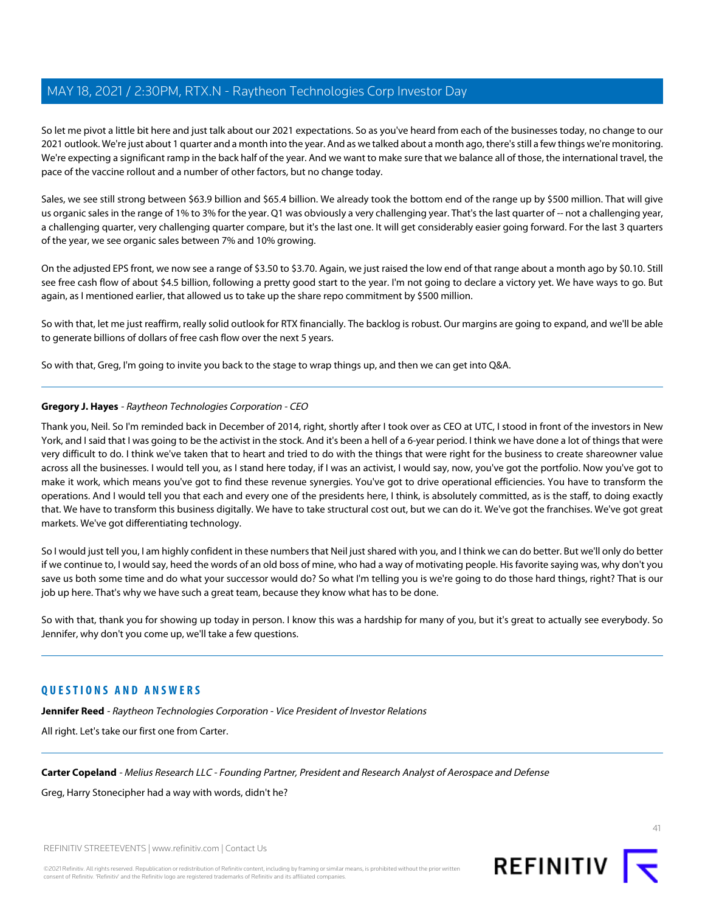So let me pivot a little bit here and just talk about our 2021 expectations. So as you've heard from each of the businesses today, no change to our 2021 outlook. We're just about 1 quarter and a month into the year. And as we talked about a month ago, there's still a few things we're monitoring. We're expecting a significant ramp in the back half of the year. And we want to make sure that we balance all of those, the international travel, the pace of the vaccine rollout and a number of other factors, but no change today.

Sales, we see still strong between $63.9 billion and $65.4 billion. We already took the bottom end of the range up by $500 million. That will give us organic sales in the range of 1% to 3% for the year. Q1 was obviously a very challenging year. That's the last quarter of -- not a challenging year, a challenging quarter, very challenging quarter compare, but it's the last one. It will get considerably easier going forward. For the last 3 quarters of the year, we see organic sales between 7% and 10% growing.

On the adjusted EPS front, we now see a range of $3.50 to $3.70. Again, we just raised the low end of that range about a month ago by $0.10. Still see free cash flow of about $4.5 billion, following a pretty good start to the year. I'm not going to declare a victory yet. We have ways to go. But again, as I mentioned earlier, that allowed us to take up the share repo commitment by $500 million.

So with that, let me just reaffirm, really solid outlook for RTX financially. The backlog is robust. Our margins are going to expand, and we'll be able to generate billions of dollars of free cash flow over the next 5 years.

So with that, Greg, I'm going to invite you back to the stage to wrap things up, and then we can get into Q&A.

---

**Gregory J. Hayes** - *Raytheon Technologies Corporation - CEO*

Thank you, Neil. So I'm reminded back in December of 2014, right, shortly after I took over as CEO at UTC, I stood in front of the investors in New York, and I said that I was going to be the activist in the stock. And it's been a hell of a 6-year period. I think we have done a lot of things that were very difficult to do. I think we've taken that to heart and tried to do with the things that were right for the business to create shareowner value across all the businesses. I would tell you, as I stand here today, if I was an activist, I would say, now, you've got the portfolio. Now you've got to make it work, which means you've got to find these revenue synergies. You've got to drive operational efficiencies. You have to transform the operations. And I would tell you that each and every one of the presidents here, I think, is absolutely committed, as is the staff, to doing exactly that. We have to transform this business digitally. We have to take structural cost out, but we can do it. We've got the franchises. We've got great markets. We've got differentiating technology.

So I would just tell you, I am highly confident in these numbers that Neil just shared with you, and I think we can do better. But we'll only do better if we continue to, I would say, heed the words of an old boss of mine, who had a way of motivating people. His favorite saying was, why don't you save us both some time and do what your successor would do? So what I'm telling you is we're going to do those hard things, right? That is our job up here. That's why we have such a great team, because they know what has to be done.

So with that, thank you for showing up today in person. I know this was a hardship for many of you, but it's great to actually see everybody. So Jennifer, why don't you come up, we'll take a few questions.

---

## QUESTIONS AND ANSWERS

**Jennifer Reed** - *Raytheon Technologies Corporation - Vice President of Investor Relations*

All right. Let's take our first one from Carter.

---

**Carter Copeland** - *Melius Research LLC - Founding Partner, President and Research Analyst of Aerospace and Defense*

Greg, Harry Stonecipher had a way with words, didn't he?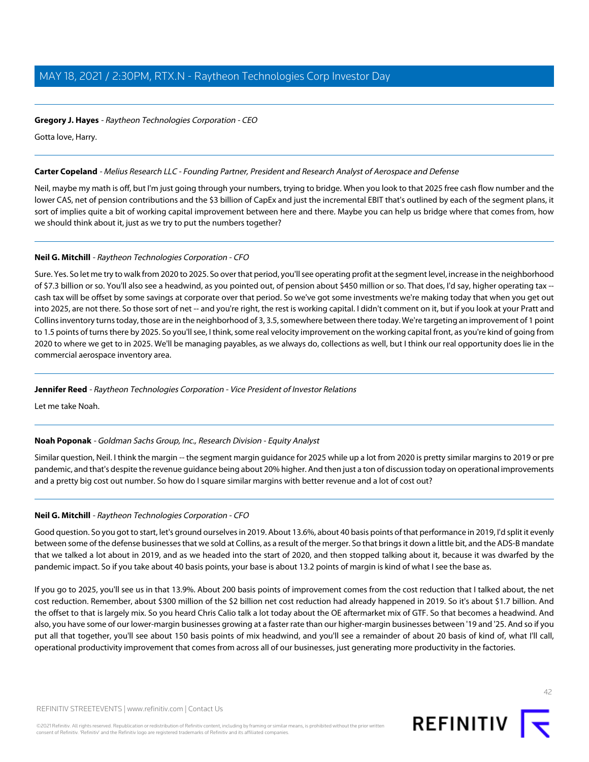**Gregory J. Hayes** - *Raytheon Technologies Corporation - CEO*

Gotta love, Harry.

---

**Carter Copeland** - *Melius Research LLC - Founding Partner, President and Research Analyst of Aerospace and Defense*

Neil, maybe my math is off, but I'm just going through your numbers, trying to bridge. When you look to that 2025 free cash flow number and the lower CAS, net of pension contributions and the $3 billion of CapEx and just the incremental EBIT that's outlined by each of the segment plans, it sort of implies quite a bit of working capital improvement between here and there. Maybe you can help us bridge where that comes from, how we should think about it, just as we try to put the numbers together?

---

**Neil G. Mitchill** - *Raytheon Technologies Corporation - CFO*

Sure. Yes. So let me try to walk from 2020 to 2025. So over that period, you'll see operating profit at the segment level, increase in the neighborhood of $7.3 billion or so. You'll also see a headwind, as you pointed out, of pension about $450 million or so. That does, I'd say, higher operating tax -- cash tax will be offset by some savings at corporate over that period. So we've got some investments we're making today that when you get out into 2025, are not there. So those sort of net -- and you're right, the rest is working capital. I didn't comment on it, but if you look at your Pratt and Collins inventory turns today, those are in the neighborhood of 3, 3.5, somewhere between there today. We're targeting an improvement of 1 point to 1.5 points of turns there by 2025. So you'll see, I think, some real velocity improvement on the working capital front, as you're kind of going from 2020 to where we get to in 2025. We'll be managing payables, as we always do, collections as well, but I think our real opportunity does lie in the commercial aerospace inventory area.

---

**Jennifer Reed** - *Raytheon Technologies Corporation - Vice President of Investor Relations*

Let me take Noah.

---

**Noah Poponak** - *Goldman Sachs Group, Inc., Research Division - Equity Analyst*

Similar question, Neil. I think the margin -- the segment margin guidance for 2025 while up a lot from 2020 is pretty similar margins to 2019 or pre pandemic, and that's despite the revenue guidance being about 20% higher. And then just a ton of discussion today on operational improvements and a pretty big cost out number. So how do I square similar margins with better revenue and a lot of cost out?

---

**Neil G. Mitchill** - *Raytheon Technologies Corporation - CFO*

Good question. So you got to start, let's ground ourselves in 2019. About 13.6%, about 40 basis points of that performance in 2019, I'd split it evenly between some of the defense businesses that we sold at Collins, as a result of the merger. So that brings it down a little bit, and the ADS-B mandate that we talked a lot about in 2019, and as we headed into the start of 2020, and then stopped talking about it, because it was dwarfed by the pandemic impact. So if you take about 40 basis points, your base is about 13.2 points of margin is kind of what I see the base as.

If you go to 2025, you'll see us in that 13.9%. About 200 basis points of improvement comes from the cost reduction that I talked about, the net cost reduction. Remember, about $300 million of the $2 billion net cost reduction had already happened in 2019. So it's about $1.7 billion. And the offset to that is largely mix. So you heard Chris Calio talk a lot today about the OE aftermarket mix of GTF. So that becomes a headwind. And also, you have some of our lower-margin businesses growing at a faster rate than our higher-margin businesses between '19 and '25. And so if you put all that together, you'll see about 150 basis points of mix headwind, and you'll see a remainder of about 20 basis of kind of, what I'll call, operational productivity improvement that comes from across all of our businesses, just generating more productivity in the factories.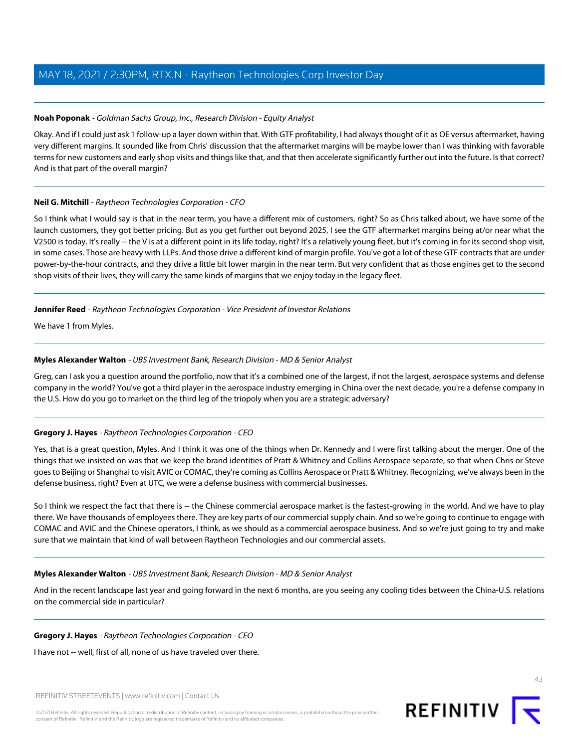**Noah Poponak** - *Goldman Sachs Group, Inc., Research Division - Equity Analyst*

Okay. And if I could just ask 1 follow-up a layer down within that. With GTF profitability, I had always thought of it as OE versus aftermarket, having very different margins. It sounded like from Chris' discussion that the aftermarket margins will be maybe lower than I was thinking with favorable terms for new customers and early shop visits and things like that, and that then accelerate significantly further out into the future. Is that correct? And is that part of the overall margin?

---

**Neil G. Mitchill** - *Raytheon Technologies Corporation - CFO*

So I think what I would say is that in the near term, you have a different mix of customers, right? So as Chris talked about, we have some of the launch customers, they got better pricing. But as you get further out beyond 2025, I see the GTF aftermarket margins being at/or near what the V2500 is today. It's really -- the V is at a different point in its life today, right? It's a relatively young fleet, but it's coming in for its second shop visit, in some cases. Those are heavy with LLPs. And those drive a different kind of margin profile. You've got a lot of these GTF contracts that are under power-by-the-hour contracts, and they drive a little bit lower margin in the near term. But very confident that as those engines get to the second shop visits of their lives, they will carry the same kinds of margins that we enjoy today in the legacy fleet.

---

**Jennifer Reed** - *Raytheon Technologies Corporation - Vice President of Investor Relations*

We have 1 from Myles.

---

**Myles Alexander Walton** - *UBS Investment Bank, Research Division - MD & Senior Analyst*

Greg, can I ask you a question around the portfolio, now that it's a combined one of the largest, if not the largest, aerospace systems and defense company in the world? You've got a third player in the aerospace industry emerging in China over the next decade, you're a defense company in the U.S. How do you go to market on the third leg of the triopoly when you are a strategic adversary?

---

**Gregory J. Hayes** - *Raytheon Technologies Corporation - CEO*

Yes, that is a great question, Myles. And I think it was one of the things when Dr. Kennedy and I were first talking about the merger. One of the things that we insisted on was that we keep the brand identities of Pratt & Whitney and Collins Aerospace separate, so that when Chris or Steve goes to Beijing or Shanghai to visit AVIC or COMAC, they're coming as Collins Aerospace or Pratt & Whitney. Recognizing, we've always been in the defense business, right? Even at UTC, we were a defense business with commercial businesses.

So I think we respect the fact that there is -- the Chinese commercial aerospace market is the fastest-growing in the world. And we have to play there. We have thousands of employees there. They are key parts of our commercial supply chain. And so we're going to continue to engage with COMAC and AVIC and the Chinese operators, I think, as we should as a commercial aerospace business. And so we're just going to try and make sure that we maintain that kind of wall between Raytheon Technologies and our commercial assets.

---

**Myles Alexander Walton** - *UBS Investment Bank, Research Division - MD & Senior Analyst*

And in the recent landscape last year and going forward in the next 6 months, are you seeing any cooling tides between the China-U.S. relations on the commercial side in particular?

---

**Gregory J. Hayes** - *Raytheon Technologies Corporation - CEO*

I have not -- well, first of all, none of us have traveled over there.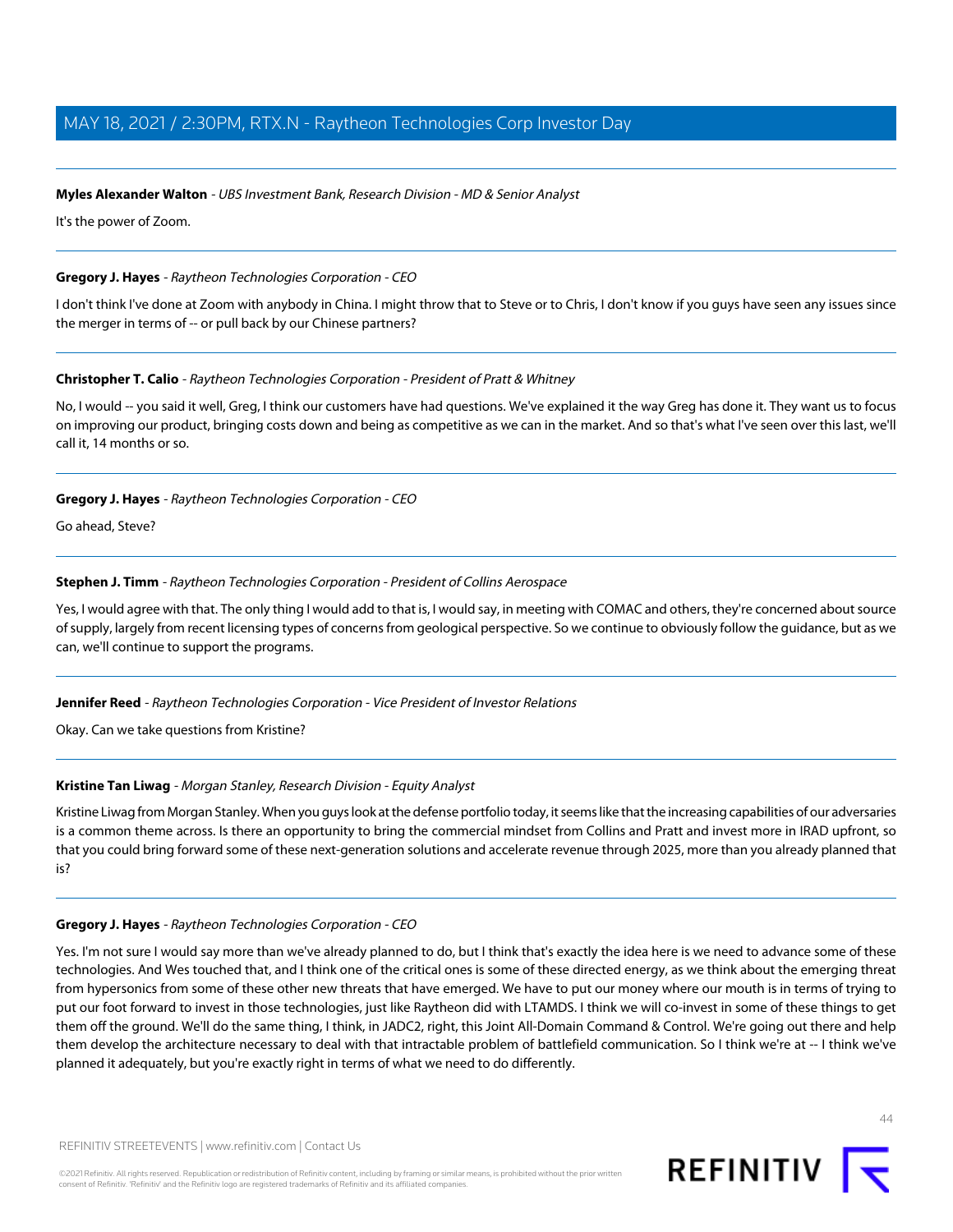**Myles Alexander Walton** - *UBS Investment Bank, Research Division - MD & Senior Analyst*

It's the power of Zoom.

---

**Gregory J. Hayes** - *Raytheon Technologies Corporation - CEO*

I don't think I've done at Zoom with anybody in China. I might throw that to Steve or to Chris, I don't know if you guys have seen any issues since the merger in terms of -- or pull back by our Chinese partners?

---

**Christopher T. Calio** - *Raytheon Technologies Corporation - President of Pratt & Whitney*

No, I would -- you said it well, Greg, I think our customers have had questions. We've explained it the way Greg has done it. They want us to focus on improving our product, bringing costs down and being as competitive as we can in the market. And so that's what I've seen over this last, we'll call it, 14 months or so.

---

**Gregory J. Hayes** - *Raytheon Technologies Corporation - CEO*

Go ahead, Steve?

---

**Stephen J. Timm** - *Raytheon Technologies Corporation - President of Collins Aerospace*

Yes, I would agree with that. The only thing I would add to that is, I would say, in meeting with COMAC and others, they're concerned about source of supply, largely from recent licensing types of concerns from geological perspective. So we continue to obviously follow the guidance, but as we can, we'll continue to support the programs.

---

**Jennifer Reed** - *Raytheon Technologies Corporation - Vice President of Investor Relations*

Okay. Can we take questions from Kristine?

---

**Kristine Tan Liwag** - *Morgan Stanley, Research Division - Equity Analyst*

Kristine Liwag from Morgan Stanley. When you guys look at the defense portfolio today, it seems like that the increasing capabilities of our adversaries is a common theme across. Is there an opportunity to bring the commercial mindset from Collins and Pratt and invest more in IRAD upfront, so that you could bring forward some of these next-generation solutions and accelerate revenue through 2025, more than you already planned that is?

---

**Gregory J. Hayes** - *Raytheon Technologies Corporation - CEO*

Yes. I'm not sure I would say more than we've already planned to do, but I think that's exactly the idea here is we need to advance some of these technologies. And Wes touched that, and I think one of the critical ones is some of these directed energy, as we think about the emerging threat from hypersonics from some of these other new threats that have emerged. We have to put our money where our mouth is in terms of trying to put our foot forward to invest in those technologies, just like Raytheon did with LTAMDS. I think we will co-invest in some of these things to get them off the ground. We'll do the same thing, I think, in JADC2, right, this Joint All-Domain Command & Control. We're going out there and help them develop the architecture necessary to deal with that intractable problem of battlefield communication. So I think we're at -- I think we've planned it adequately, but you're exactly right in terms of what we need to do differently.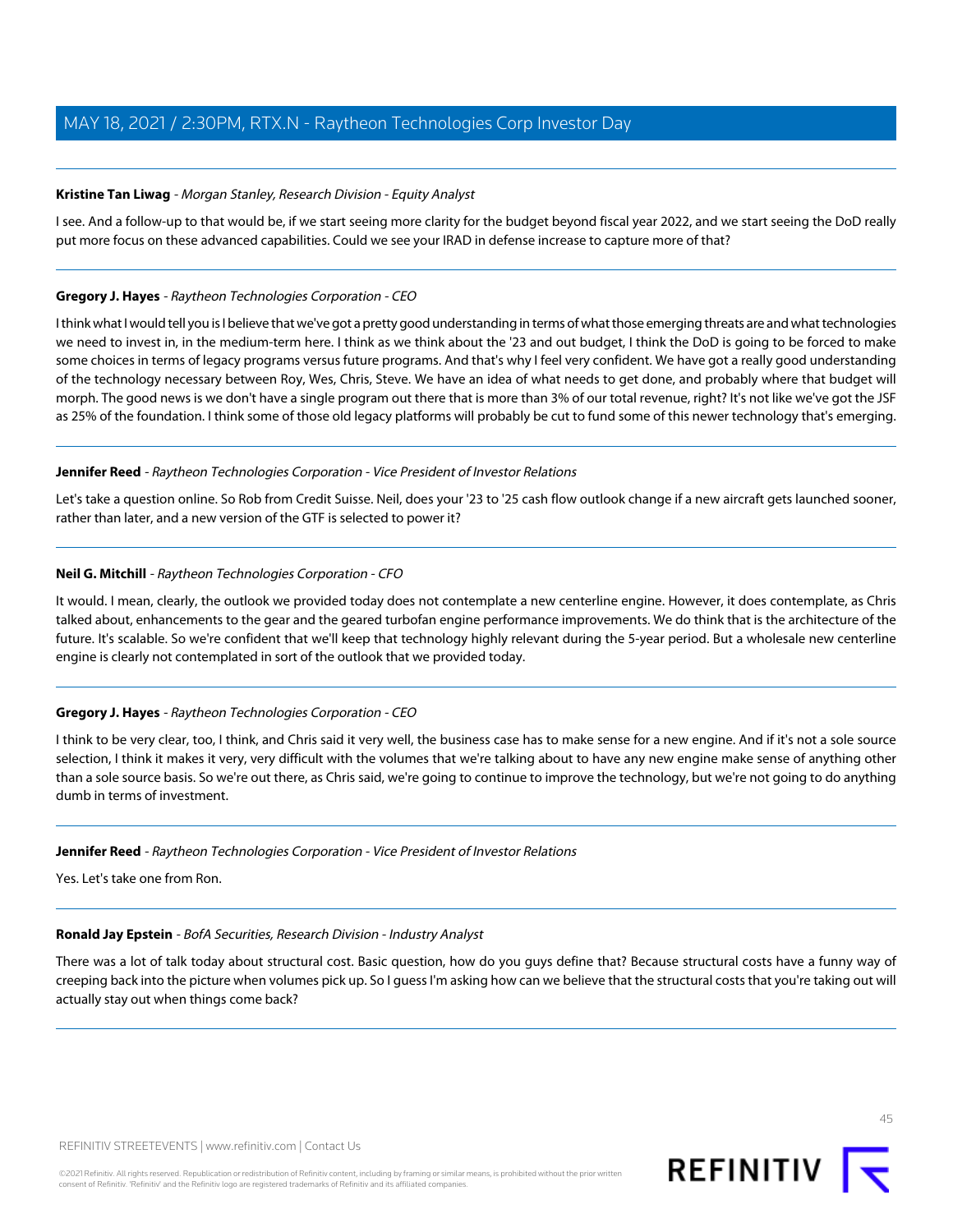**Kristine Tan Liwag** - *Morgan Stanley, Research Division - Equity Analyst*

I see. And a follow-up to that would be, if we start seeing more clarity for the budget beyond fiscal year 2022, and we start seeing the DoD really put more focus on these advanced capabilities. Could we see your IRAD in defense increase to capture more of that?

---

**Gregory J. Hayes** - *Raytheon Technologies Corporation - CEO*

I think what I would tell you is I believe that we've got a pretty good understanding in terms of what those emerging threats are and what technologies we need to invest in, in the medium-term here. I think as we think about the '23 and out budget, I think the DoD is going to be forced to make some choices in terms of legacy programs versus future programs. And that's why I feel very confident. We have got a really good understanding of the technology necessary between Roy, Wes, Chris, Steve. We have an idea of what needs to get done, and probably where that budget will morph. The good news is we don't have a single program out there that is more than 3% of our total revenue, right? It's not like we've got the JSF as 25% of the foundation. I think some of those old legacy platforms will probably be cut to fund some of this newer technology that's emerging.

---

**Jennifer Reed** - *Raytheon Technologies Corporation - Vice President of Investor Relations*

Let's take a question online. So Rob from Credit Suisse. Neil, does your '23 to '25 cash flow outlook change if a new aircraft gets launched sooner, rather than later, and a new version of the GTF is selected to power it?

---

**Neil G. Mitchill** - *Raytheon Technologies Corporation - CFO*

It would. I mean, clearly, the outlook we provided today does not contemplate a new centerline engine. However, it does contemplate, as Chris talked about, enhancements to the gear and the geared turbofan engine performance improvements. We do think that is the architecture of the future. It's scalable. So we're confident that we'll keep that technology highly relevant during the 5-year period. But a wholesale new centerline engine is clearly not contemplated in sort of the outlook that we provided today.

---

**Gregory J. Hayes** - *Raytheon Technologies Corporation - CEO*

I think to be very clear, too, I think, and Chris said it very well, the business case has to make sense for a new engine. And if it's not a sole source selection, I think it makes it very, very difficult with the volumes that we're talking about to have any new engine make sense of anything other than a sole source basis. So we're out there, as Chris said, we're going to continue to improve the technology, but we're not going to do anything dumb in terms of investment.

---

**Jennifer Reed** - *Raytheon Technologies Corporation - Vice President of Investor Relations*

Yes. Let's take one from Ron.

---

**Ronald Jay Epstein** - *BofA Securities, Research Division - Industry Analyst*

There was a lot of talk today about structural cost. Basic question, how do you guys define that? Because structural costs have a funny way of creeping back into the picture when volumes pick up. So I guess I'm asking how can we believe that the structural costs that you're taking out will actually stay out when things come back?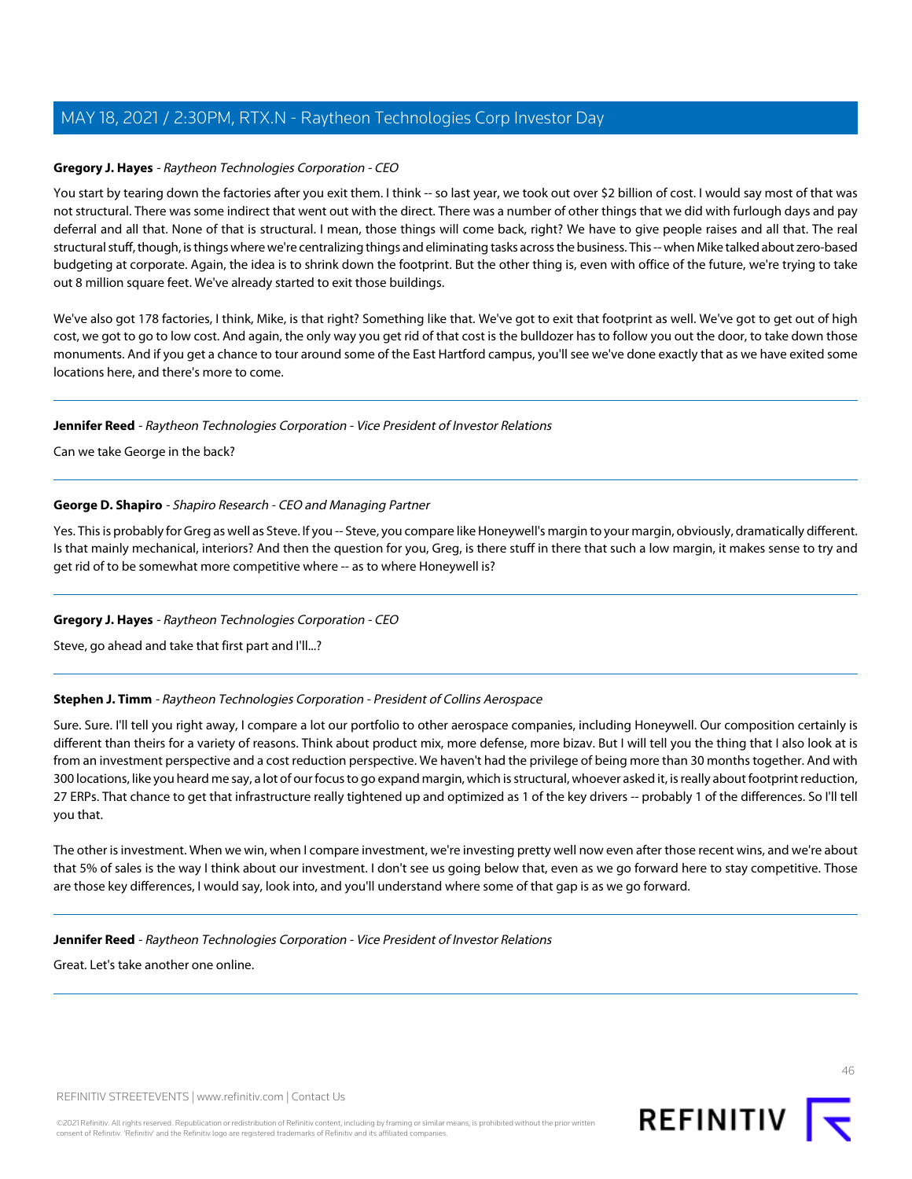**Gregory J. Hayes** - *Raytheon Technologies Corporation - CEO*

You start by tearing down the factories after you exit them. I think -- so last year, we took out over $2 billion of cost. I would say most of that was not structural. There was some indirect that went out with the direct. There was a number of other things that we did with furlough days and pay deferral and all that. None of that is structural. I mean, those things will come back, right? We have to give people raises and all that. The real structural stuff, though, is things where we're centralizing things and eliminating tasks across the business. This -- when Mike talked about zero-based budgeting at corporate. Again, the idea is to shrink down the footprint. But the other thing is, even with office of the future, we're trying to take out 8 million square feet. We've already started to exit those buildings.

We've also got 178 factories, I think, Mike, is that right? Something like that. We've got to exit that footprint as well. We've got to get out of high cost, we got to go to low cost. And again, the only way you get rid of that cost is the bulldozer has to follow you out the door, to take down those monuments. And if you get a chance to tour around some of the East Hartford campus, you'll see we've done exactly that as we have exited some locations here, and there's more to come.

---

**Jennifer Reed** - *Raytheon Technologies Corporation - Vice President of Investor Relations*

Can we take George in the back?

---

**George D. Shapiro** - *Shapiro Research - CEO and Managing Partner*

Yes. This is probably for Greg as well as Steve. If you -- Steve, you compare like Honeywell's margin to your margin, obviously, dramatically different. Is that mainly mechanical, interiors? And then the question for you, Greg, is there stuff in there that such a low margin, it makes sense to try and get rid of to be somewhat more competitive where -- as to where Honeywell is?

---

**Gregory J. Hayes** - *Raytheon Technologies Corporation - CEO*

Steve, go ahead and take that first part and I'll...?

---

**Stephen J. Timm** - *Raytheon Technologies Corporation - President of Collins Aerospace*

Sure. Sure. I'll tell you right away, I compare a lot our portfolio to other aerospace companies, including Honeywell. Our composition certainly is different than theirs for a variety of reasons. Think about product mix, more defense, more bizav. But I will tell you the thing that I also look at is from an investment perspective and a cost reduction perspective. We haven't had the privilege of being more than 30 months together. And with 300 locations, like you heard me say, a lot of our focus to go expand margin, which is structural, whoever asked it, is really about footprint reduction, 27 ERPs. That chance to get that infrastructure really tightened up and optimized as 1 of the key drivers -- probably 1 of the differences. So I'll tell you that.

The other is investment. When we win, when I compare investment, we're investing pretty well now even after those recent wins, and we're about that 5% of sales is the way I think about our investment. I don't see us going below that, even as we go forward here to stay competitive. Those are those key differences, I would say, look into, and you'll understand where some of that gap is as we go forward.

---

**Jennifer Reed** - *Raytheon Technologies Corporation - Vice President of Investor Relations*

Great. Let's take another one online.

---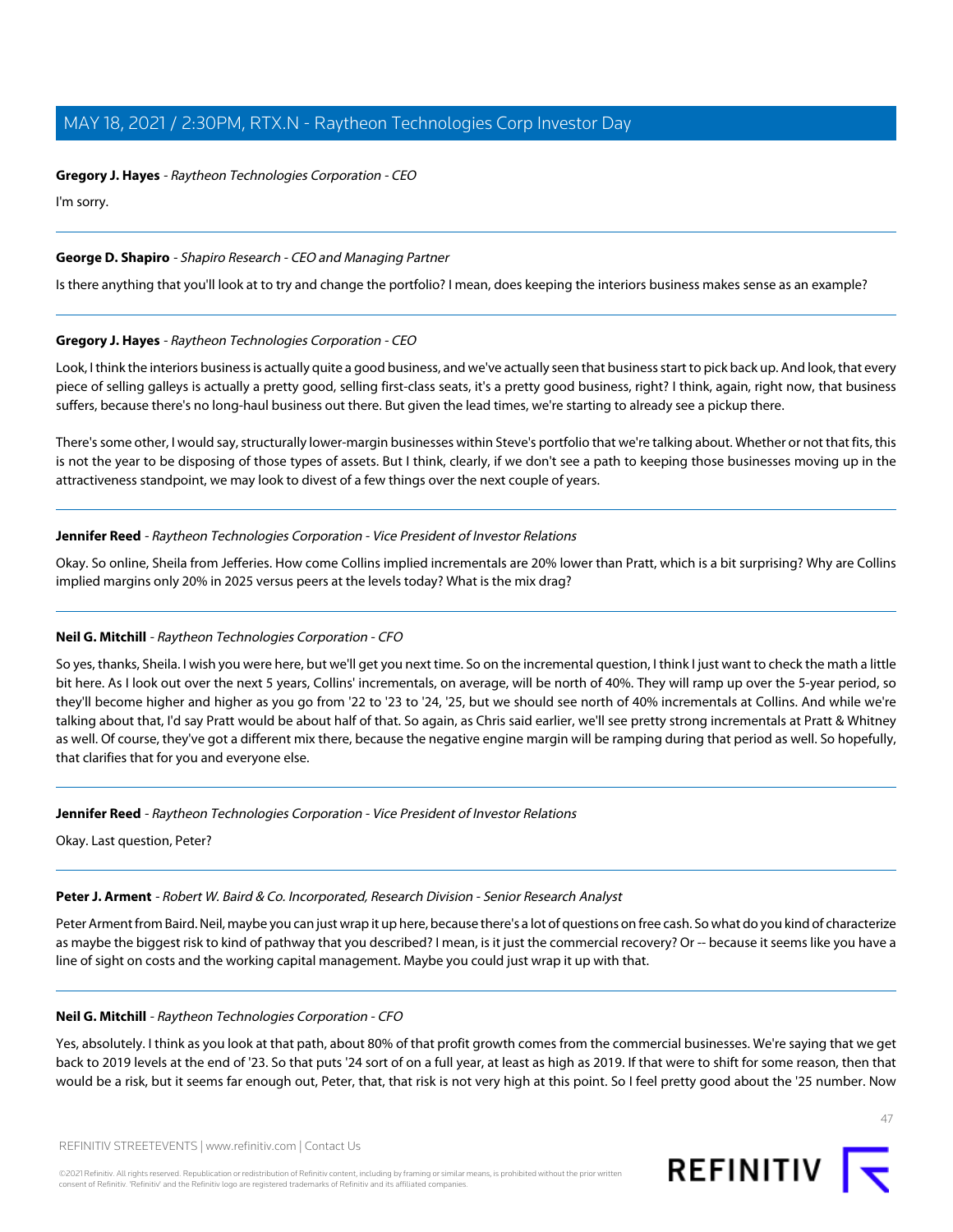**Gregory J. Hayes** - *Raytheon Technologies Corporation - CEO*

I'm sorry.

---

**George D. Shapiro** - *Shapiro Research - CEO and Managing Partner*

Is there anything that you'll look at to try and change the portfolio? I mean, does keeping the interiors business makes sense as an example?

---

**Gregory J. Hayes** - *Raytheon Technologies Corporation - CEO*

Look, I think the interiors business is actually quite a good business, and we've actually seen that business start to pick back up. And look, that every piece of selling galleys is actually a pretty good, selling first-class seats, it's a pretty good business, right? I think, again, right now, that business suffers, because there's no long-haul business out there. But given the lead times, we're starting to already see a pickup there.

There's some other, I would say, structurally lower-margin businesses within Steve's portfolio that we're talking about. Whether or not that fits, this is not the year to be disposing of those types of assets. But I think, clearly, if we don't see a path to keeping those businesses moving up in the attractiveness standpoint, we may look to divest of a few things over the next couple of years.

---

**Jennifer Reed** - *Raytheon Technologies Corporation - Vice President of Investor Relations*

Okay. So online, Sheila from Jefferies. How come Collins implied incrementals are 20% lower than Pratt, which is a bit surprising? Why are Collins implied margins only 20% in 2025 versus peers at the levels today? What is the mix drag?

---

**Neil G. Mitchill** - *Raytheon Technologies Corporation - CFO*

So yes, thanks, Sheila. I wish you were here, but we'll get you next time. So on the incremental question, I think I just want to check the math a little bit here. As I look out over the next 5 years, Collins' incrementals, on average, will be north of 40%. They will ramp up over the 5-year period, so they'll become higher and higher as you go from '22 to '23 to '24, '25, but we should see north of 40% incrementals at Collins. And while we're talking about that, I'd say Pratt would be about half of that. So again, as Chris said earlier, we'll see pretty strong incrementals at Pratt & Whitney as well. Of course, they've got a different mix there, because the negative engine margin will be ramping during that period as well. So hopefully, that clarifies that for you and everyone else.

---

**Jennifer Reed** - *Raytheon Technologies Corporation - Vice President of Investor Relations*

Okay. Last question, Peter?

---

**Peter J. Arment** - *Robert W. Baird & Co. Incorporated, Research Division - Senior Research Analyst*

Peter Arment from Baird. Neil, maybe you can just wrap it up here, because there's a lot of questions on free cash. So what do you kind of characterize as maybe the biggest risk to kind of pathway that you described? I mean, is it just the commercial recovery? Or -- because it seems like you have a line of sight on costs and the working capital management. Maybe you could just wrap it up with that.

---

**Neil G. Mitchill** - *Raytheon Technologies Corporation - CFO*

Yes, absolutely. I think as you look at that path, about 80% of that profit growth comes from the commercial businesses. We're saying that we get back to 2019 levels at the end of '23. So that puts '24 sort of on a full year, at least as high as 2019. If that were to shift for some reason, then that would be a risk, but it seems far enough out, Peter, that, that risk is not very high at this point. So I feel pretty good about the '25 number. Now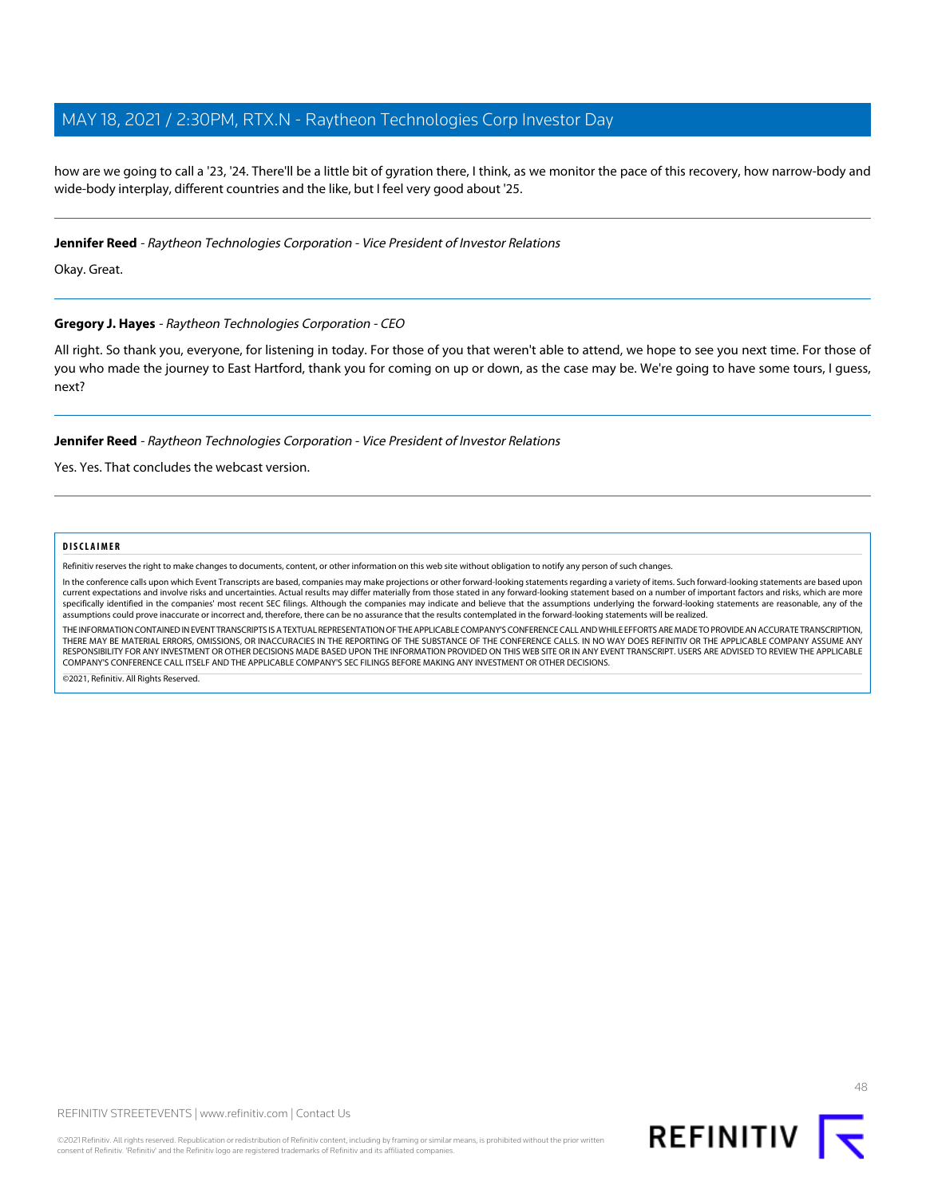how are we going to call a '23, '24. There'll be a little bit of gyration there, I think, as we monitor the pace of this recovery, how narrow-body and wide-body interplay, different countries and the like, but I feel very good about '25.

---

**Jennifer Reed** - *Raytheon Technologies Corporation - Vice President of Investor Relations*

Okay. Great.

---

**Gregory J. Hayes** - *Raytheon Technologies Corporation - CEO*

All right. So thank you, everyone, for listening in today. For those of you that weren't able to attend, we hope to see you next time. For those of you who made the journey to East Hartford, thank you for coming on up or down, as the case may be. We're going to have some tours, I guess, next?

---

**Jennifer Reed** - *Raytheon Technologies Corporation - Vice President of Investor Relations*

Yes. Yes. That concludes the webcast version.

---

**DISCLAIMER**

Refinitiv reserves the right to make changes to documents, content, or other information on this web site without obligation to notify any person of such changes.

In the conference calls upon which Event Transcripts are based, companies may make projections or other forward-looking statements regarding a variety of items. Such forward-looking statements are based upon current expectations and involve risks and uncertainties. Actual results may differ materially from those stated in any forward-looking statement based on a number of important factors and risks, which are more specifically identified in the companies' most recent SEC filings. Although the companies may indicate and believe that the assumptions underlying the forward-looking statements are reasonable, any of the assumptions could prove inaccurate or incorrect and, therefore, there can be no assurance that the results contemplated in the forward-looking statements will be realized.

THE INFORMATION CONTAINED IN EVENT TRANSCRIPTS IS A TEXTUAL REPRESENTATION OF THE APPLICABLE COMPANY'S CONFERENCE CALL AND WHILE EFFORTS ARE MADE TO PROVIDE AN ACCURATE TRANSCRIPTION, THERE MAY BE MATERIAL ERRORS, OMISSIONS, OR INACCURACIES IN THE REPORTING OF THE SUBSTANCE OF THE CONFERENCE CALLS. IN NO WAY DOES REFINITIV OR THE APPLICABLE COMPANY ASSUME ANY RESPONSIBILITY FOR ANY INVESTMENT OR OTHER DECISIONS MADE BASED UPON THE INFORMATION PROVIDED ON THIS WEB SITE OR IN ANY EVENT TRANSCRIPT. USERS ARE ADVISED TO REVIEW THE APPLICABLE COMPANY'S CONFERENCE CALL ITSELF AND THE APPLICABLE COMPANY'S SEC FILINGS BEFORE MAKING ANY INVESTMENT OR OTHER DECISIONS.

©2021, Refinitiv. All Rights Reserved.